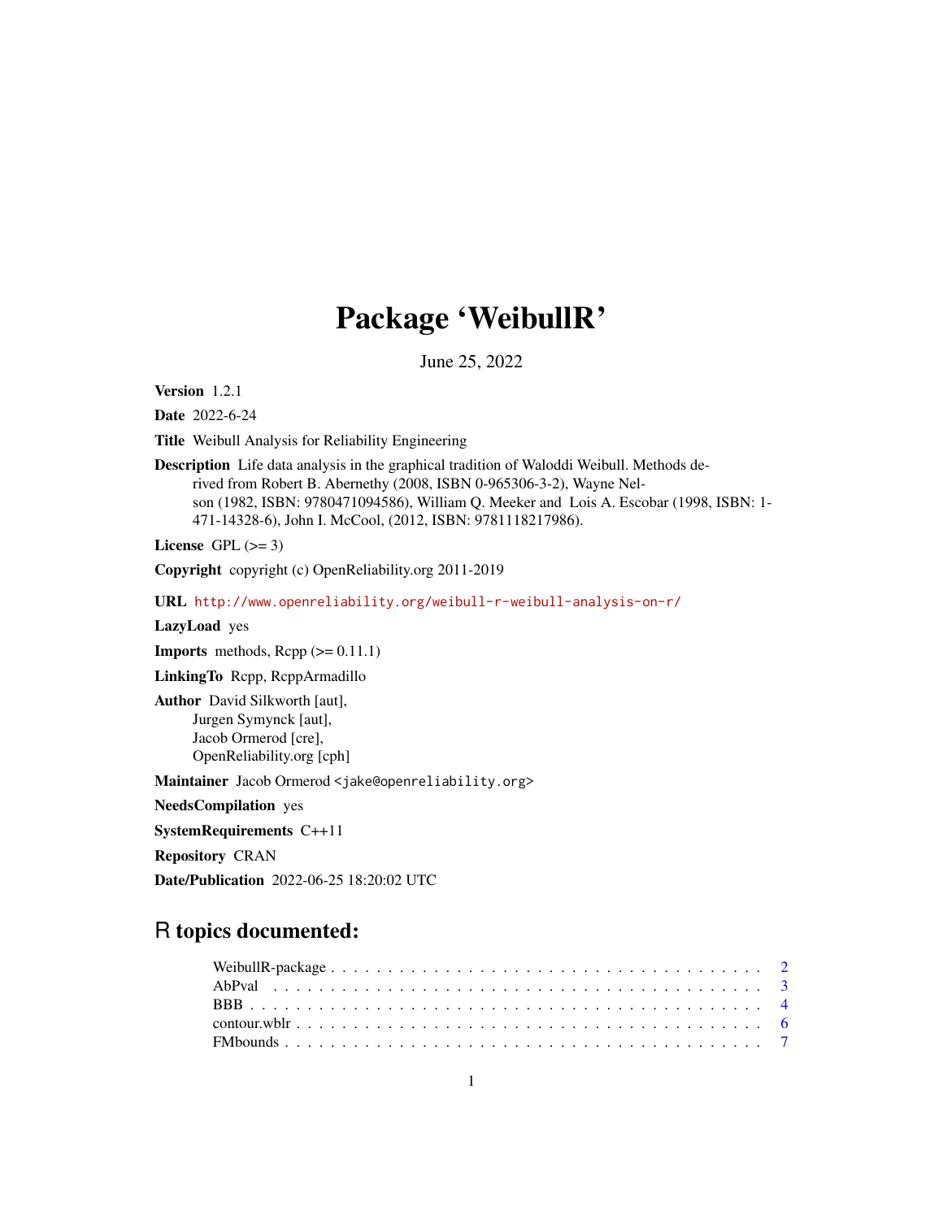# Package 'WeibullR'

June 25, 2022

**Version** 1.2.1

**Date** 2022-6-24

**Title** Weibull Analysis for Reliability Engineering

**Description** Life data analysis in the graphical tradition of Waloddi Weibull. Methods derived from Robert B. Abernethy (2008, ISBN 0-965306-3-2), Wayne Nelson (1982, ISBN: 9780471094586), William Q. Meeker and Lois A. Escobar (1998, ISBN: 1-471-14328-6), John I. McCool, (2012, ISBN: 9781118217986).

**License** GPL (>= 3)

**Copyright** copyright (c) OpenReliability.org 2011-2019

**URL** http://www.openreliability.org/weibull-r-weibull-analysis-on-r/

**LazyLoad** yes

**Imports** methods, Rcpp (>= 0.11.1)

**LinkingTo** Rcpp, RcppArmadillo

**Author** David Silkworth [aut],
Jurgen Symynck [aut],
Jacob Ormerod [cre],
OpenReliability.org [cph]

**Maintainer** Jacob Ormerod <jake@openreliability.org>

**NeedsCompilation** yes

**SystemRequirements** C++11

**Repository** CRAN

**Date/Publication** 2022-06-25 18:20:02 UTC

## R topics documented:

WeibullR-package . . . . . . . . . . . . . . . . . . . . . . . . . . . . . . . . . . . . 2
AbPval . . . . . . . . . . . . . . . . . . . . . . . . . . . . . . . . . . . . . . . . . . . 3
BBB . . . . . . . . . . . . . . . . . . . . . . . . . . . . . . . . . . . . . . . . . . . . 4
contour.wblr . . . . . . . . . . . . . . . . . . . . . . . . . . . . . . . . . . . . . . . 6
FMbounds . . . . . . . . . . . . . . . . . . . . . . . . . . . . . . . . . . . . . . . . . 7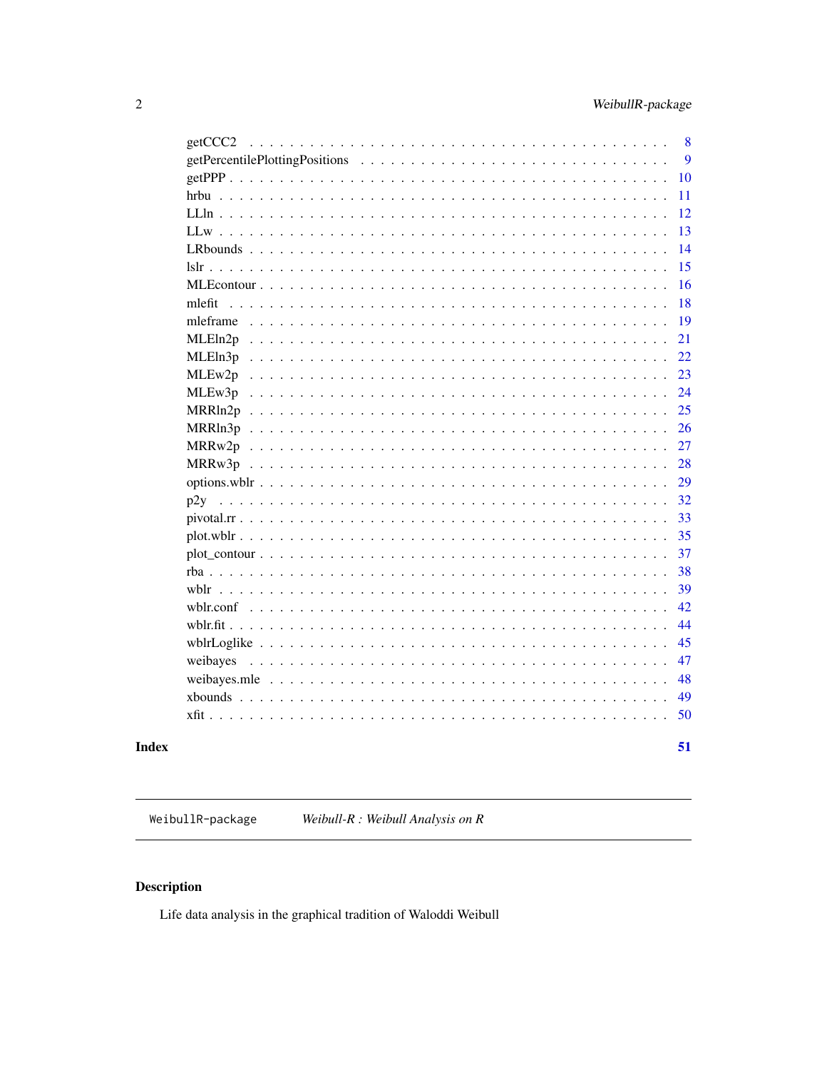getCCC2 . . . . . . . . . . . . . . . . . . . . . . . . . . . . . . . . . . . . . . . . 8
getPercentilePlottingPositions . . . . . . . . . . . . . . . . . . . . . . . . . . . . . 9
getPPP . . . . . . . . . . . . . . . . . . . . . . . . . . . . . . . . . . . . . . . . . 10
hrbu . . . . . . . . . . . . . . . . . . . . . . . . . . . . . . . . . . . . . . . . . . 11
LLln . . . . . . . . . . . . . . . . . . . . . . . . . . . . . . . . . . . . . . . . . . 12
LLw . . . . . . . . . . . . . . . . . . . . . . . . . . . . . . . . . . . . . . . . . . . 13
LRbounds . . . . . . . . . . . . . . . . . . . . . . . . . . . . . . . . . . . . . . . . 14
lslr . . . . . . . . . . . . . . . . . . . . . . . . . . . . . . . . . . . . . . . . . . . 15
MLEcontour . . . . . . . . . . . . . . . . . . . . . . . . . . . . . . . . . . . . . . . 16
mlefit . . . . . . . . . . . . . . . . . . . . . . . . . . . . . . . . . . . . . . . . . . 18
mleframe . . . . . . . . . . . . . . . . . . . . . . . . . . . . . . . . . . . . . . . . 19
MLEln2p . . . . . . . . . . . . . . . . . . . . . . . . . . . . . . . . . . . . . . . . . 21
MLEln3p . . . . . . . . . . . . . . . . . . . . . . . . . . . . . . . . . . . . . . . . . 22
MLEw2p . . . . . . . . . . . . . . . . . . . . . . . . . . . . . . . . . . . . . . . . . 23
MLEw3p . . . . . . . . . . . . . . . . . . . . . . . . . . . . . . . . . . . . . . . . . 24
MRRln2p . . . . . . . . . . . . . . . . . . . . . . . . . . . . . . . . . . . . . . . . . 25
MRRln3p . . . . . . . . . . . . . . . . . . . . . . . . . . . . . . . . . . . . . . . . . 26
MRRw2p . . . . . . . . . . . . . . . . . . . . . . . . . . . . . . . . . . . . . . . . . 27
MRRw3p . . . . . . . . . . . . . . . . . . . . . . . . . . . . . . . . . . . . . . . . . 28
options.wblr . . . . . . . . . . . . . . . . . . . . . . . . . . . . . . . . . . . . . . . 29
p2y . . . . . . . . . . . . . . . . . . . . . . . . . . . . . . . . . . . . . . . . . . . 32
pivotal.rr . . . . . . . . . . . . . . . . . . . . . . . . . . . . . . . . . . . . . . . . 33
plot.wblr . . . . . . . . . . . . . . . . . . . . . . . . . . . . . . . . . . . . . . . . 35
plot_contour . . . . . . . . . . . . . . . . . . . . . . . . . . . . . . . . . . . . . . 37
rba . . . . . . . . . . . . . . . . . . . . . . . . . . . . . . . . . . . . . . . . . . . 38
wblr . . . . . . . . . . . . . . . . . . . . . . . . . . . . . . . . . . . . . . . . . . . 39
wblr.conf . . . . . . . . . . . . . . . . . . . . . . . . . . . . . . . . . . . . . . . . 42
wblr.fit . . . . . . . . . . . . . . . . . . . . . . . . . . . . . . . . . . . . . . . . . 44
wblrLoglike . . . . . . . . . . . . . . . . . . . . . . . . . . . . . . . . . . . . . . . 45
weibayes . . . . . . . . . . . . . . . . . . . . . . . . . . . . . . . . . . . . . . . . . 47
weibayes.mle . . . . . . . . . . . . . . . . . . . . . . . . . . . . . . . . . . . . . . 48
xbounds . . . . . . . . . . . . . . . . . . . . . . . . . . . . . . . . . . . . . . . . . 49
xfit . . . . . . . . . . . . . . . . . . . . . . . . . . . . . . . . . . . . . . . . . . . 50

**Index** **51**

---

`WeibullR-package` *Weibull-R : Weibull Analysis on R*

---

## Description

Life data analysis in the graphical tradition of Waloddi Weibull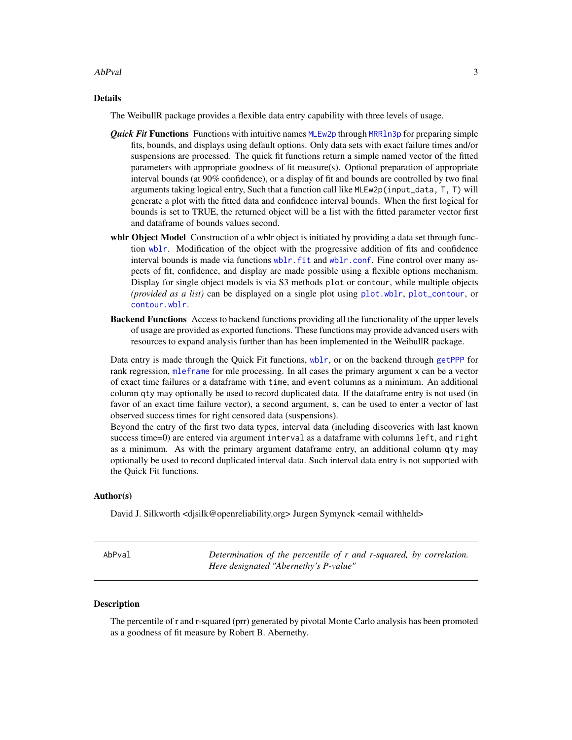## Details

The WeibullR package provides a flexible data entry capability with three levels of usage.

***Quick Fit* Functions** Functions with intuitive names MLEw2p through MRRln3p for preparing simple fits, bounds, and displays using default options. Only data sets with exact failure times and/or suspensions are processed. The quick fit functions return a simple named vector of the fitted parameters with appropriate goodness of fit measure(s). Optional preparation of appropriate interval bounds (at 90% confidence), or a display of fit and bounds are controlled by two final arguments taking logical entry, Such that a function call like `MLEw2p(input_data, T, T)` will generate a plot with the fitted data and confidence interval bounds. When the first logical for bounds is set to TRUE, the returned object will be a list with the fitted parameter vector first and dataframe of bounds values second.

**wblr Object Model** Construction of a wblr object is initiated by providing a data set through function wblr. Modification of the object with the progressive addition of fits and confidence interval bounds is made via functions wblr.fit and wblr.conf. Fine control over many aspects of fit, confidence, and display are made possible using a flexible options mechanism. Display for single object models is via S3 methods `plot` or `contour`, while multiple objects *(provided as a list)* can be displayed on a single plot using plot.wblr, plot_contour, or contour.wblr.

**Backend Functions** Access to backend functions providing all the functionality of the upper levels of usage are provided as exported functions. These functions may provide advanced users with resources to expand analysis further than has been implemented in the WeibullR package.

Data entry is made through the Quick Fit functions, wblr, or on the backend through getPPP for rank regression, mleframe for mle processing. In all cases the primary argument `x` can be a vector of exact time failures or a dataframe with `time`, and `event` columns as a minimum. An additional column `qty` may optionally be used to record duplicated data. If the dataframe entry is not used (in favor of an exact time failure vector), a second argument, `s`, can be used to enter a vector of last observed success times for right censored data (suspensions).
Beyond the entry of the first two data types, interval data (including discoveries with last known success time=0) are entered via argument `interval` as a dataframe with columns `left`, and `right` as a minimum. As with the primary argument dataframe entry, an additional column `qty` may optionally be used to record duplicated interval data. Such interval data entry is not supported with the Quick Fit functions.

## Author(s)

David J. Silkworth <djsilk@openreliability.org> Jurgen Symynck <email withheld>

---

# AbPval — *Determination of the percentile of r and r-squared, by correlation. Here designated "Abernethy's P-value"*

## Description

The percentile of r and r-squared (prr) generated by pivotal Monte Carlo analysis has been promoted as a goodness of fit measure by Robert B. Abernethy.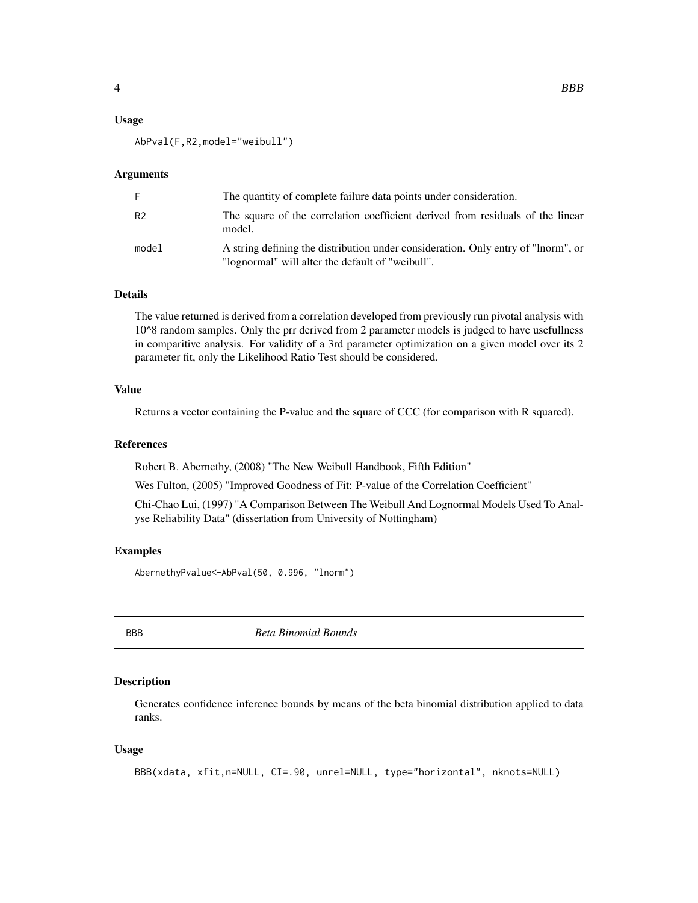### Usage

```
AbPval(F,R2,model="weibull")
```

### Arguments

| | |
|---|---|
| F | The quantity of complete failure data points under consideration. |
| R2 | The square of the correlation coefficient derived from residuals of the linear model. |
| model | A string defining the distribution under consideration. Only entry of "lnorm", or "lognormal" will alter the default of "weibull". |

### Details

The value returned is derived from a correlation developed from previously run pivotal analysis with 10^8 random samples. Only the prr derived from 2 parameter models is judged to have usefullness in comparitive analysis. For validity of a 3rd parameter optimization on a given model over its 2 parameter fit, only the Likelihood Ratio Test should be considered.

### Value

Returns a vector containing the P-value and the square of CCC (for comparison with R squared).

### References

Robert B. Abernethy, (2008) "The New Weibull Handbook, Fifth Edition"

Wes Fulton, (2005) "Improved Goodness of Fit: P-value of the Correlation Coefficient"

Chi-Chao Lui, (1997) "A Comparison Between The Weibull And Lognormal Models Used To Analyse Reliability Data" (dissertation from University of Nottingham)

### Examples

```
AbernethyPvalue<-AbPval(50, 0.996, "lnorm")
```

---

## BBB *Beta Binomial Bounds*

### Description

Generates confidence inference bounds by means of the beta binomial distribution applied to data ranks.

### Usage

```
BBB(xdata, xfit,n=NULL, CI=.90, unrel=NULL, type="horizontal", nknots=NULL)
```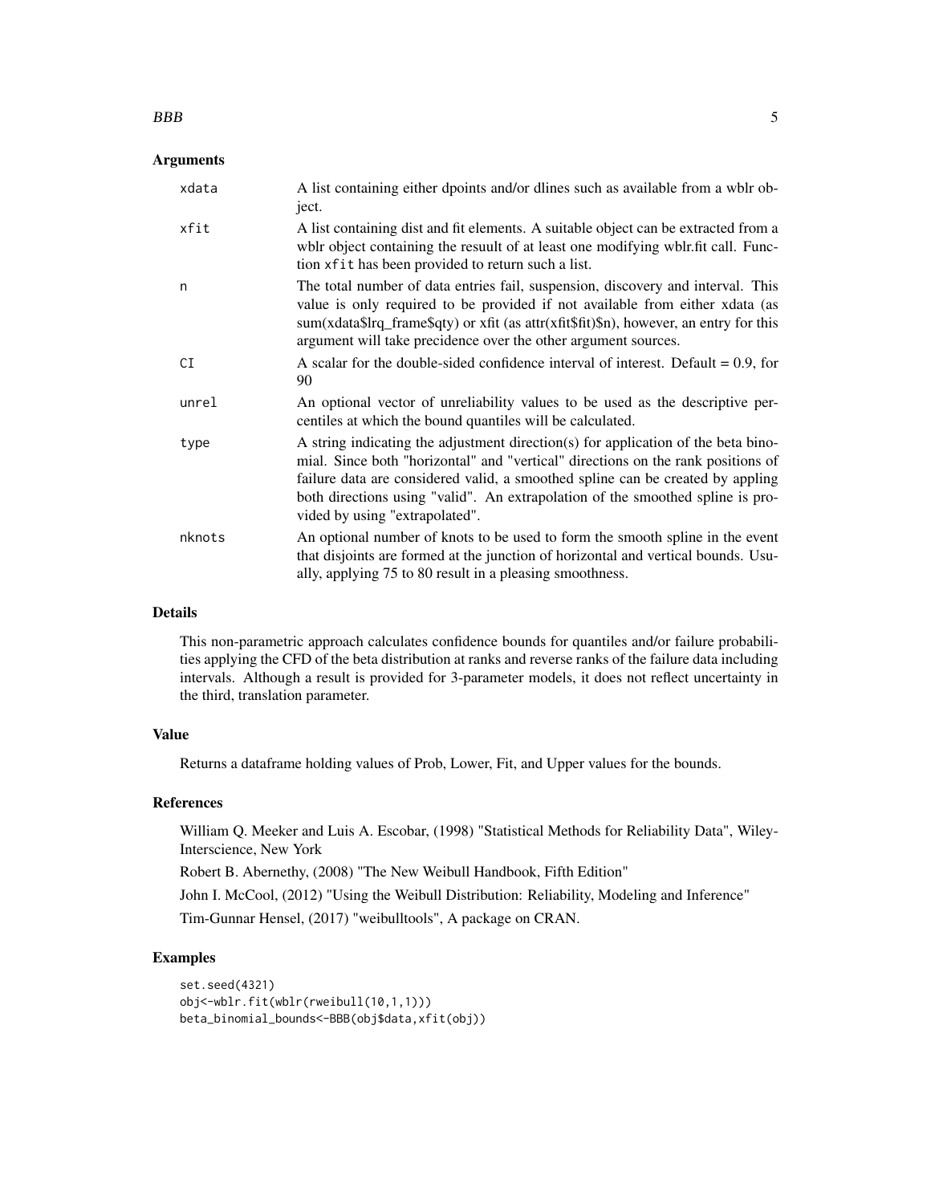### Arguments

| | |
|---|---|
| xdata | A list containing either dpoints and/or dlines such as available from a wblr object. |
| xfit | A list containing dist and fit elements. A suitable object can be extracted from a wblr object containing the resuult of at least one modifying wblr.fit call. Function xfit has been provided to return such a list. |
| n | The total number of data entries fail, suspension, discovery and interval. This value is only required to be provided if not available from either xdata (as sum(xdata$lrq_frame$qty) or xfit (as attr(xfit$fit)$n), however, an entry for this argument will take precidence over the other argument sources. |
| CI | A scalar for the double-sided confidence interval of interest. Default = 0.9, for 90 |
| unrel | An optional vector of unreliability values to be used as the descriptive percentiles at which the bound quantiles will be calculated. |
| type | A string indicating the adjustment direction(s) for application of the beta binomial. Since both "horizontal" and "vertical" directions on the rank positions of failure data are considered valid, a smoothed spline can be created by appling both directions using "valid". An extrapolation of the smoothed spline is provided by using "extrapolated". |
| nknots | An optional number of knots to be used to form the smooth spline in the event that disjoints are formed at the junction of horizontal and vertical bounds. Usually, applying 75 to 80 result in a pleasing smoothness. |

### Details

This non-parametric approach calculates confidence bounds for quantiles and/or failure probabilities applying the CFD of the beta distribution at ranks and reverse ranks of the failure data including intervals. Although a result is provided for 3-parameter models, it does not reflect uncertainty in the third, translation parameter.

### Value

Returns a dataframe holding values of Prob, Lower, Fit, and Upper values for the bounds.

### References

William Q. Meeker and Luis A. Escobar, (1998) "Statistical Methods for Reliability Data", Wiley-Interscience, New York

Robert B. Abernethy, (2008) "The New Weibull Handbook, Fifth Edition"

John I. McCool, (2012) "Using the Weibull Distribution: Reliability, Modeling and Inference"

Tim-Gunnar Hensel, (2017) "weibulltools", A package on CRAN.

### Examples

```
set.seed(4321)
obj<-wblr.fit(wblr(rweibull(10,1,1)))
beta_binomial_bounds<-BBB(obj$data,xfit(obj))
```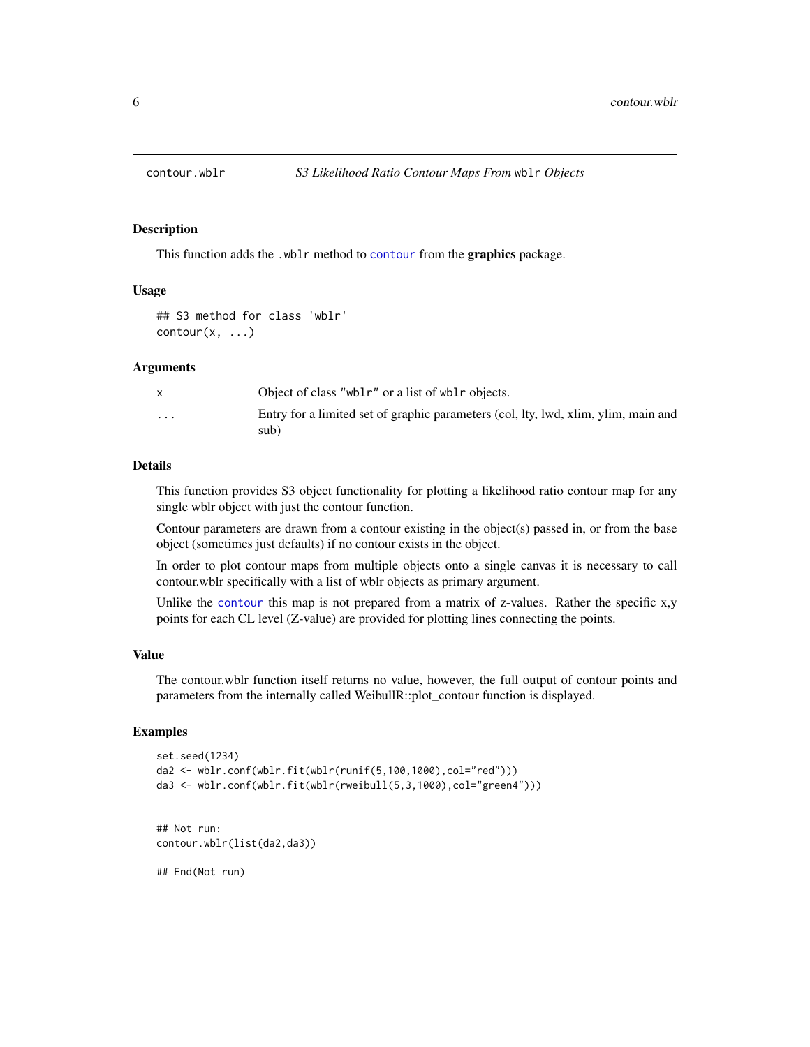contour.wblr — *S3 Likelihood Ratio Contour Maps From* `wblr` *Objects*

## Description

This function adds the `.wblr` method to `contour` from the **graphics** package.

## Usage

```
## S3 method for class 'wblr'
contour(x, ...)
```

## Arguments

| | |
|---|---|
| x | Object of class "wblr" or a list of wblr objects. |
| ... | Entry for a limited set of graphic parameters (col, lty, lwd, xlim, ylim, main and sub) |

## Details

This function provides S3 object functionality for plotting a likelihood ratio contour map for any single wblr object with just the contour function.

Contour parameters are drawn from a contour existing in the object(s) passed in, or from the base object (sometimes just defaults) if no contour exists in the object.

In order to plot contour maps from multiple objects onto a single canvas it is necessary to call contour.wblr specifically with a list of wblr objects as primary argument.

Unlike the `contour` this map is not prepared from a matrix of z-values. Rather the specific x,y points for each CL level (Z-value) are provided for plotting lines connecting the points.

## Value

The contour.wblr function itself returns no value, however, the full output of contour points and parameters from the internally called WeibullR::plot_contour function is displayed.

## Examples

```
set.seed(1234)
da2 <- wblr.conf(wblr.fit(wblr(runif(5,100,1000),col="red")))
da3 <- wblr.conf(wblr.fit(wblr(rweibull(5,3,1000),col="green4")))


## Not run:
contour.wblr(list(da2,da3))

## End(Not run)
```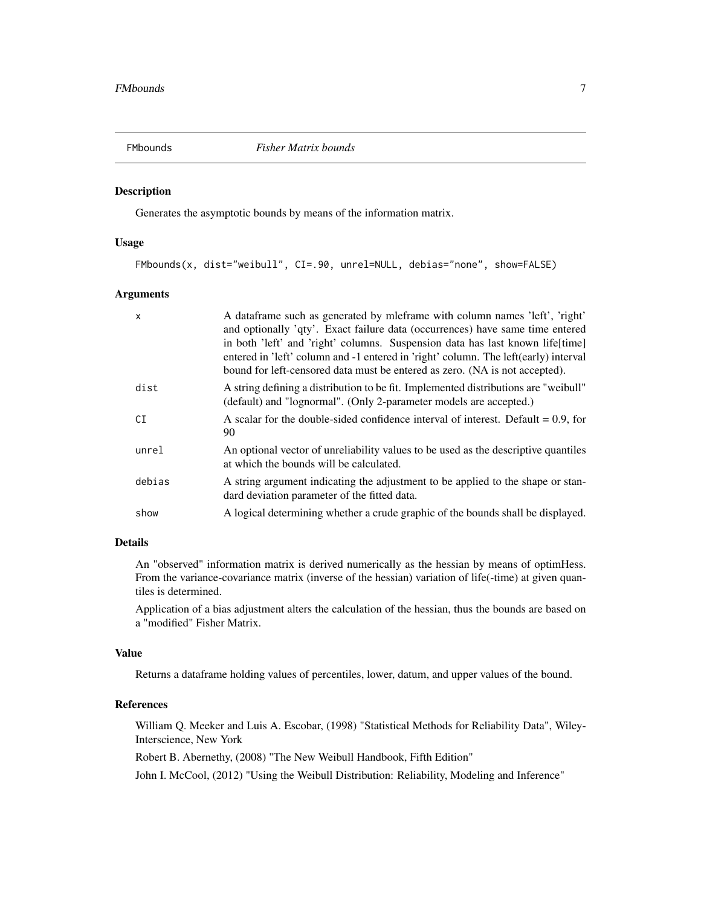FMbounds *Fisher Matrix bounds*

## Description

Generates the asymptotic bounds by means of the information matrix.

## Usage

```
FMbounds(x, dist="weibull", CI=.90, unrel=NULL, debias="none", show=FALSE)
```

## Arguments

| | |
|---|---|
| x | A dataframe such as generated by mleframe with column names 'left', 'right' and optionally 'qty'. Exact failure data (occurrences) have same time entered in both 'left' and 'right' columns. Suspension data has last known life[time] entered in 'left' column and -1 entered in 'right' column. The left(early) interval bound for left-censored data must be entered as zero. (NA is not accepted). |
| dist | A string defining a distribution to be fit. Implemented distributions are "weibull" (default) and "lognormal". (Only 2-parameter models are accepted.) |
| CI | A scalar for the double-sided confidence interval of interest. Default = 0.9, for 90 |
| unrel | An optional vector of unreliability values to be used as the descriptive quantiles at which the bounds will be calculated. |
| debias | A string argument indicating the adjustment to be applied to the shape or standard deviation parameter of the fitted data. |
| show | A logical determining whether a crude graphic of the bounds shall be displayed. |

## Details

An "observed" information matrix is derived numerically as the hessian by means of optimHess. From the variance-covariance matrix (inverse of the hessian) variation of life(-time) at given quantiles is determined.

Application of a bias adjustment alters the calculation of the hessian, thus the bounds are based on a "modified" Fisher Matrix.

## Value

Returns a dataframe holding values of percentiles, lower, datum, and upper values of the bound.

## References

William Q. Meeker and Luis A. Escobar, (1998) "Statistical Methods for Reliability Data", Wiley-Interscience, New York

Robert B. Abernethy, (2008) "The New Weibull Handbook, Fifth Edition"

John I. McCool, (2012) "Using the Weibull Distribution: Reliability, Modeling and Inference"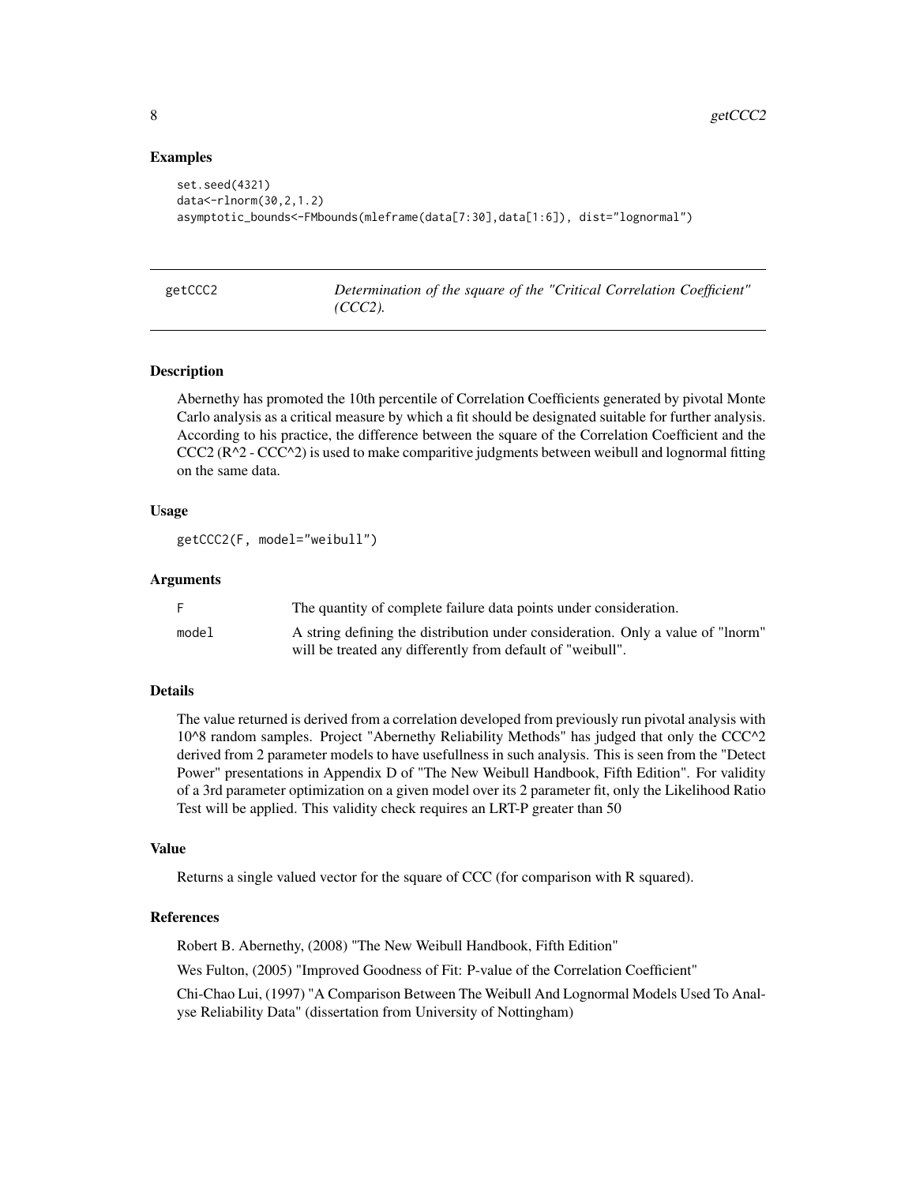## Examples

```
set.seed(4321)
data<-rlnorm(30,2,1.2)
asymptotic_bounds<-FMbounds(mleframe(data[7:30],data[1:6]), dist="lognormal")
```

---

# getCCC2 — *Determination of the square of the "Critical Correlation Coefficient" (CCC2).*

---

### Description

Abernethy has promoted the 10th percentile of Correlation Coefficients generated by pivotal Monte Carlo analysis as a critical measure by which a fit should be designated suitable for further analysis. According to his practice, the difference between the square of the Correlation Coefficient and the CCC2 (R^2 - CCC^2) is used to make comparitive judgments between weibull and lognormal fitting on the same data.

### Usage

```
getCCC2(F, model="weibull")
```

### Arguments

| | |
|---|---|
| F | The quantity of complete failure data points under consideration. |
| model | A string defining the distribution under consideration. Only a value of "lnorm" will be treated any differently from default of "weibull". |

### Details

The value returned is derived from a correlation developed from previously run pivotal analysis with 10^8 random samples. Project "Abernethy Reliability Methods" has judged that only the CCC^2 derived from 2 parameter models to have usefullness in such analysis. This is seen from the "Detect Power" presentations in Appendix D of "The New Weibull Handbook, Fifth Edition". For validity of a 3rd parameter optimization on a given model over its 2 parameter fit, only the Likelihood Ratio Test will be applied. This validity check requires an LRT-P greater than 50

### Value

Returns a single valued vector for the square of CCC (for comparison with R squared).

### References

Robert B. Abernethy, (2008) "The New Weibull Handbook, Fifth Edition"

Wes Fulton, (2005) "Improved Goodness of Fit: P-value of the Correlation Coefficient"

Chi-Chao Lui, (1997) "A Comparison Between The Weibull And Lognormal Models Used To Analyse Reliability Data" (dissertation from University of Nottingham)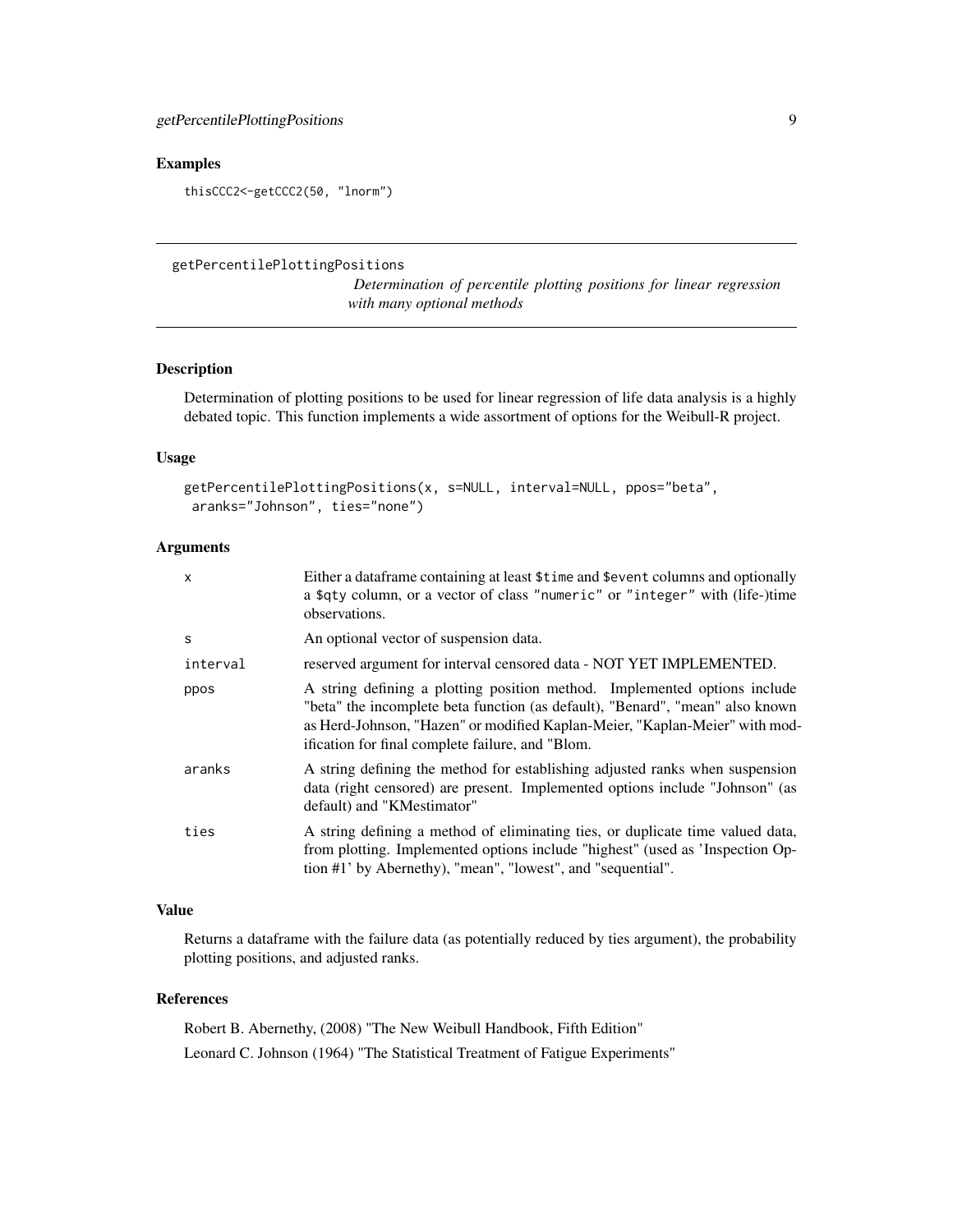## Examples

```
thisCCC2<-getCCC2(50, "lnorm")
```

---

getPercentilePlottingPositions

*Determination of percentile plotting positions for linear regression with many optional methods*

---

## Description

Determination of plotting positions to be used for linear regression of life data analysis is a highly debated topic. This function implements a wide assortment of options for the Weibull-R project.

## Usage

```
getPercentilePlottingPositions(x, s=NULL, interval=NULL, ppos="beta",
 aranks="Johnson", ties="none")
```

## Arguments

| | |
|---|---|
| x | Either a dataframe containing at least $time and $event columns and optionally a $qty column, or a vector of class "numeric" or "integer" with (life-)time observations. |
| s | An optional vector of suspension data. |
| interval | reserved argument for interval censored data - NOT YET IMPLEMENTED. |
| ppos | A string defining a plotting position method. Implemented options include "beta" the incomplete beta function (as default), "Benard", "mean" also known as Herd-Johnson, "Hazen" or modified Kaplan-Meier, "Kaplan-Meier" with modification for final complete failure, and "Blom. |
| aranks | A string defining the method for establishing adjusted ranks when suspension data (right censored) are present. Implemented options include "Johnson" (as default) and "KMestimator" |
| ties | A string defining a method of eliminating ties, or duplicate time valued data, from plotting. Implemented options include "highest" (used as 'Inspection Option #1' by Abernethy), "mean", "lowest", and "sequential". |

## Value

Returns a dataframe with the failure data (as potentially reduced by ties argument), the probability plotting positions, and adjusted ranks.

## References

Robert B. Abernethy, (2008) "The New Weibull Handbook, Fifth Edition"

Leonard C. Johnson (1964) "The Statistical Treatment of Fatigue Experiments"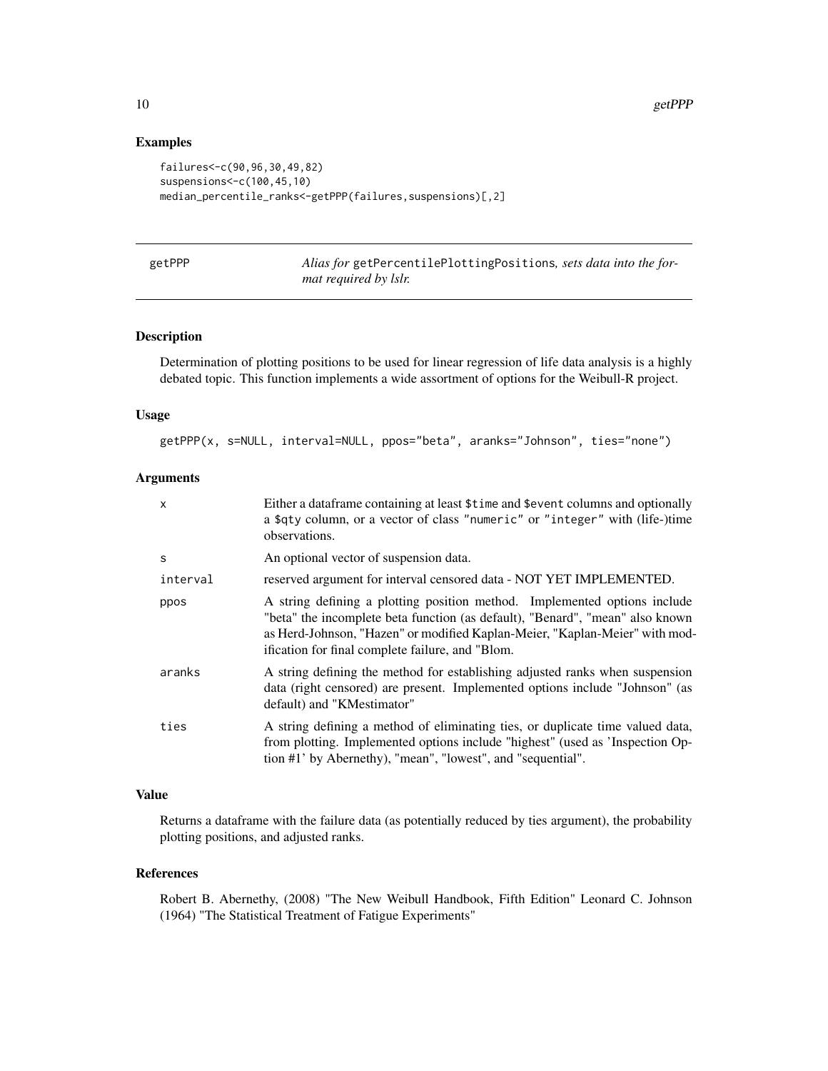## Examples

```
failures<-c(90,96,30,49,82)
suspensions<-c(100,45,10)
median_percentile_ranks<-getPPP(failures,suspensions)[,2]
```

---

getPPP *Alias for* getPercentilePlottingPositions*, sets data into the format required by lslr.*

---

## Description

Determination of plotting positions to be used for linear regression of life data analysis is a highly debated topic. This function implements a wide assortment of options for the Weibull-R project.

## Usage

```
getPPP(x, s=NULL, interval=NULL, ppos="beta", aranks="Johnson", ties="none")
```

## Arguments

| | |
|---|---|
| x | Either a dataframe containing at least $time and $event columns and optionally a $qty column, or a vector of class "numeric" or "integer" with (life-)time observations. |
| s | An optional vector of suspension data. |
| interval | reserved argument for interval censored data - NOT YET IMPLEMENTED. |
| ppos | A string defining a plotting position method. Implemented options include "beta" the incomplete beta function (as default), "Benard", "mean" also known as Herd-Johnson, "Hazen" or modified Kaplan-Meier, "Kaplan-Meier" with modification for final complete failure, and "Blom. |
| aranks | A string defining the method for establishing adjusted ranks when suspension data (right censored) are present. Implemented options include "Johnson" (as default) and "KMestimator" |
| ties | A string defining a method of eliminating ties, or duplicate time valued data, from plotting. Implemented options include "highest" (used as 'Inspection Option #1' by Abernethy), "mean", "lowest", and "sequential". |

## Value

Returns a dataframe with the failure data (as potentially reduced by ties argument), the probability plotting positions, and adjusted ranks.

## References

Robert B. Abernethy, (2008) "The New Weibull Handbook, Fifth Edition" Leonard C. Johnson (1964) "The Statistical Treatment of Fatigue Experiments"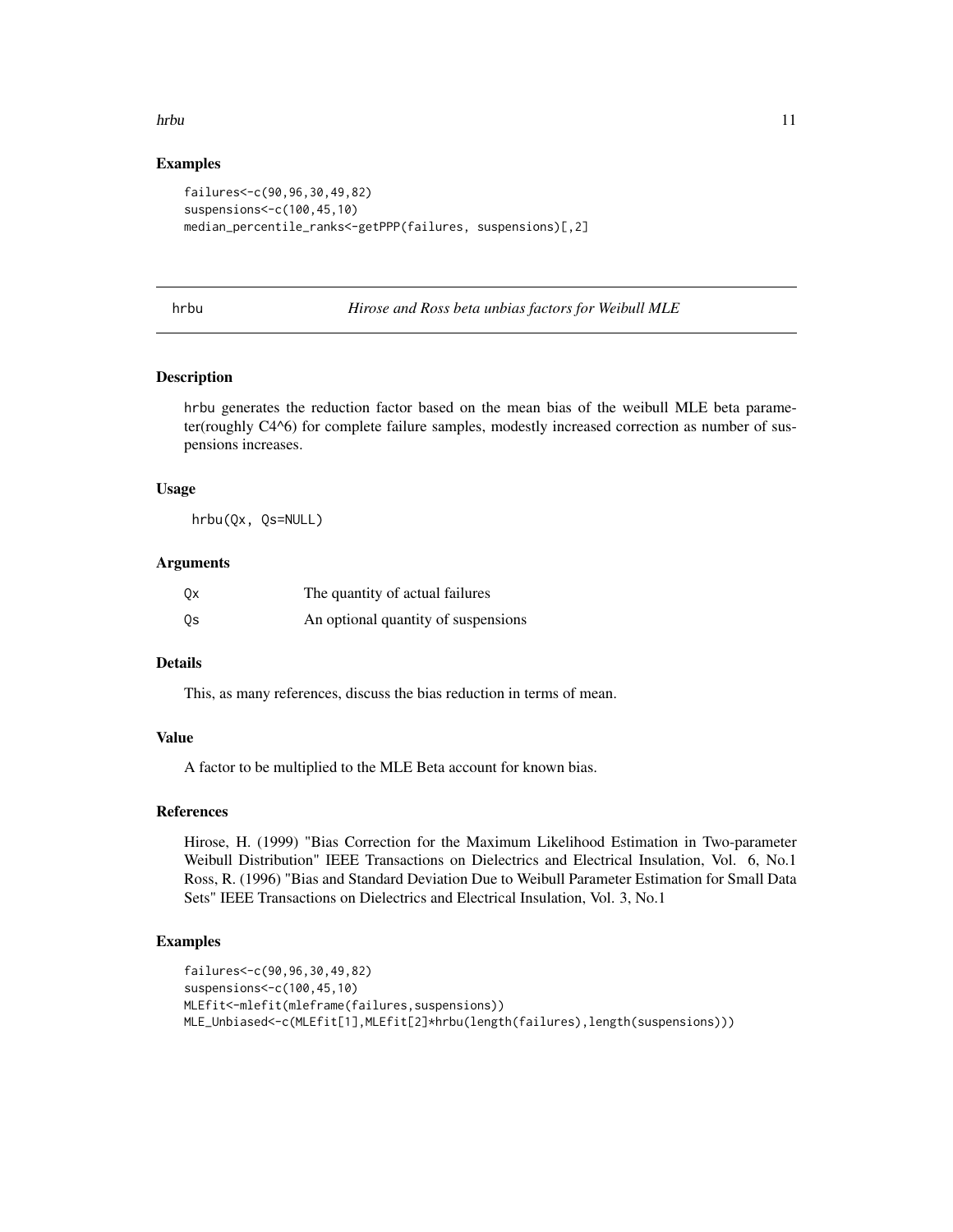## Examples

```
failures<-c(90,96,30,49,82)
suspensions<-c(100,45,10)
median_percentile_ranks<-getPPP(failures, suspensions)[,2]
```

---

# hrbu — *Hirose and Ross beta unbias factors for Weibull MLE*

---

## Description

hrbu generates the reduction factor based on the mean bias of the weibull MLE beta parameter(roughly C4^6) for complete failure samples, modestly increased correction as number of suspensions increases.

## Usage

```
hrbu(Qx, Qs=NULL)
```

## Arguments

| | |
|---|---|
| Qx | The quantity of actual failures |
| Qs | An optional quantity of suspensions |

## Details

This, as many references, discuss the bias reduction in terms of mean.

## Value

A factor to be multiplied to the MLE Beta account for known bias.

## References

Hirose, H. (1999) "Bias Correction for the Maximum Likelihood Estimation in Two-parameter Weibull Distribution" IEEE Transactions on Dielectrics and Electrical Insulation, Vol. 6, No.1
Ross, R. (1996) "Bias and Standard Deviation Due to Weibull Parameter Estimation for Small Data Sets" IEEE Transactions on Dielectrics and Electrical Insulation, Vol. 3, No.1

## Examples

```
failures<-c(90,96,30,49,82)
suspensions<-c(100,45,10)
MLEfit<-mlefit(mleframe(failures,suspensions))
MLE_Unbiased<-c(MLEfit[1],MLEfit[2]*hrbu(length(failures),length(suspensions)))
```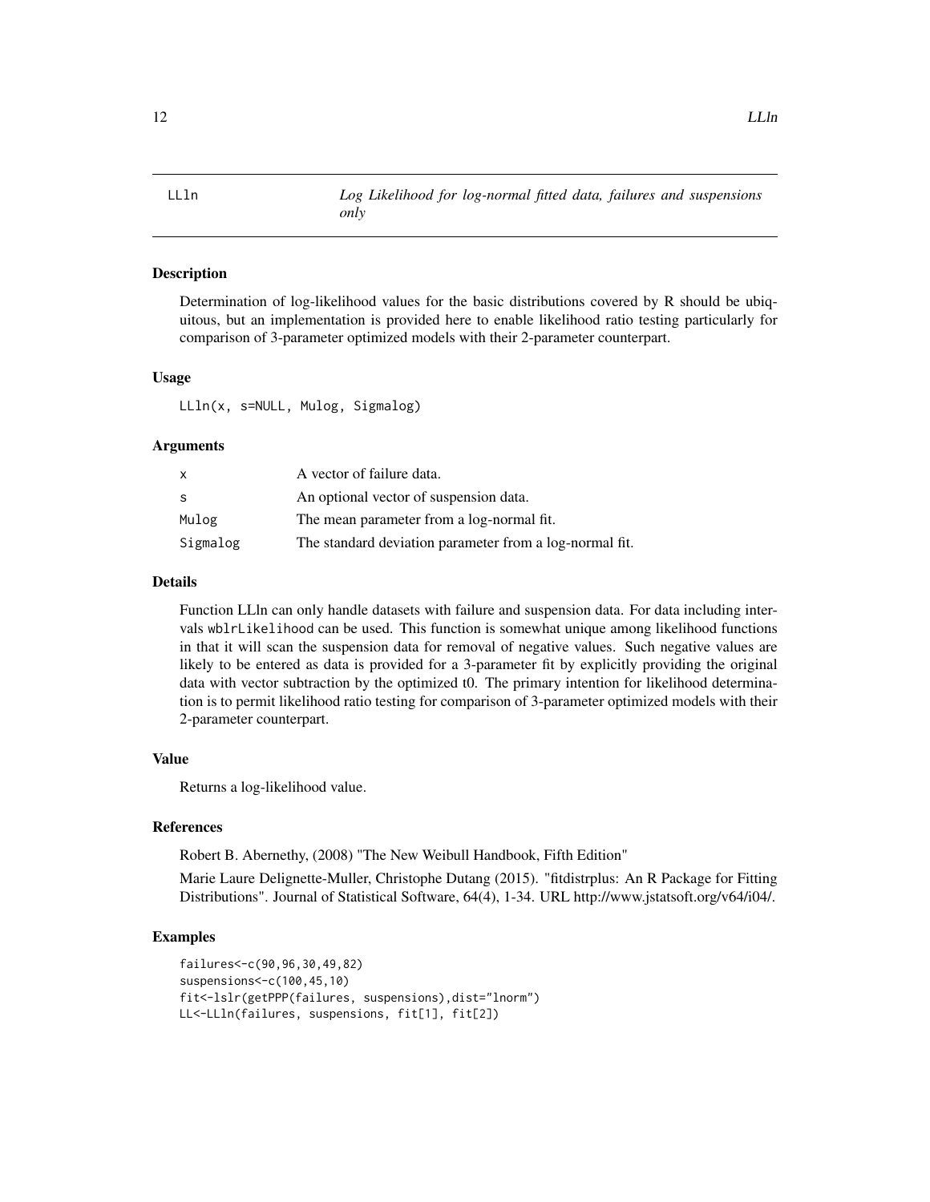LLln *Log Likelihood for log-normal fitted data, failures and suspensions only*

## Description

Determination of log-likelihood values for the basic distributions covered by R should be ubiquitous, but an implementation is provided here to enable likelihood ratio testing particularly for comparison of 3-parameter optimized models with their 2-parameter counterpart.

## Usage

```
LLln(x, s=NULL, Mulog, Sigmalog)
```

## Arguments

| | |
|---|---|
| x | A vector of failure data. |
| s | An optional vector of suspension data. |
| Mulog | The mean parameter from a log-normal fit. |
| Sigmalog | The standard deviation parameter from a log-normal fit. |

## Details

Function LLln can only handle datasets with failure and suspension data. For data including intervals `wblrLikelihood` can be used. This function is somewhat unique among likelihood functions in that it will scan the suspension data for removal of negative values. Such negative values are likely to be entered as data is provided for a 3-parameter fit by explicitly providing the original data with vector subtraction by the optimized t0. The primary intention for likelihood determination is to permit likelihood ratio testing for comparison of 3-parameter optimized models with their 2-parameter counterpart.

## Value

Returns a log-likelihood value.

## References

Robert B. Abernethy, (2008) "The New Weibull Handbook, Fifth Edition"

Marie Laure Delignette-Muller, Christophe Dutang (2015). "fitdistrplus: An R Package for Fitting Distributions". Journal of Statistical Software, 64(4), 1-34. URL http://www.jstatsoft.org/v64/i04/.

## Examples

```
failures<-c(90,96,30,49,82)
suspensions<-c(100,45,10)
fit<-lslr(getPPP(failures, suspensions),dist="lnorm")
LL<-LLln(failures, suspensions, fit[1], fit[2])
```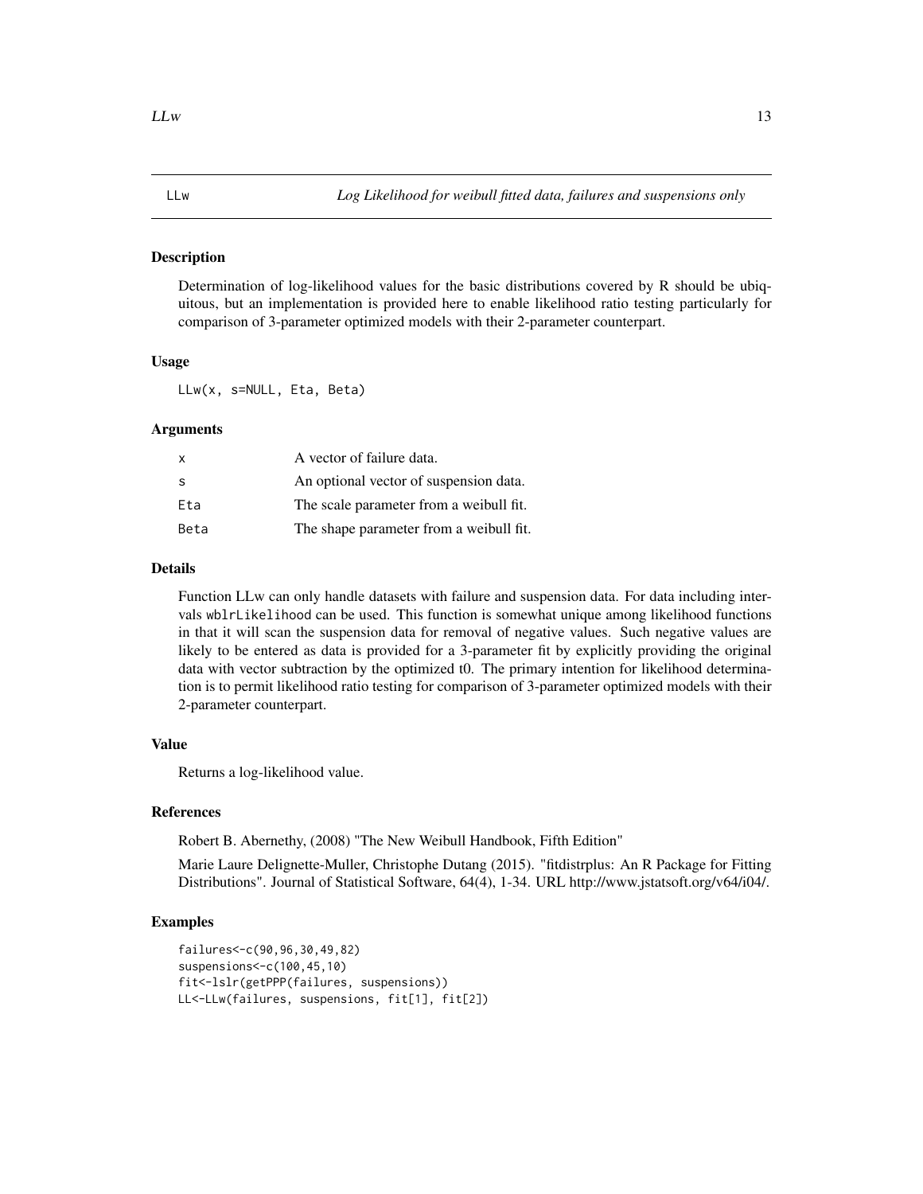# LLw — Log Likelihood for weibull fitted data, failures and suspensions only

## Description

Determination of log-likelihood values for the basic distributions covered by R should be ubiquitous, but an implementation is provided here to enable likelihood ratio testing particularly for comparison of 3-parameter optimized models with their 2-parameter counterpart.

## Usage

```
LLw(x, s=NULL, Eta, Beta)
```

## Arguments

| | |
|---|---|
| x | A vector of failure data. |
| s | An optional vector of suspension data. |
| Eta | The scale parameter from a weibull fit. |
| Beta | The shape parameter from a weibull fit. |

## Details

Function LLw can only handle datasets with failure and suspension data. For data including intervals wblrLikelihood can be used. This function is somewhat unique among likelihood functions in that it will scan the suspension data for removal of negative values. Such negative values are likely to be entered as data is provided for a 3-parameter fit by explicitly providing the original data with vector subtraction by the optimized t0. The primary intention for likelihood determination is to permit likelihood ratio testing for comparison of 3-parameter optimized models with their 2-parameter counterpart.

## Value

Returns a log-likelihood value.

## References

Robert B. Abernethy, (2008) "The New Weibull Handbook, Fifth Edition"

Marie Laure Delignette-Muller, Christophe Dutang (2015). "fitdistrplus: An R Package for Fitting Distributions". Journal of Statistical Software, 64(4), 1-34. URL http://www.jstatsoft.org/v64/i04/.

## Examples

```
failures<-c(90,96,30,49,82)
suspensions<-c(100,45,10)
fit<-lslr(getPPP(failures, suspensions))
LL<-LLw(failures, suspensions, fit[1], fit[2])
```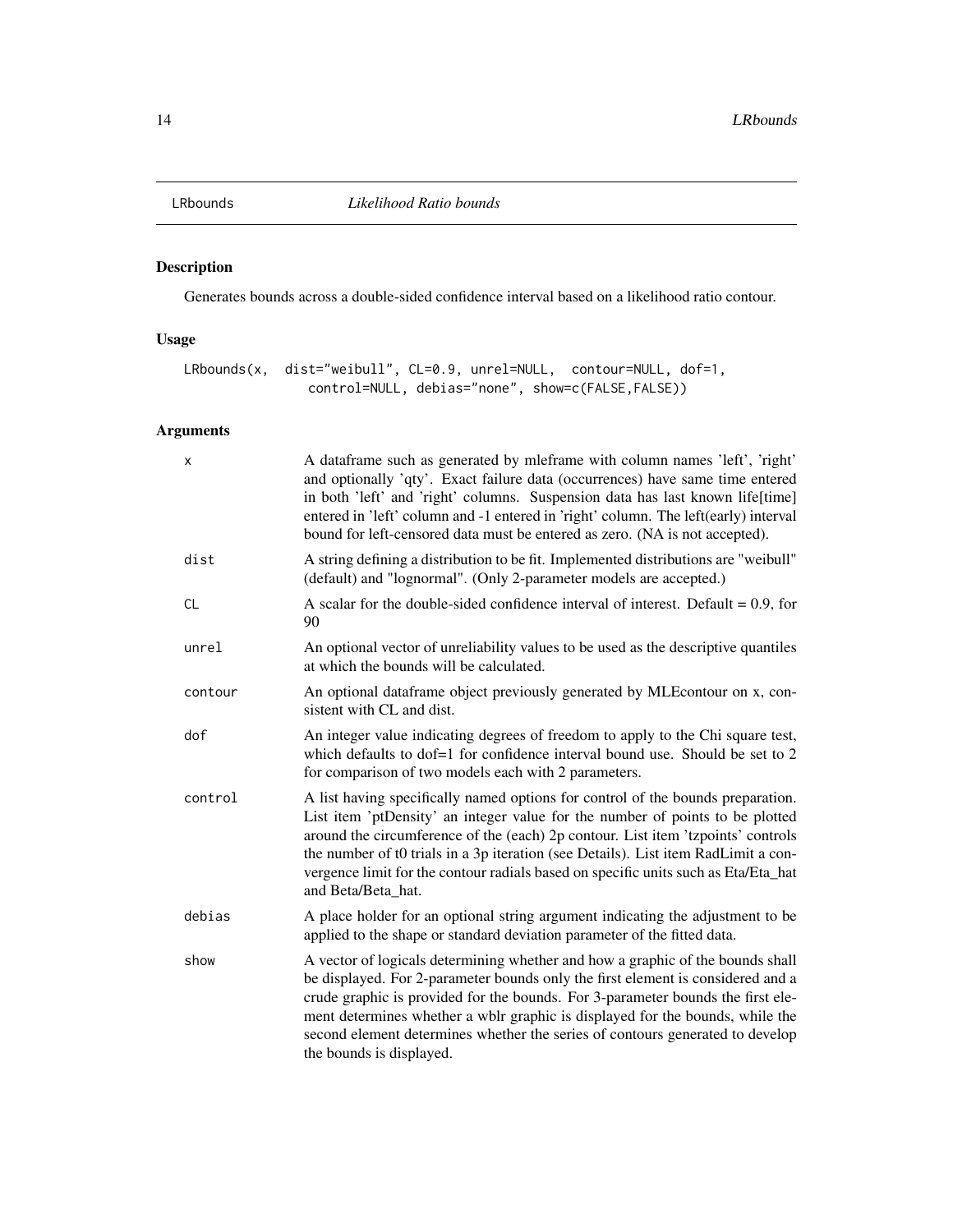LRbounds *Likelihood Ratio bounds*

## Description

Generates bounds across a double-sided confidence interval based on a likelihood ratio contour.

## Usage

```
LRbounds(x,  dist="weibull", CL=0.9, unrel=NULL,  contour=NULL, dof=1,
               control=NULL, debias="none", show=c(FALSE,FALSE))
```

## Arguments

| | |
|---|---|
| x | A dataframe such as generated by mleframe with column names 'left', 'right' and optionally 'qty'. Exact failure data (occurrences) have same time entered in both 'left' and 'right' columns. Suspension data has last known life[time] entered in 'left' column and -1 entered in 'right' column. The left(early) interval bound for left-censored data must be entered as zero. (NA is not accepted). |
| dist | A string defining a distribution to be fit. Implemented distributions are "weibull" (default) and "lognormal". (Only 2-parameter models are accepted.) |
| CL | A scalar for the double-sided confidence interval of interest. Default = 0.9, for 90 |
| unrel | An optional vector of unreliability values to be used as the descriptive quantiles at which the bounds will be calculated. |
| contour | An optional dataframe object previously generated by MLEcontour on x, consistent with CL and dist. |
| dof | An integer value indicating degrees of freedom to apply to the Chi square test, which defaults to dof=1 for confidence interval bound use. Should be set to 2 for comparison of two models each with 2 parameters. |
| control | A list having specifically named options for control of the bounds preparation. List item 'ptDensity' an integer value for the number of points to be plotted around the circumference of the (each) 2p contour. List item 'tzpoints' controls the number of t0 trials in a 3p iteration (see Details). List item RadLimit a convergence limit for the contour radials based on specific units such as Eta/Eta_hat and Beta/Beta_hat. |
| debias | A place holder for an optional string argument indicating the adjustment to be applied to the shape or standard deviation parameter of the fitted data. |
| show | A vector of logicals determining whether and how a graphic of the bounds shall be displayed. For 2-parameter bounds only the first element is considered and a crude graphic is provided for the bounds. For 3-parameter bounds the first element determines whether a wblr graphic is displayed for the bounds, while the second element determines whether the series of contours generated to develop the bounds is displayed. |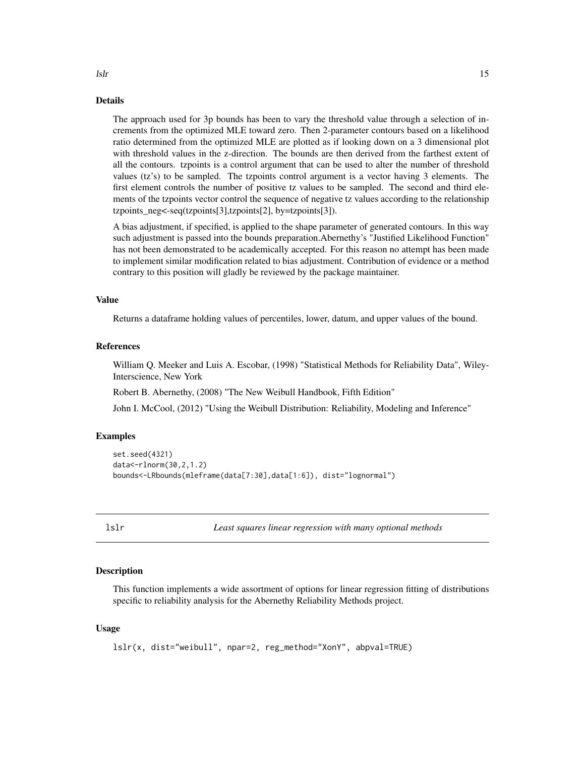### Details

The approach used for 3p bounds has been to vary the threshold value through a selection of increments from the optimized MLE toward zero. Then 2-parameter contours based on a likelihood ratio determined from the optimized MLE are plotted as if looking down on a 3 dimensional plot with threshold values in the z-direction. The bounds are then derived from the farthest extent of all the contours. tzpoints is a control argument that can be used to alter the number of threshold values (tz's) to be sampled. The tzpoints control argument is a vector having 3 elements. The first element controls the number of positive tz values to be sampled. The second and third elements of the tzpoints vector control the sequence of negative tz values according to the relationship tzpoints_neg<-seq(tzpoints[3],tzpoints[2], by=tzpoints[3]).

A bias adjustment, if specified, is applied to the shape parameter of generated contours. In this way such adjustment is passed into the bounds preparation.Abernethy's "Justified Likelihood Function" has not been demonstrated to be academically accepted. For this reason no attempt has been made to implement similar modification related to bias adjustment. Contribution of evidence or a method contrary to this position will gladly be reviewed by the package maintainer.

### Value

Returns a dataframe holding values of percentiles, lower, datum, and upper values of the bound.

### References

William Q. Meeker and Luis A. Escobar, (1998) "Statistical Methods for Reliability Data", Wiley-Interscience, New York

Robert B. Abernethy, (2008) "The New Weibull Handbook, Fifth Edition"

John I. McCool, (2012) "Using the Weibull Distribution: Reliability, Modeling and Inference"

### Examples

```
set.seed(4321)
data<-rlnorm(30,2,1.2)
bounds<-LRbounds(mleframe(data[7:30],data[1:6]), dist="lognormal")
```

## lslr — *Least squares linear regression with many optional methods*

### Description

This function implements a wide assortment of options for linear regression fitting of distributions specific to reliability analysis for the Abernethy Reliability Methods project.

### Usage

```
lslr(x, dist="weibull", npar=2, reg_method="XonY", abpval=TRUE)
```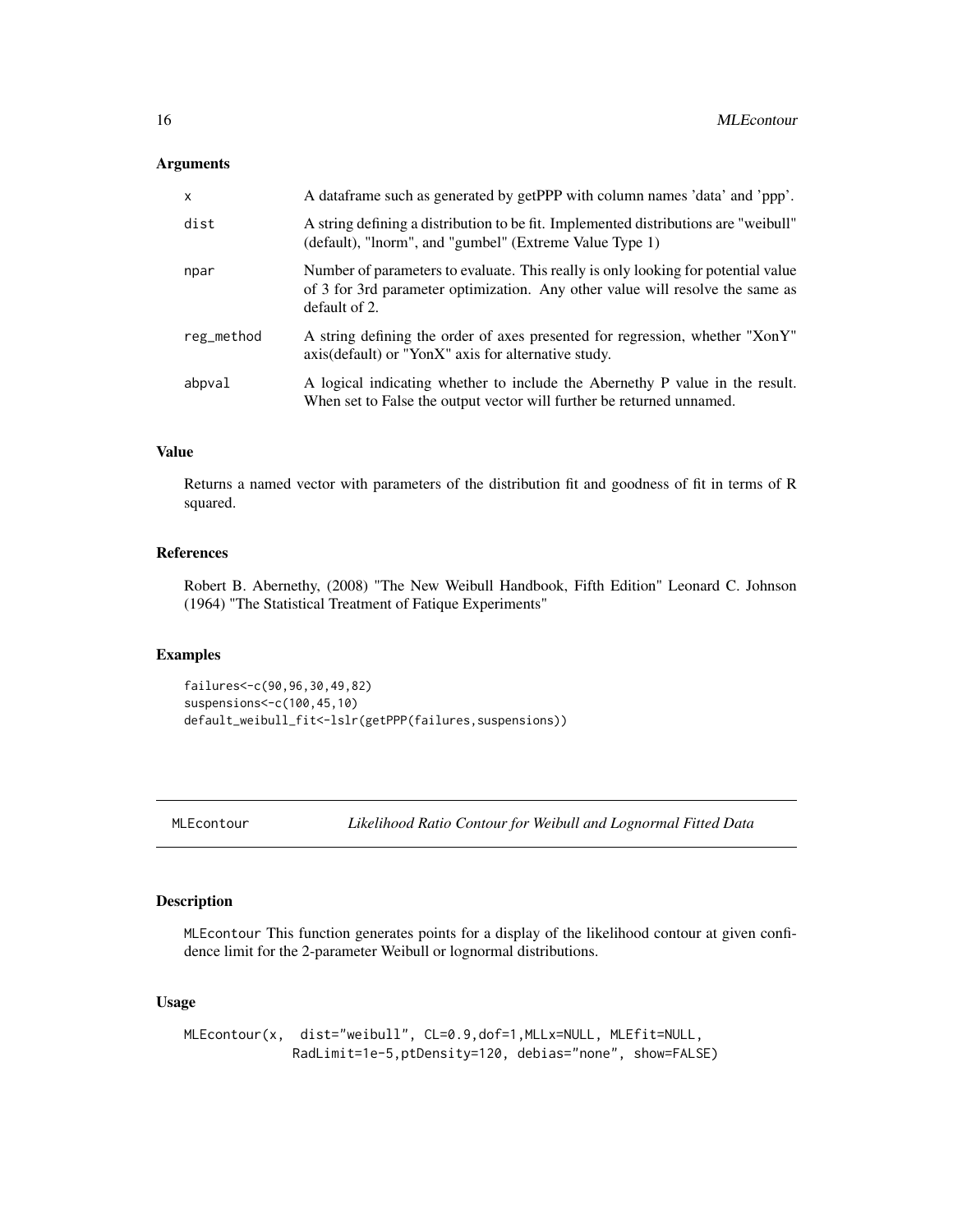### Arguments

| | |
|---|---|
| x | A dataframe such as generated by getPPP with column names 'data' and 'ppp'. |
| dist | A string defining a distribution to be fit. Implemented distributions are "weibull" (default), "lnorm", and "gumbel" (Extreme Value Type 1) |
| npar | Number of parameters to evaluate. This really is only looking for potential value of 3 for 3rd parameter optimization. Any other value will resolve the same as default of 2. |
| reg_method | A string defining the order of axes presented for regression, whether "XonY" axis(default) or "YonX" axis for alternative study. |
| abpval | A logical indicating whether to include the Abernethy P value in the result. When set to False the output vector will further be returned unnamed. |

### Value

Returns a named vector with parameters of the distribution fit and goodness of fit in terms of R squared.

### References

Robert B. Abernethy, (2008) "The New Weibull Handbook, Fifth Edition" Leonard C. Johnson (1964) "The Statistical Treatment of Fatique Experiments"

### Examples

```
failures<-c(90,96,30,49,82)
suspensions<-c(100,45,10)
default_weibull_fit<-lslr(getPPP(failures,suspensions))
```

---

## MLEcontour    *Likelihood Ratio Contour for Weibull and Lognormal Fitted Data*

### Description

MLEcontour This function generates points for a display of the likelihood contour at given confidence limit for the 2-parameter Weibull or lognormal distributions.

### Usage

```
MLEcontour(x,  dist="weibull", CL=0.9,dof=1,MLLx=NULL, MLEfit=NULL,
             RadLimit=1e-5,ptDensity=120, debias="none", show=FALSE)
```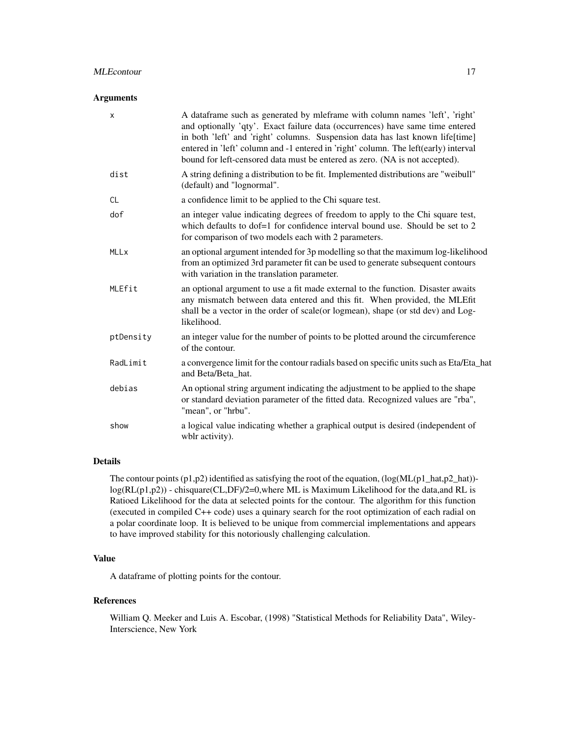## Arguments

| | |
|---|---|
| x | A dataframe such as generated by mleframe with column names 'left', 'right' and optionally 'qty'. Exact failure data (occurrences) have same time entered in both 'left' and 'right' columns. Suspension data has last known life[time] entered in 'left' column and -1 entered in 'right' column. The left(early) interval bound for left-censored data must be entered as zero. (NA is not accepted). |
| dist | A string defining a distribution to be fit. Implemented distributions are "weibull" (default) and "lognormal". |
| CL | a confidence limit to be applied to the Chi square test. |
| dof | an integer value indicating degrees of freedom to apply to the Chi square test, which defaults to dof=1 for confidence interval bound use. Should be set to 2 for comparison of two models each with 2 parameters. |
| MLLx | an optional argument intended for 3p modelling so that the maximum log-likelihood from an optimized 3rd parameter fit can be used to generate subsequent contours with variation in the translation parameter. |
| MLEfit | an optional argument to use a fit made external to the function. Disaster awaits any mismatch between data entered and this fit. When provided, the MLEfit shall be a vector in the order of scale(or logmean), shape (or std dev) and Log-likelihood. |
| ptDensity | an integer value for the number of points to be plotted around the circumference of the contour. |
| RadLimit | a convergence limit for the contour radials based on specific units such as Eta/Eta_hat and Beta/Beta_hat. |
| debias | An optional string argument indicating the adjustment to be applied to the shape or standard deviation parameter of the fitted data. Recognized values are "rba", "mean", or "hrbu". |
| show | a logical value indicating whether a graphical output is desired (independent of wblr activity). |

## Details

The contour points (p1,p2) identified as satisfying the root of the equation, (log(ML(p1_hat,p2_hat))-log(RL(p1,p2)) - chisquare(CL,DF)/2=0,where ML is Maximum Likelihood for the data,and RL is Ratioed Likelihood for the data at selected points for the contour. The algorithm for this function (executed in compiled C++ code) uses a quinary search for the root optimization of each radial on a polar coordinate loop. It is believed to be unique from commercial implementations and appears to have improved stability for this notoriously challenging calculation.

## Value

A dataframe of plotting points for the contour.

## References

William Q. Meeker and Luis A. Escobar, (1998) "Statistical Methods for Reliability Data", Wiley-Interscience, New York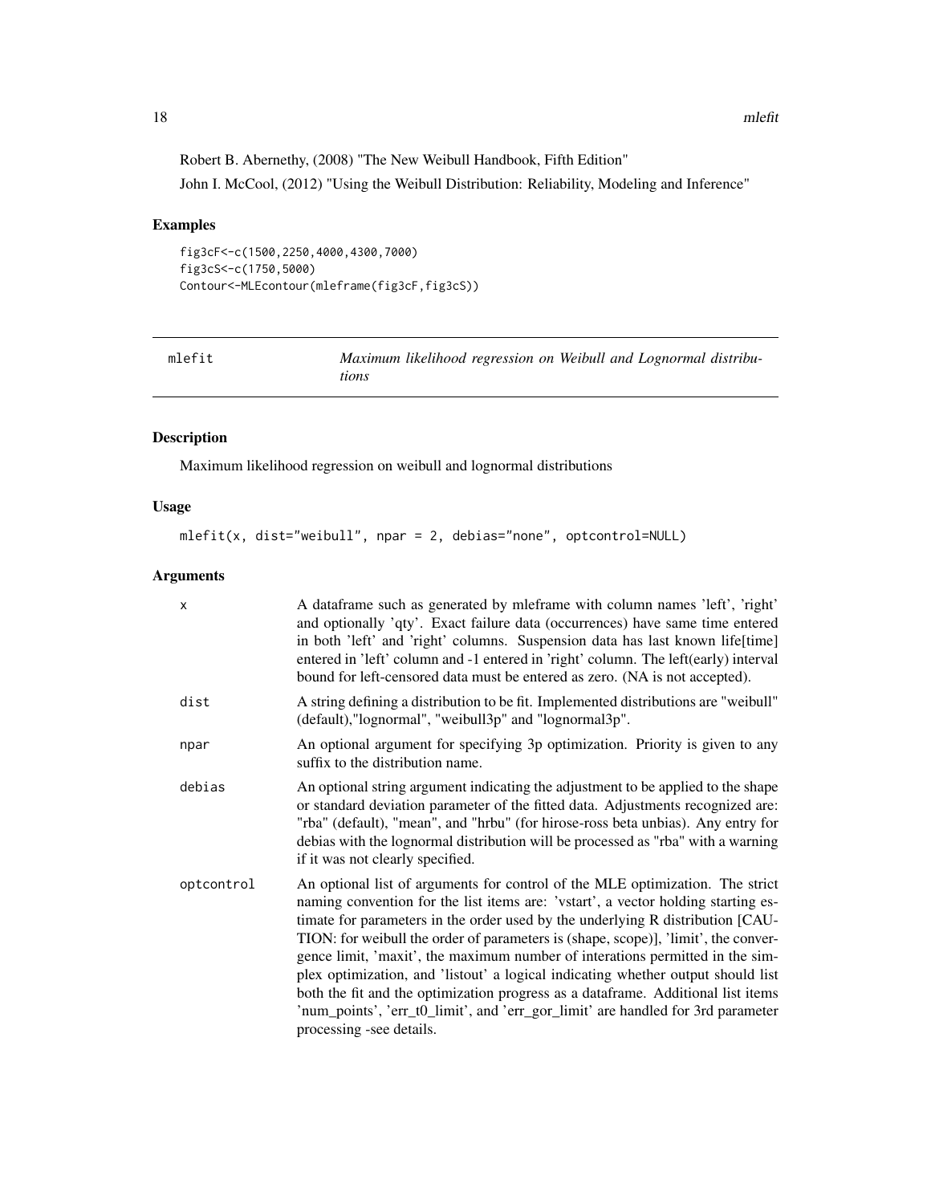Robert B. Abernethy, (2008) "The New Weibull Handbook, Fifth Edition"

John I. McCool, (2012) "Using the Weibull Distribution: Reliability, Modeling and Inference"

### Examples

```
fig3cF<-c(1500,2250,4000,4300,7000)
fig3cS<-c(1750,5000)
Contour<-MLEcontour(mleframe(fig3cF,fig3cS))
```

---

## mlefit — *Maximum likelihood regression on Weibull and Lognormal distributions*

---

### Description

Maximum likelihood regression on weibull and lognormal distributions

### Usage

```
mlefit(x, dist="weibull", npar = 2, debias="none", optcontrol=NULL)
```

### Arguments

| | |
|---|---|
| x | A dataframe such as generated by mleframe with column names 'left', 'right' and optionally 'qty'. Exact failure data (occurrences) have same time entered in both 'left' and 'right' columns. Suspension data has last known life[time] entered in 'left' column and -1 entered in 'right' column. The left(early) interval bound for left-censored data must be entered as zero. (NA is not accepted). |
| dist | A string defining a distribution to be fit. Implemented distributions are "weibull" (default),"lognormal", "weibull3p" and "lognormal3p". |
| npar | An optional argument for specifying 3p optimization. Priority is given to any suffix to the distribution name. |
| debias | An optional string argument indicating the adjustment to be applied to the shape or standard deviation parameter of the fitted data. Adjustments recognized are: "rba" (default), "mean", and "hrbu" (for hirose-ross beta unbias). Any entry for debias with the lognormal distribution will be processed as "rba" with a warning if it was not clearly specified. |
| optcontrol | An optional list of arguments for control of the MLE optimization. The strict naming convention for the list items are: 'vstart', a vector holding starting estimate for parameters in the order used by the underlying R distribution [CAUTION: for weibull the order of parameters is (shape, scope)], 'limit', the convergence limit, 'maxit', the maximum number of interations permitted in the simplex optimization, and 'listout' a logical indicating whether output should list both the fit and the optimization progress as a dataframe. Additional list items 'num_points', 'err_t0_limit', and 'err_gor_limit' are handled for 3rd parameter processing -see details. |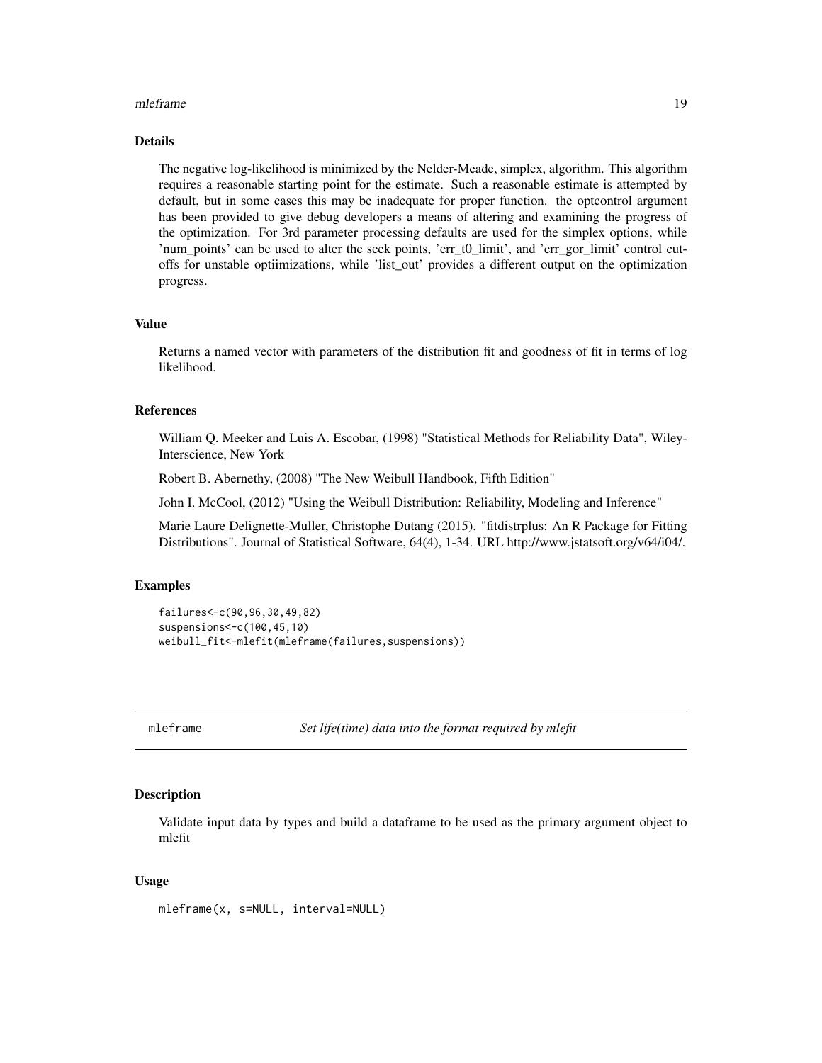### Details

The negative log-likelihood is minimized by the Nelder-Meade, simplex, algorithm. This algorithm requires a reasonable starting point for the estimate. Such a reasonable estimate is attempted by default, but in some cases this may be inadequate for proper function. the optcontrol argument has been provided to give debug developers a means of altering and examining the progress of the optimization. For 3rd parameter processing defaults are used for the simplex options, while 'num_points' can be used to alter the seek points, 'err_t0_limit', and 'err_gor_limit' control cut-offs for unstable optiimizations, while 'list_out' provides a different output on the optimization progress.

### Value

Returns a named vector with parameters of the distribution fit and goodness of fit in terms of log likelihood.

### References

William Q. Meeker and Luis A. Escobar, (1998) "Statistical Methods for Reliability Data", Wiley-Interscience, New York

Robert B. Abernethy, (2008) "The New Weibull Handbook, Fifth Edition"

John I. McCool, (2012) "Using the Weibull Distribution: Reliability, Modeling and Inference"

Marie Laure Delignette-Muller, Christophe Dutang (2015). "fitdistrplus: An R Package for Fitting Distributions". Journal of Statistical Software, 64(4), 1-34. URL http://www.jstatsoft.org/v64/i04/.

### Examples

```
failures<-c(90,96,30,49,82)
suspensions<-c(100,45,10)
weibull_fit<-mlefit(mleframe(failures,suspensions))
```

---

## mleframe — *Set life(time) data into the format required by mlefit*

### Description

Validate input data by types and build a dataframe to be used as the primary argument object to mlefit

### Usage

```
mleframe(x, s=NULL, interval=NULL)
```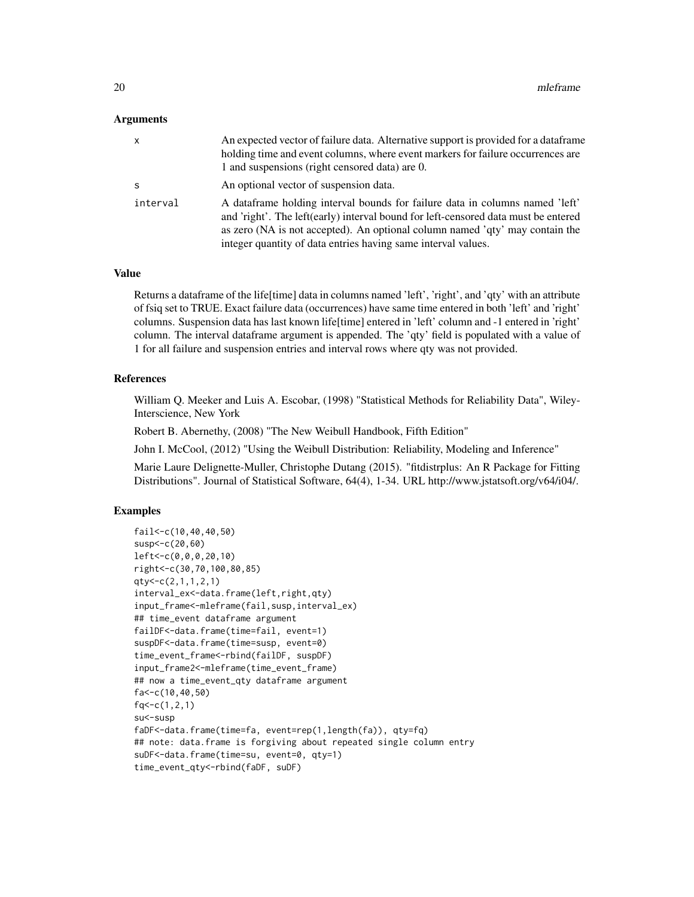### Arguments

- `x` — An expected vector of failure data. Alternative support is provided for a dataframe holding time and event columns, where event markers for failure occurrences are 1 and suspensions (right censored data) are 0.
- `s` — An optional vector of suspension data.
- `interval` — A dataframe holding interval bounds for failure data in columns named 'left' and 'right'. The left(early) interval bound for left-censored data must be entered as zero (NA is not accepted). An optional column named 'qty' may contain the integer quantity of data entries having same interval values.

### Value

Returns a dataframe of the life[time] data in columns named 'left', 'right', and 'qty' with an attribute of fsiq set to TRUE. Exact failure data (occurrences) have same time entered in both 'left' and 'right' columns. Suspension data has last known life[time] entered in 'left' column and -1 entered in 'right' column. The interval dataframe argument is appended. The 'qty' field is populated with a value of 1 for all failure and suspension entries and interval rows where qty was not provided.

### References

William Q. Meeker and Luis A. Escobar, (1998) "Statistical Methods for Reliability Data", Wiley-Interscience, New York

Robert B. Abernethy, (2008) "The New Weibull Handbook, Fifth Edition"

John I. McCool, (2012) "Using the Weibull Distribution: Reliability, Modeling and Inference"

Marie Laure Delignette-Muller, Christophe Dutang (2015). "fitdistrplus: An R Package for Fitting Distributions". Journal of Statistical Software, 64(4), 1-34. URL http://www.jstatsoft.org/v64/i04/.

### Examples

```
fail<-c(10,40,40,50)
susp<-c(20,60)
left<-c(0,0,0,20,10)
right<-c(30,70,100,80,85)
qty<-c(2,1,1,2,1)
interval_ex<-data.frame(left,right,qty)
input_frame<-mleframe(fail,susp,interval_ex)
## time_event dataframe argument
failDF<-data.frame(time=fail, event=1)
suspDF<-data.frame(time=susp, event=0)
time_event_frame<-rbind(failDF, suspDF)
input_frame2<-mleframe(time_event_frame)
## now a time_event_qty dataframe argument
fa<-c(10,40,50)
fq<-c(1,2,1)
su<-susp
faDF<-data.frame(time=fa, event=rep(1,length(fa)), qty=fq)
## note: data.frame is forgiving about repeated single column entry
suDF<-data.frame(time=su, event=0, qty=1)
time_event_qty<-rbind(faDF, suDF)
```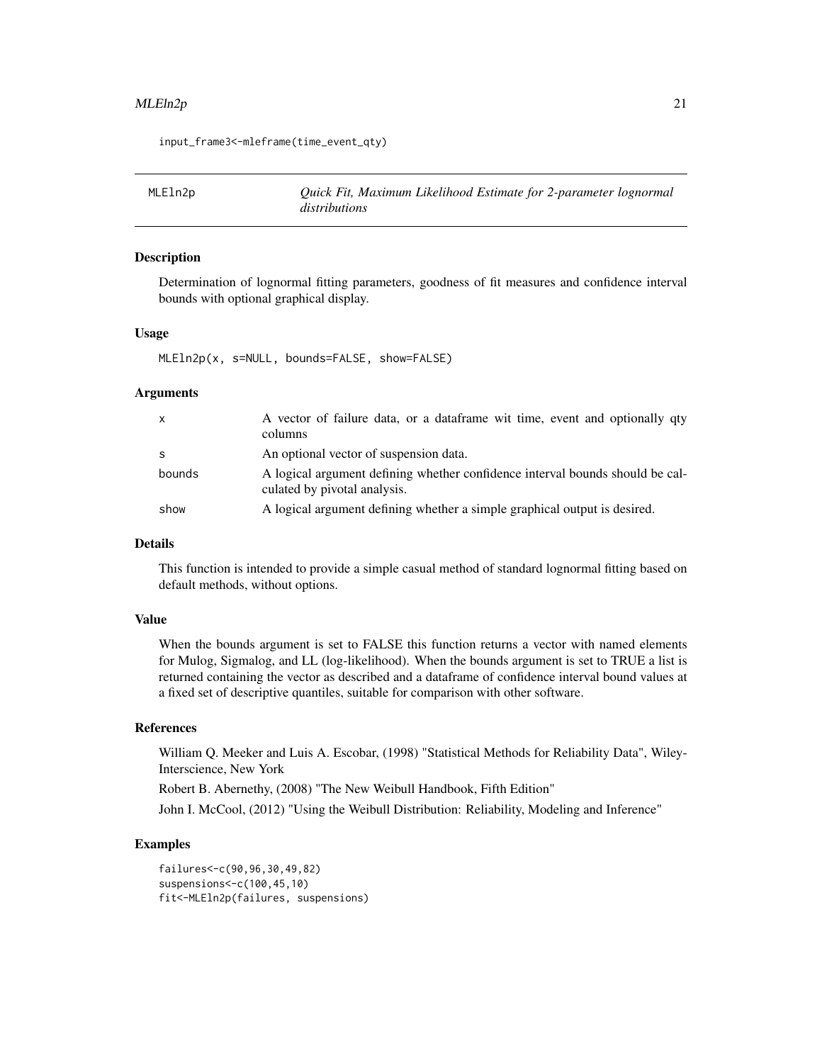```
input_frame3<-mleframe(time_event_qty)
```

---

## MLEln2p — *Quick Fit, Maximum Likelihood Estimate for 2-parameter lognormal distributions*

---

### Description

Determination of lognormal fitting parameters, goodness of fit measures and confidence interval bounds with optional graphical display.

### Usage

```
MLEln2p(x, s=NULL, bounds=FALSE, show=FALSE)
```

### Arguments

| | |
|---|---|
| x | A vector of failure data, or a dataframe wit time, event and optionally qty columns |
| s | An optional vector of suspension data. |
| bounds | A logical argument defining whether confidence interval bounds should be calculated by pivotal analysis. |
| show | A logical argument defining whether a simple graphical output is desired. |

### Details

This function is intended to provide a simple casual method of standard lognormal fitting based on default methods, without options.

### Value

When the bounds argument is set to FALSE this function returns a vector with named elements for Mulog, Sigmalog, and LL (log-likelihood). When the bounds argument is set to TRUE a list is returned containing the vector as described and a dataframe of confidence interval bound values at a fixed set of descriptive quantiles, suitable for comparison with other software.

### References

William Q. Meeker and Luis A. Escobar, (1998) "Statistical Methods for Reliability Data", Wiley-Interscience, New York

Robert B. Abernethy, (2008) "The New Weibull Handbook, Fifth Edition"

John I. McCool, (2012) "Using the Weibull Distribution: Reliability, Modeling and Inference"

### Examples

```
failures<-c(90,96,30,49,82)
suspensions<-c(100,45,10)
fit<-MLEln2p(failures, suspensions)
```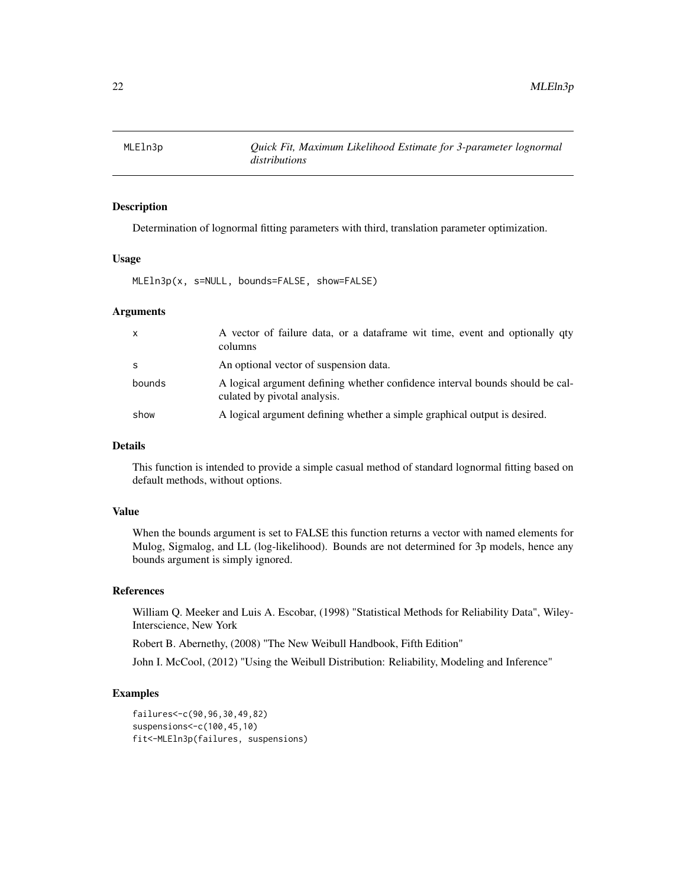# MLEln3p — *Quick Fit, Maximum Likelihood Estimate for 3-parameter lognormal distributions*

## Description

Determination of lognormal fitting parameters with third, translation parameter optimization.

## Usage

```
MLEln3p(x, s=NULL, bounds=FALSE, show=FALSE)
```

## Arguments

| | |
|---|---|
| x | A vector of failure data, or a dataframe wit time, event and optionally qty columns |
| s | An optional vector of suspension data. |
| bounds | A logical argument defining whether confidence interval bounds should be calculated by pivotal analysis. |
| show | A logical argument defining whether a simple graphical output is desired. |

## Details

This function is intended to provide a simple casual method of standard lognormal fitting based on default methods, without options.

## Value

When the bounds argument is set to FALSE this function returns a vector with named elements for Mulog, Sigmalog, and LL (log-likelihood). Bounds are not determined for 3p models, hence any bounds argument is simply ignored.

## References

William Q. Meeker and Luis A. Escobar, (1998) "Statistical Methods for Reliability Data", Wiley-Interscience, New York

Robert B. Abernethy, (2008) "The New Weibull Handbook, Fifth Edition"

John I. McCool, (2012) "Using the Weibull Distribution: Reliability, Modeling and Inference"

## Examples

```
failures<-c(90,96,30,49,82)
suspensions<-c(100,45,10)
fit<-MLEln3p(failures, suspensions)
```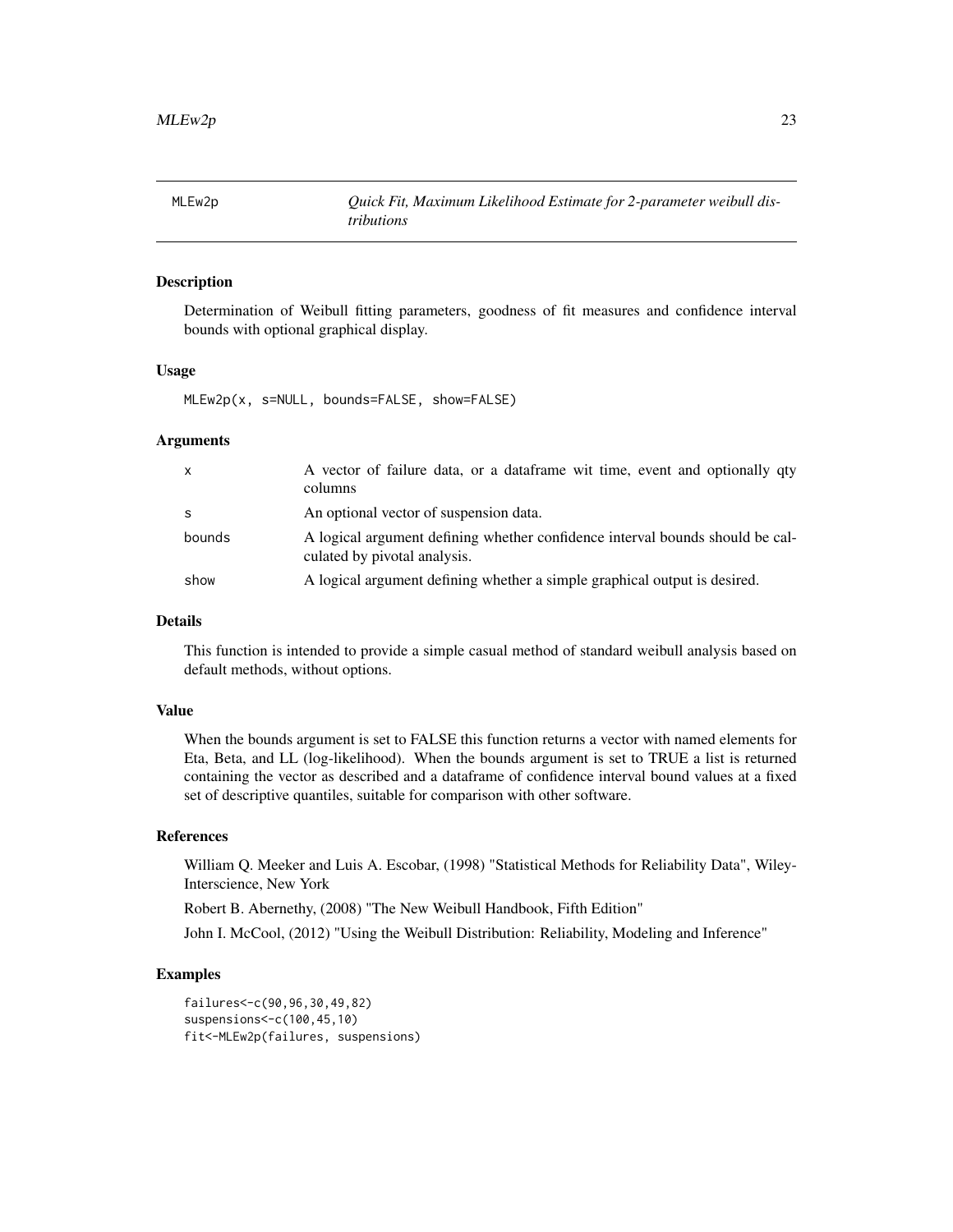MLEw2p — *Quick Fit, Maximum Likelihood Estimate for 2-parameter weibull distributions*

## Description

Determination of Weibull fitting parameters, goodness of fit measures and confidence interval bounds with optional graphical display.

## Usage

```
MLEw2p(x, s=NULL, bounds=FALSE, show=FALSE)
```

## Arguments

| | |
|---|---|
| x | A vector of failure data, or a dataframe wit time, event and optionally qty columns |
| s | An optional vector of suspension data. |
| bounds | A logical argument defining whether confidence interval bounds should be calculated by pivotal analysis. |
| show | A logical argument defining whether a simple graphical output is desired. |

## Details

This function is intended to provide a simple casual method of standard weibull analysis based on default methods, without options.

## Value

When the bounds argument is set to FALSE this function returns a vector with named elements for Eta, Beta, and LL (log-likelihood). When the bounds argument is set to TRUE a list is returned containing the vector as described and a dataframe of confidence interval bound values at a fixed set of descriptive quantiles, suitable for comparison with other software.

## References

William Q. Meeker and Luis A. Escobar, (1998) "Statistical Methods for Reliability Data", Wiley-Interscience, New York

Robert B. Abernethy, (2008) "The New Weibull Handbook, Fifth Edition"

John I. McCool, (2012) "Using the Weibull Distribution: Reliability, Modeling and Inference"

## Examples

```
failures<-c(90,96,30,49,82)
suspensions<-c(100,45,10)
fit<-MLEw2p(failures, suspensions)
```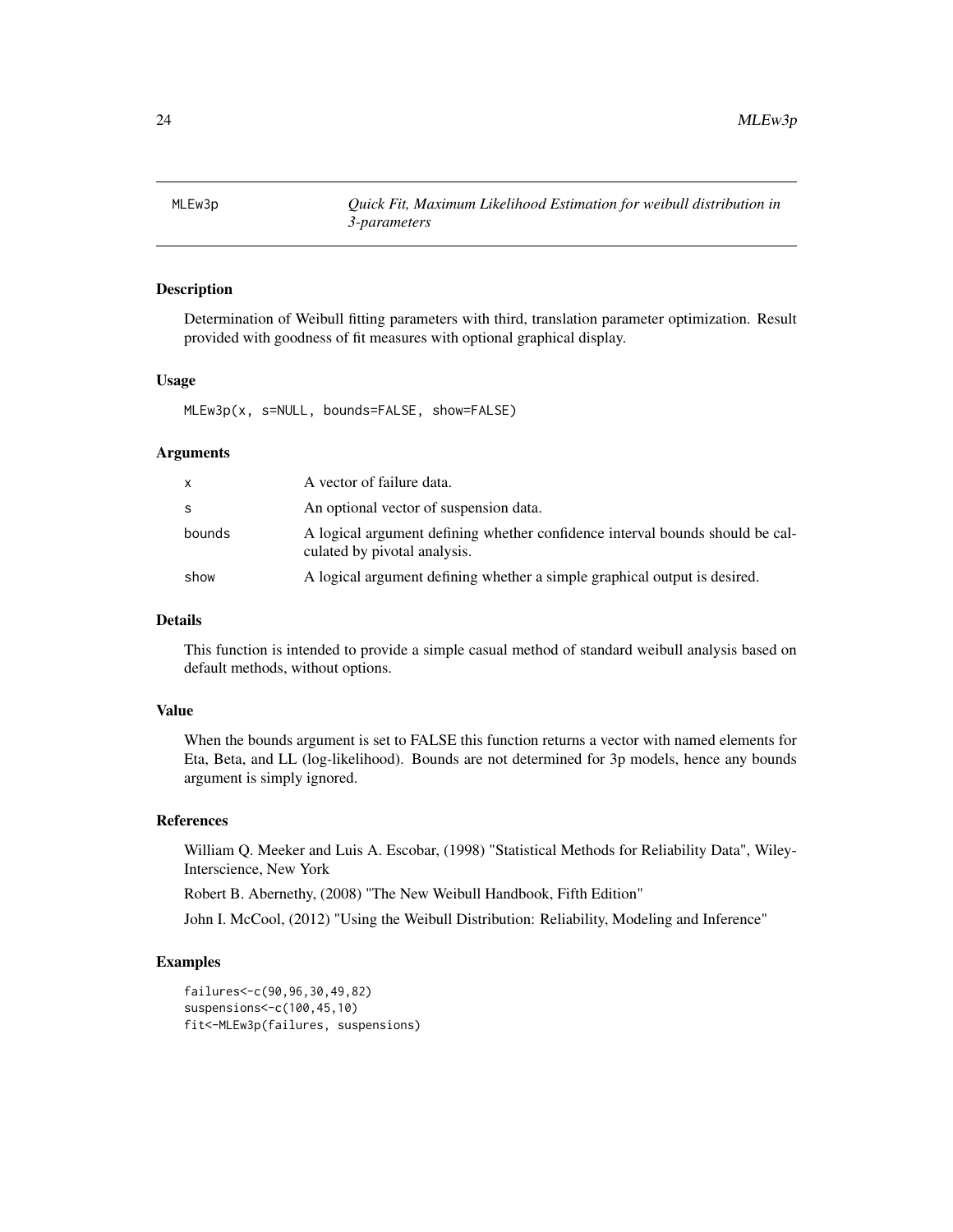MLEw3p *Quick Fit, Maximum Likelihood Estimation for weibull distribution in 3-parameters*

## Description

Determination of Weibull fitting parameters with third, translation parameter optimization. Result provided with goodness of fit measures with optional graphical display.

## Usage

```
MLEw3p(x, s=NULL, bounds=FALSE, show=FALSE)
```

## Arguments

| | |
|---|---|
| x | A vector of failure data. |
| s | An optional vector of suspension data. |
| bounds | A logical argument defining whether confidence interval bounds should be calculated by pivotal analysis. |
| show | A logical argument defining whether a simple graphical output is desired. |

## Details

This function is intended to provide a simple casual method of standard weibull analysis based on default methods, without options.

## Value

When the bounds argument is set to FALSE this function returns a vector with named elements for Eta, Beta, and LL (log-likelihood). Bounds are not determined for 3p models, hence any bounds argument is simply ignored.

## References

William Q. Meeker and Luis A. Escobar, (1998) "Statistical Methods for Reliability Data", Wiley-Interscience, New York

Robert B. Abernethy, (2008) "The New Weibull Handbook, Fifth Edition"

John I. McCool, (2012) "Using the Weibull Distribution: Reliability, Modeling and Inference"

## Examples

```
failures<-c(90,96,30,49,82)
suspensions<-c(100,45,10)
fit<-MLEw3p(failures, suspensions)
```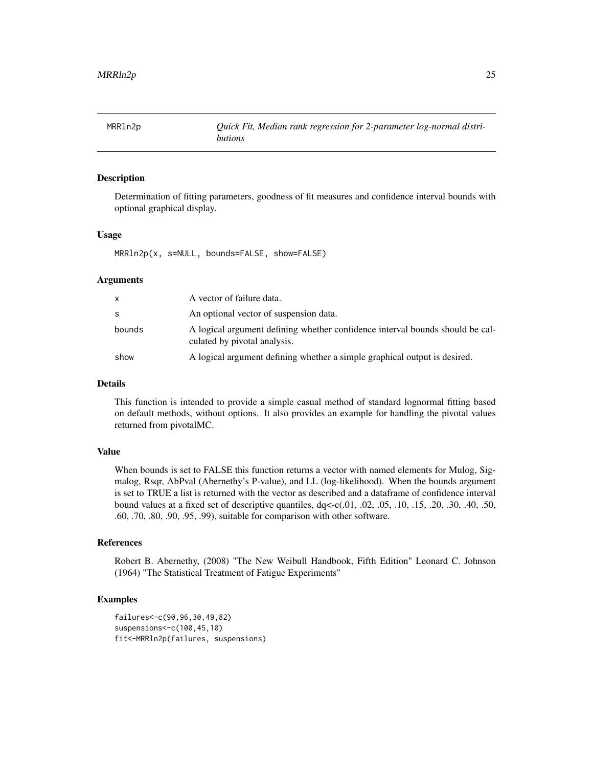MRRln2p &nbsp;&nbsp;&nbsp; *Quick Fit, Median rank regression for 2-parameter log-normal distributions*

## Description

Determination of fitting parameters, goodness of fit measures and confidence interval bounds with optional graphical display.

## Usage

```
MRRln2p(x, s=NULL, bounds=FALSE, show=FALSE)
```

## Arguments

| | |
|---|---|
| x | A vector of failure data. |
| s | An optional vector of suspension data. |
| bounds | A logical argument defining whether confidence interval bounds should be calculated by pivotal analysis. |
| show | A logical argument defining whether a simple graphical output is desired. |

## Details

This function is intended to provide a simple casual method of standard lognormal fitting based on default methods, without options. It also provides an example for handling the pivotal values returned from pivotalMC.

## Value

When bounds is set to FALSE this function returns a vector with named elements for Mulog, Sigmalog, Rsqr, AbPval (Abernethy's P-value), and LL (log-likelihood). When the bounds argument is set to TRUE a list is returned with the vector as described and a dataframe of confidence interval bound values at a fixed set of descriptive quantiles, dq<-c(.01, .02, .05, .10, .15, .20, .30, .40, .50, .60, .70, .80, .90, .95, .99), suitable for comparison with other software.

## References

Robert B. Abernethy, (2008) "The New Weibull Handbook, Fifth Edition" Leonard C. Johnson (1964) "The Statistical Treatment of Fatigue Experiments"

## Examples

```
failures<-c(90,96,30,49,82)
suspensions<-c(100,45,10)
fit<-MRRln2p(failures, suspensions)
```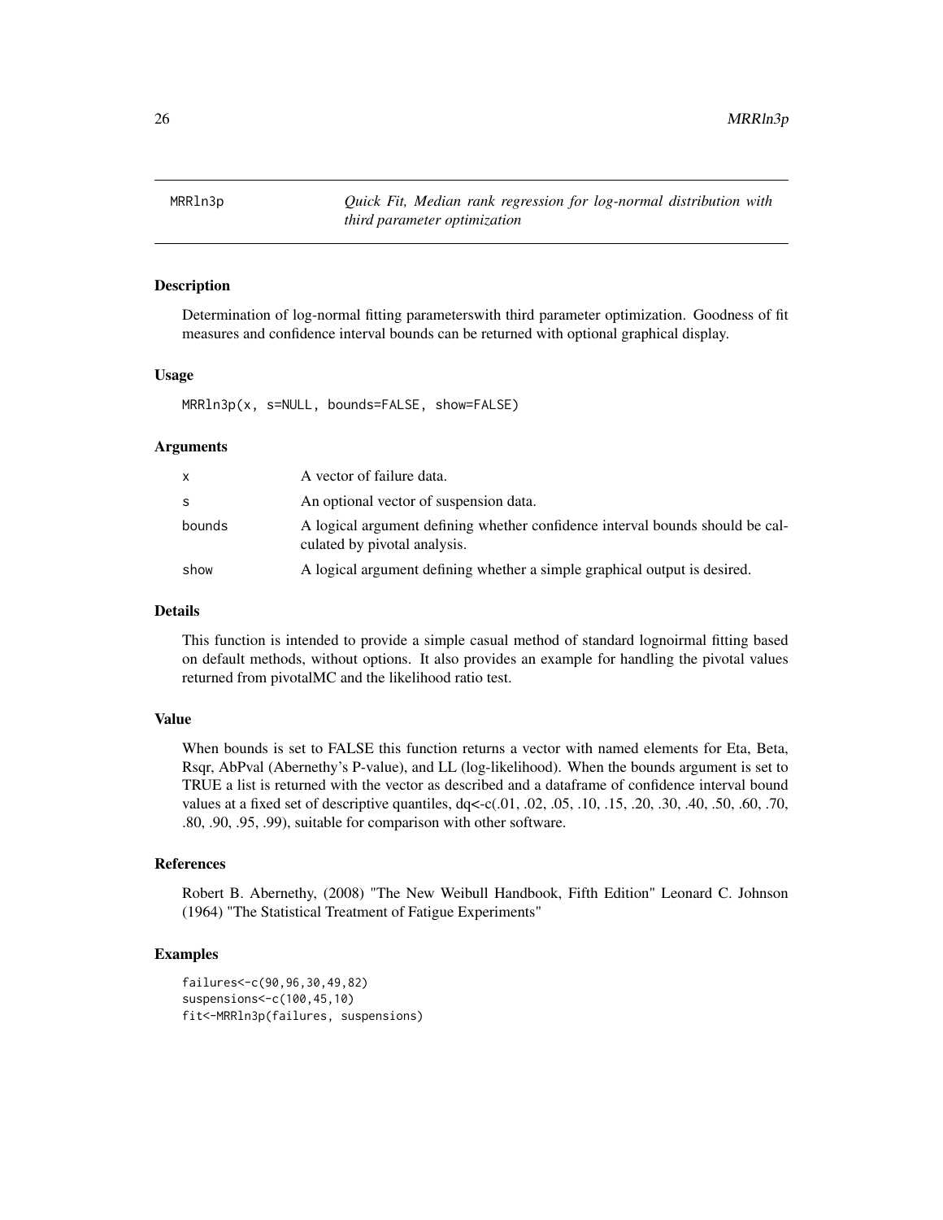## MRRln3p

*Quick Fit, Median rank regression for log-normal distribution with third parameter optimization*

### Description

Determination of log-normal fitting parameterswith third parameter optimization. Goodness of fit measures and confidence interval bounds can be returned with optional graphical display.

### Usage

```
MRRln3p(x, s=NULL, bounds=FALSE, show=FALSE)
```

### Arguments

| | |
|---|---|
| x | A vector of failure data. |
| s | An optional vector of suspension data. |
| bounds | A logical argument defining whether confidence interval bounds should be calculated by pivotal analysis. |
| show | A logical argument defining whether a simple graphical output is desired. |

### Details

This function is intended to provide a simple casual method of standard lognoirmal fitting based on default methods, without options. It also provides an example for handling the pivotal values returned from pivotalMC and the likelihood ratio test.

### Value

When bounds is set to FALSE this function returns a vector with named elements for Eta, Beta, Rsqr, AbPval (Abernethy's P-value), and LL (log-likelihood). When the bounds argument is set to TRUE a list is returned with the vector as described and a dataframe of confidence interval bound values at a fixed set of descriptive quantiles, dq<-c(.01, .02, .05, .10, .15, .20, .30, .40, .50, .60, .70, .80, .90, .95, .99), suitable for comparison with other software.

### References

Robert B. Abernethy, (2008) "The New Weibull Handbook, Fifth Edition" Leonard C. Johnson (1964) "The Statistical Treatment of Fatigue Experiments"

### Examples

```
failures<-c(90,96,30,49,82)
suspensions<-c(100,45,10)
fit<-MRRln3p(failures, suspensions)
```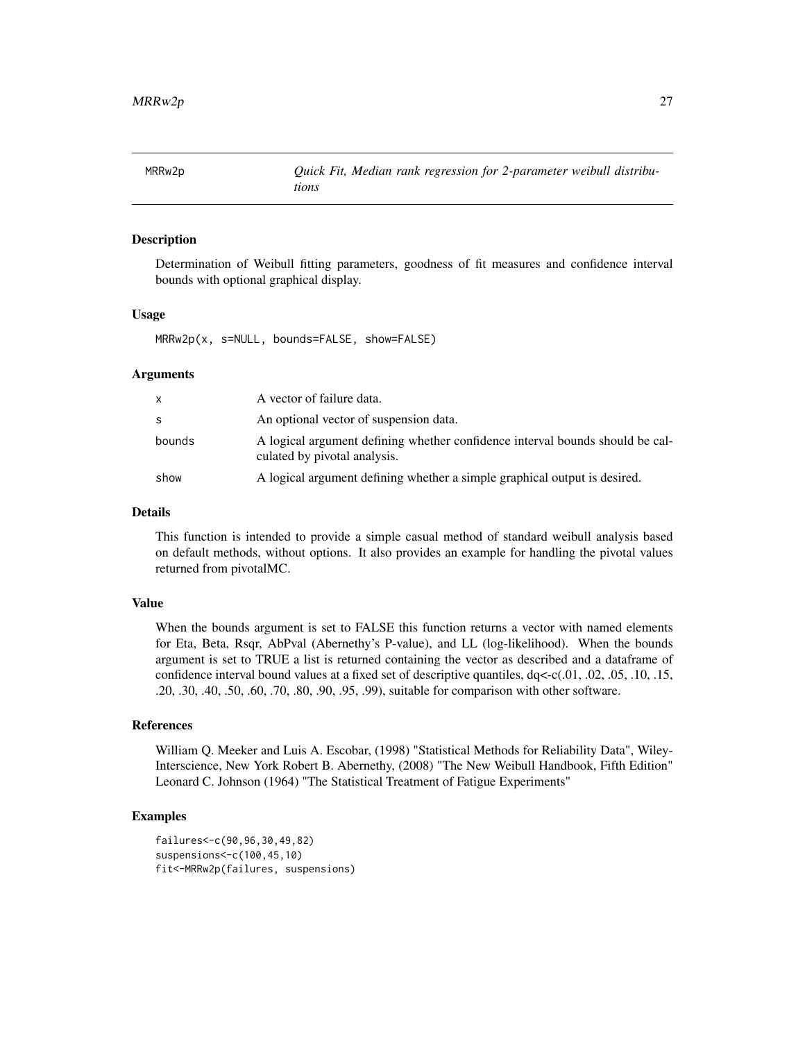MRRw2p *Quick Fit, Median rank regression for 2-parameter weibull distributions*

## Description

Determination of Weibull fitting parameters, goodness of fit measures and confidence interval bounds with optional graphical display.

## Usage

```
MRRw2p(x, s=NULL, bounds=FALSE, show=FALSE)
```

## Arguments

| | |
|---|---|
| x | A vector of failure data. |
| s | An optional vector of suspension data. |
| bounds | A logical argument defining whether confidence interval bounds should be calculated by pivotal analysis. |
| show | A logical argument defining whether a simple graphical output is desired. |

## Details

This function is intended to provide a simple casual method of standard weibull analysis based on default methods, without options. It also provides an example for handling the pivotal values returned from pivotalMC.

## Value

When the bounds argument is set to FALSE this function returns a vector with named elements for Eta, Beta, Rsqr, AbPval (Abernethy's P-value), and LL (log-likelihood). When the bounds argument is set to TRUE a list is returned containing the vector as described and a dataframe of confidence interval bound values at a fixed set of descriptive quantiles, dq<-c(.01, .02, .05, .10, .15, .20, .30, .40, .50, .60, .70, .80, .90, .95, .99), suitable for comparison with other software.

## References

William Q. Meeker and Luis A. Escobar, (1998) "Statistical Methods for Reliability Data", Wiley-Interscience, New York Robert B. Abernethy, (2008) "The New Weibull Handbook, Fifth Edition" Leonard C. Johnson (1964) "The Statistical Treatment of Fatigue Experiments"

## Examples

```
failures<-c(90,96,30,49,82)
suspensions<-c(100,45,10)
fit<-MRRw2p(failures, suspensions)
```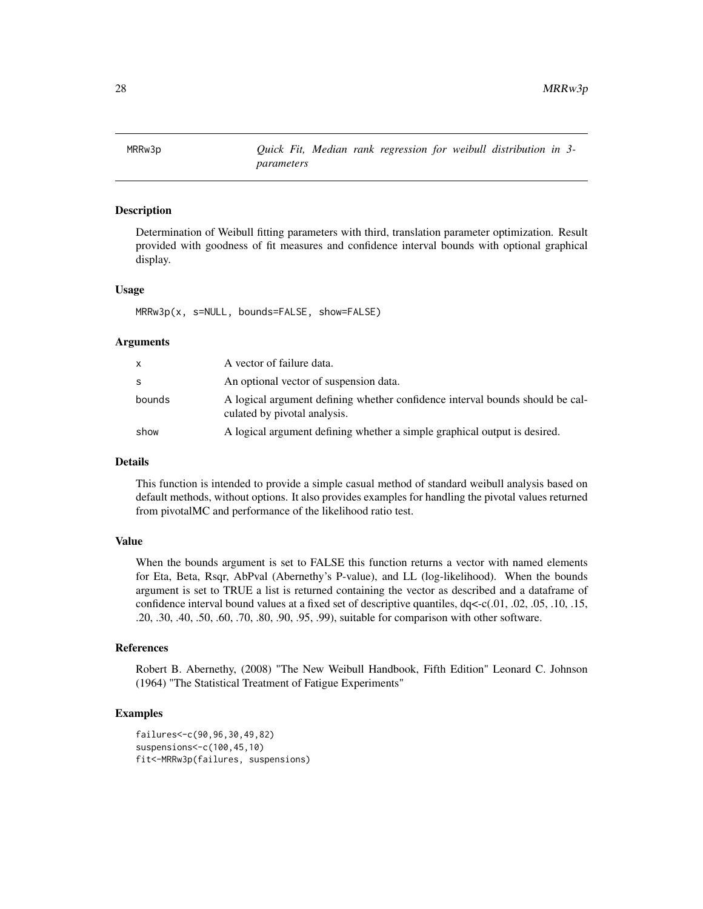# MRRw3p

*Quick Fit, Median rank regression for weibull distribution in 3-parameters*

## Description

Determination of Weibull fitting parameters with third, translation parameter optimization. Result provided with goodness of fit measures and confidence interval bounds with optional graphical display.

## Usage

```
MRRw3p(x, s=NULL, bounds=FALSE, show=FALSE)
```

## Arguments

| | |
|---|---|
| x | A vector of failure data. |
| s | An optional vector of suspension data. |
| bounds | A logical argument defining whether confidence interval bounds should be calculated by pivotal analysis. |
| show | A logical argument defining whether a simple graphical output is desired. |

## Details

This function is intended to provide a simple casual method of standard weibull analysis based on default methods, without options. It also provides examples for handling the pivotal values returned from pivotalMC and performance of the likelihood ratio test.

## Value

When the bounds argument is set to FALSE this function returns a vector with named elements for Eta, Beta, Rsqr, AbPval (Abernethy's P-value), and LL (log-likelihood). When the bounds argument is set to TRUE a list is returned containing the vector as described and a dataframe of confidence interval bound values at a fixed set of descriptive quantiles, dq<-c(.01, .02, .05, .10, .15, .20, .30, .40, .50, .60, .70, .80, .90, .95, .99), suitable for comparison with other software.

## References

Robert B. Abernethy, (2008) "The New Weibull Handbook, Fifth Edition" Leonard C. Johnson (1964) "The Statistical Treatment of Fatigue Experiments"

## Examples

```
failures<-c(90,96,30,49,82)
suspensions<-c(100,45,10)
fit<-MRRw3p(failures, suspensions)
```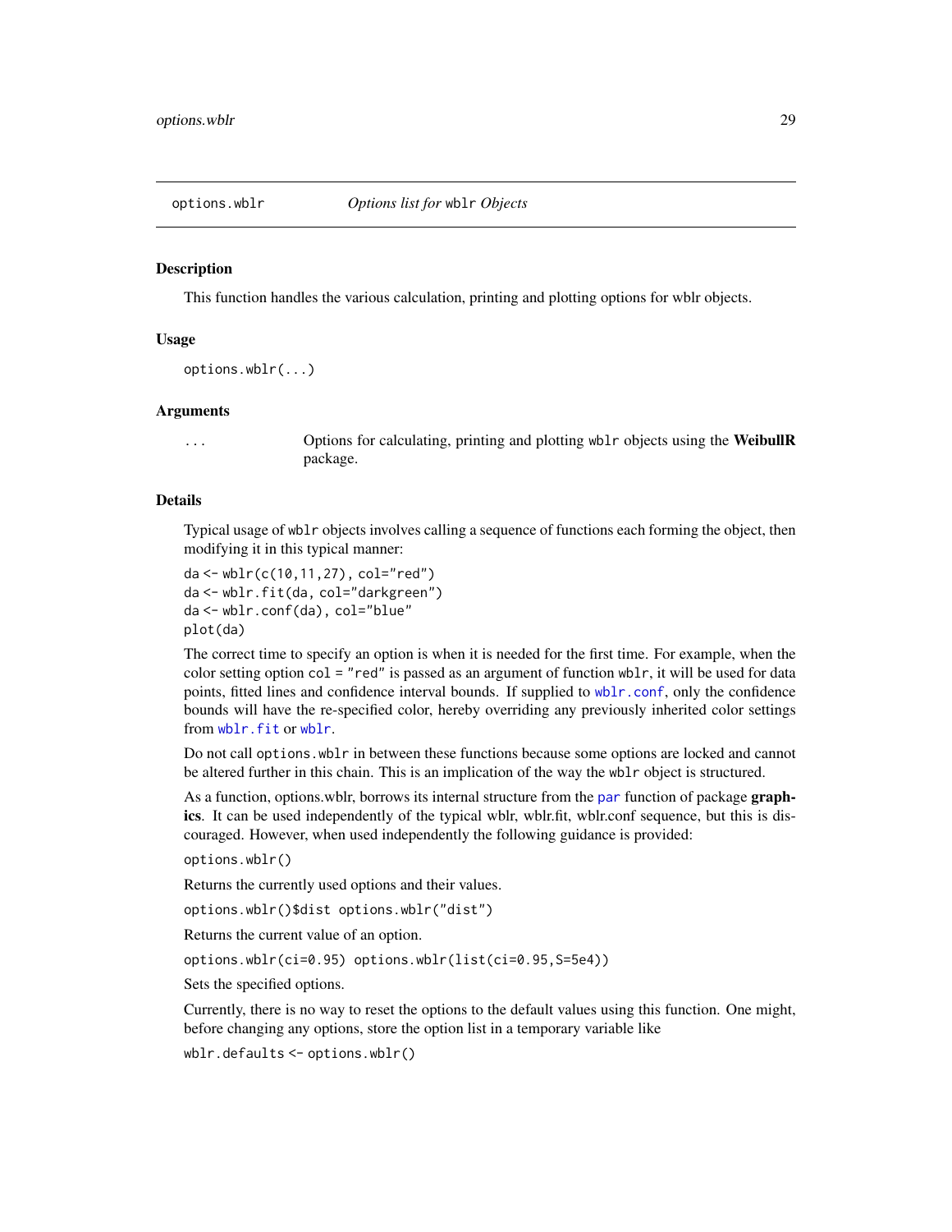options.wblr — *Options list for* `wblr` *Objects*

### Description

This function handles the various calculation, printing and plotting options for wblr objects.

### Usage

```
options.wblr(...)
```

### Arguments

`...` Options for calculating, printing and plotting `wblr` objects using the **WeibullR** package.

### Details

Typical usage of `wblr` objects involves calling a sequence of functions each forming the object, then modifying it in this typical manner:

```
da <- wblr(c(10,11,27), col="red")
da <- wblr.fit(da, col="darkgreen")
da <- wblr.conf(da), col="blue"
plot(da)
```

The correct time to specify an option is when it is needed for the first time. For example, when the color setting option `col = "red"` is passed as an argument of function `wblr`, it will be used for data points, fitted lines and confidence interval bounds. If supplied to `wblr.conf`, only the confidence bounds will have the re-specified color, hereby overriding any previously inherited color settings from `wblr.fit` or `wblr`.

Do not call `options.wblr` in between these functions because some options are locked and cannot be altered further in this chain. This is an implication of the way the `wblr` object is structured.

As a function, options.wblr, borrows its internal structure from the `par` function of package **graphics**. It can be used independently of the typical wblr, wblr.fit, wblr.conf sequence, but this is discouraged. However, when used independently the following guidance is provided:

`options.wblr()`

Returns the currently used options and their values.

`options.wblr()$dist options.wblr("dist")`

Returns the current value of an option.

`options.wblr(ci=0.95) options.wblr(list(ci=0.95,S=5e4))`

Sets the specified options.

Currently, there is no way to reset the options to the default values using this function. One might, before changing any options, store the option list in a temporary variable like

`wblr.defaults <- options.wblr()`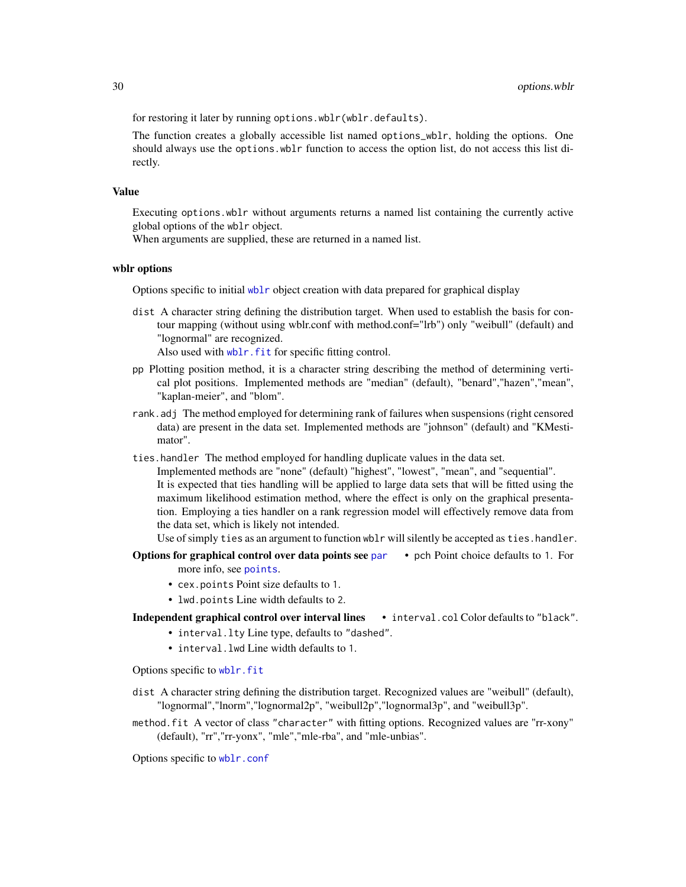for restoring it later by running `options.wblr(wblr.defaults)`.

The function creates a globally accessible list named `options_wblr`, holding the options. One should always use the `options.wblr` function to access the option list, do not access this list directly.

## Value

Executing `options.wblr` without arguments returns a named list containing the currently active global options of the `wblr` object.
When arguments are supplied, these are returned in a named list.

### wblr options

Options specific to initial `wblr` object creation with data prepared for graphical display

`dist` A character string defining the distribution target. When used to establish the basis for contour mapping (without using wblr.conf with method.conf="lrb") only "weibull" (default) and "lognormal" are recognized.
Also used with `wblr.fit` for specific fitting control.

`pp` Plotting position method, it is a character string describing the method of determining vertical plot positions. Implemented methods are "median" (default), "benard","hazen","mean", "kaplan-meier", and "blom".

`rank.adj` The method employed for determining rank of failures when suspensions (right censored data) are present in the data set. Implemented methods are "johnson" (default) and "KMestimator".

`ties.handler` The method employed for handling duplicate values in the data set.
Implemented methods are "none" (default) "highest", "lowest", "mean", and "sequential".
It is expected that ties handling will be applied to large data sets that will be fitted using the maximum likelihood estimation method, where the effect is only on the graphical presentation. Employing a ties handler on a rank regression model will effectively remove data from the data set, which is likely not intended.
Use of simply `ties` as an argument to function `wblr` will silently be accepted as `ties.handler`.

**Options for graphical control over data points see `par`**

- `pch` Point choice defaults to `1`. For more info, see `points`.
- `cex.points` Point size defaults to `1`.
- `lwd.points` Line width defaults to `2`.

**Independent graphical control over interval lines**

- `interval.col` Color defaults to `"black"`.
- `interval.lty` Line type, defaults to `"dashed"`.
- `interval.lwd` Line width defaults to `1`.

Options specific to `wblr.fit`

`dist` A character string defining the distribution target. Recognized values are "weibull" (default), "lognormal","lnorm","lognormal2p", "weibull2p","lognormal3p", and "weibull3p".

`method.fit` A vector of class `"character"` with fitting options. Recognized values are "rr-xony" (default), "rr","rr-yonx", "mle","mle-rba", and "mle-unbias".

Options specific to `wblr.conf`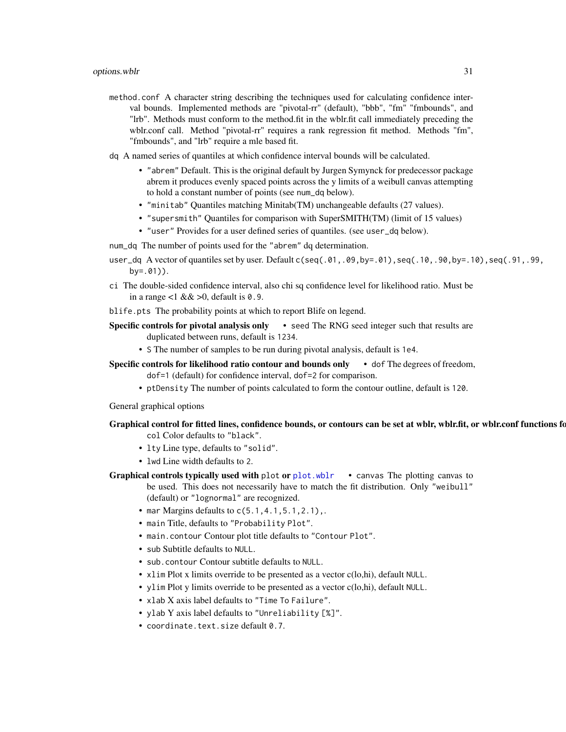method.conf A character string describing the techniques used for calculating confidence interval bounds. Implemented methods are "pivotal-rr" (default), "bbb", "fm" "fmbounds", and "lrb". Methods must conform to the method.fit in the wblr.fit call immediately preceding the wblr.conf call. Method "pivotal-rr" requires a rank regression fit method. Methods "fm", "fmbounds", and "lrb" require a mle based fit.

dq A named series of quantiles at which confidence interval bounds will be calculated.

- "abrem" Default. This is the original default by Jurgen Symynck for predecessor package abrem it produces evenly spaced points across the y limits of a weibull canvas attempting to hold a constant number of points (see num_dq below).
- "minitab" Quantiles matching Minitab(TM) unchangeable defaults (27 values).
- "supersmith" Quantiles for comparison with SuperSMITH(TM) (limit of 15 values)
- "user" Provides for a user defined series of quantiles. (see user_dq below).

num_dq The number of points used for the "abrem" dq determination.

user_dq A vector of quantiles set by user. Default c(seq(.01,.09,by=.01),seq(.10,.90,by=.10),seq(.91,.99, by=.01)).

ci The double-sided confidence interval, also chi sq confidence level for likelihood ratio. Must be in a range <1 && >0, default is 0.9.

blife.pts The probability points at which to report Blife on legend.

**Specific controls for pivotal analysis only**
- seed The RNG seed integer such that results are duplicated between runs, default is 1234.
- S The number of samples to be run during pivotal analysis, default is 1e4.

**Specific controls for likelihood ratio contour and bounds only**
- dof The degrees of freedom, dof=1 (default) for confidence interval, dof=2 for comparison.
- ptDensity The number of points calculated to form the contour outline, default is 120.

General graphical options

**Graphical control for fitted lines, confidence bounds, or contours can be set at wblr, wblr.fit, or wblr.conf functions fo**
col Color defaults to "black".
- lty Line type, defaults to "solid".
- lwd Line width defaults to 2.

**Graphical controls typically used with plot or plot.wblr**
- canvas The plotting canvas to be used. This does not necessarily have to match the fit distribution. Only "weibull" (default) or "lognormal" are recognized.
- mar Margins defaults to c(5.1,4.1,5.1,2.1),.
- main Title, defaults to "Probability Plot".
- main.contour Contour plot title defaults to "Contour Plot".
- sub Subtitle defaults to NULL.
- sub.contour Contour subtitle defaults to NULL.
- xlim Plot x limits override to be presented as a vector c(lo,hi), default NULL.
- ylim Plot y limits override to be presented as a vector c(lo,hi), default NULL.
- xlab X axis label defaults to "Time To Failure".
- ylab Y axis label defaults to "Unreliability [%]".
- coordinate.text.size default 0.7.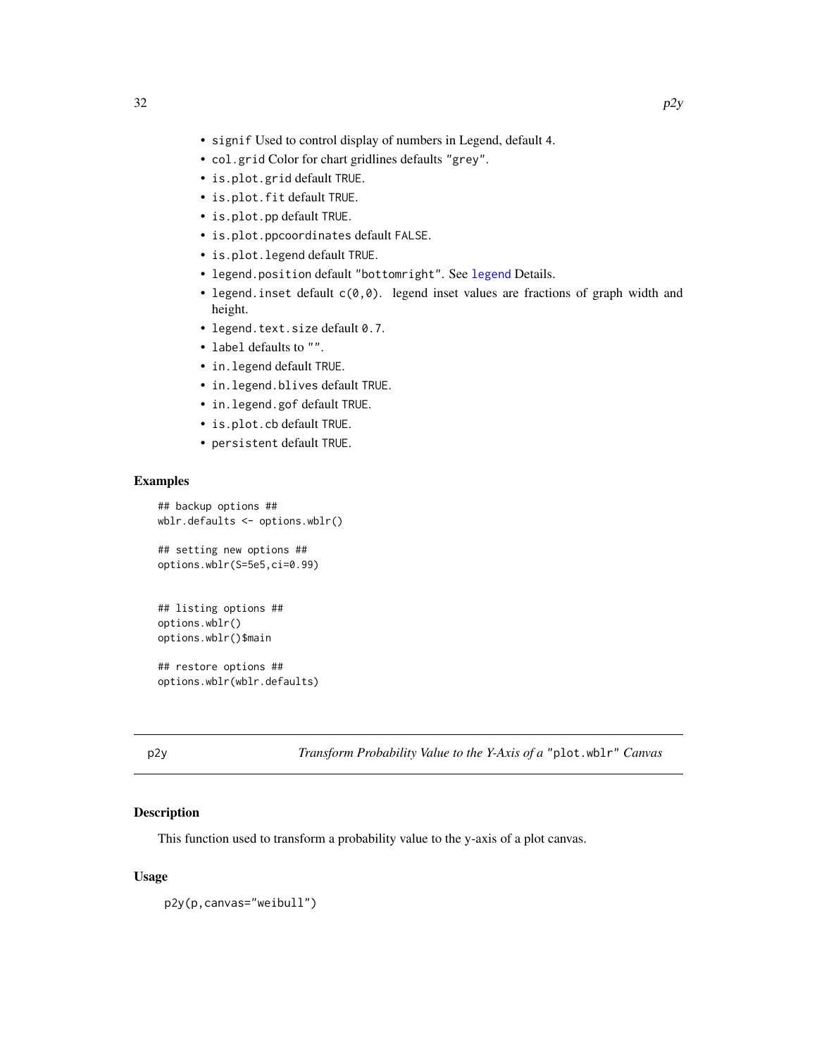- `signif` Used to control display of numbers in Legend, default 4.
- `col.grid` Color for chart gridlines defaults `"grey"`.
- `is.plot.grid` default `TRUE`.
- `is.plot.fit` default `TRUE`.
- `is.plot.pp` default `TRUE`.
- `is.plot.ppcoordinates` default `FALSE`.
- `is.plot.legend` default `TRUE`.
- `legend.position` default `"bottomright"`. See `legend` Details.
- `legend.inset` default `c(0,0)`. legend inset values are fractions of graph width and height.
- `legend.text.size` default `0.7`.
- `label` defaults to `""`.
- `in.legend` default `TRUE`.
- `in.legend.blives` default `TRUE`.
- `in.legend.gof` default `TRUE`.
- `is.plot.cb` default `TRUE`.
- `persistent` default `TRUE`.

## Examples

```
## backup options ##
wblr.defaults <- options.wblr()

## setting new options ##
options.wblr(S=5e5,ci=0.99)


## listing options ##
options.wblr()
options.wblr()$main

## restore options ##
options.wblr(wblr.defaults)
```

---

# p2y — *Transform Probability Value to the Y-Axis of a* `"plot.wblr"` *Canvas*

## Description

This function used to transform a probability value to the y-axis of a plot canvas.

## Usage

```
p2y(p,canvas="weibull")
```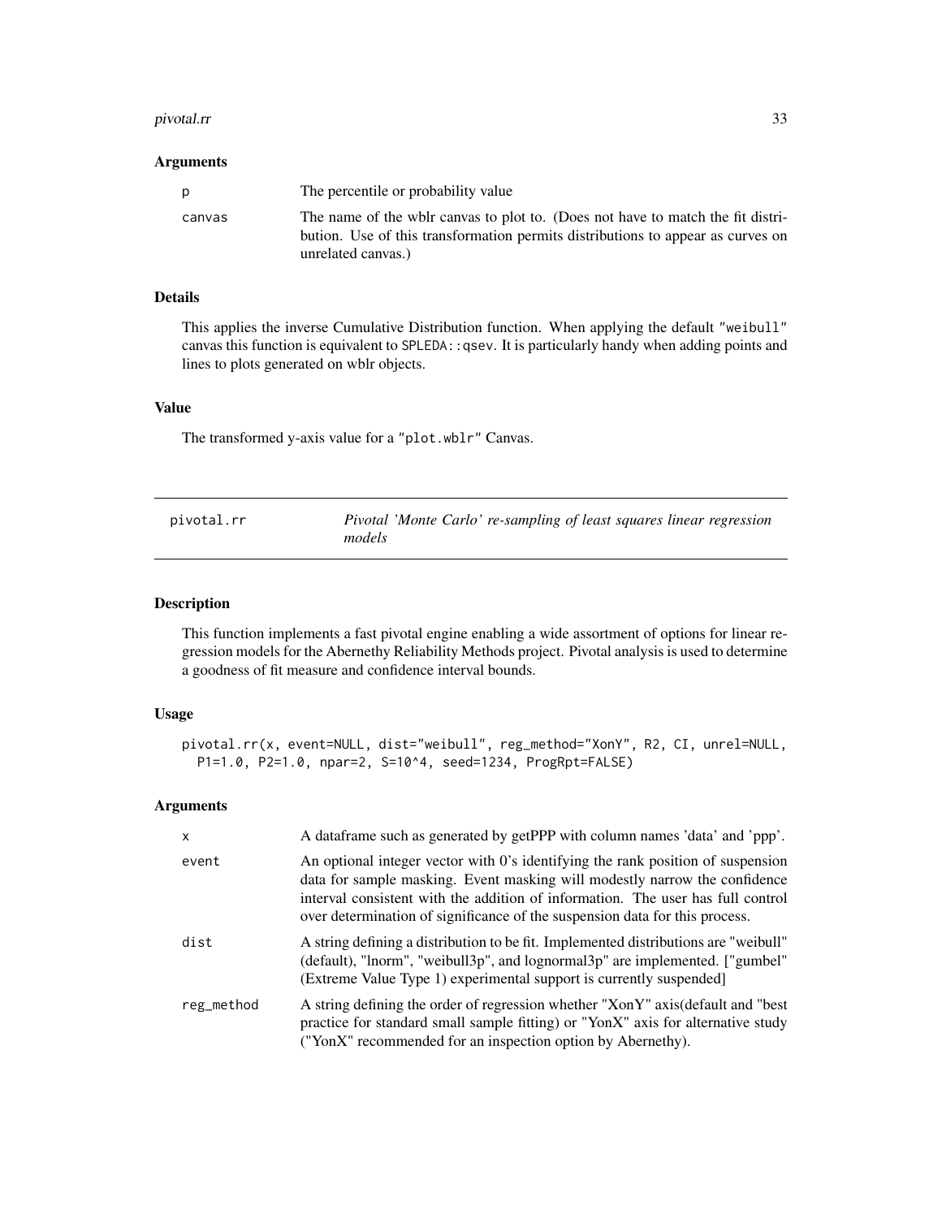### Arguments

| | |
|---|---|
| p | The percentile or probability value |
| canvas | The name of the wblr canvas to plot to. (Does not have to match the fit distribution. Use of this transformation permits distributions to appear as curves on unrelated canvas.) |

### Details

This applies the inverse Cumulative Distribution function. When applying the default "weibull" canvas this function is equivalent to `SPLEDA::qsev`. It is particularly handy when adding points and lines to plots generated on wblr objects.

### Value

The transformed y-axis value for a "plot.wblr" Canvas.

---

## pivotal.rr — *Pivotal 'Monte Carlo' re-sampling of least squares linear regression models*

### Description

This function implements a fast pivotal engine enabling a wide assortment of options for linear regression models for the Abernethy Reliability Methods project. Pivotal analysis is used to determine a goodness of fit measure and confidence interval bounds.

### Usage

```
pivotal.rr(x, event=NULL, dist="weibull", reg_method="XonY", R2, CI, unrel=NULL,
  P1=1.0, P2=1.0, npar=2, S=10^4, seed=1234, ProgRpt=FALSE)
```

### Arguments

| | |
|---|---|
| x | A dataframe such as generated by getPPP with column names 'data' and 'ppp'. |
| event | An optional integer vector with 0's identifying the rank position of suspension data for sample masking. Event masking will modestly narrow the confidence interval consistent with the addition of information. The user has full control over determination of significance of the suspension data for this process. |
| dist | A string defining a distribution to be fit. Implemented distributions are "weibull" (default), "lnorm", "weibull3p", and lognormal3p" are implemented. ["gumbel" (Extreme Value Type 1) experimental support is currently suspended] |
| reg_method | A string defining the order of regression whether "XonY" axis(default and "best practice for standard small sample fitting) or "YonX" axis for alternative study ("YonX" recommended for an inspection option by Abernethy). |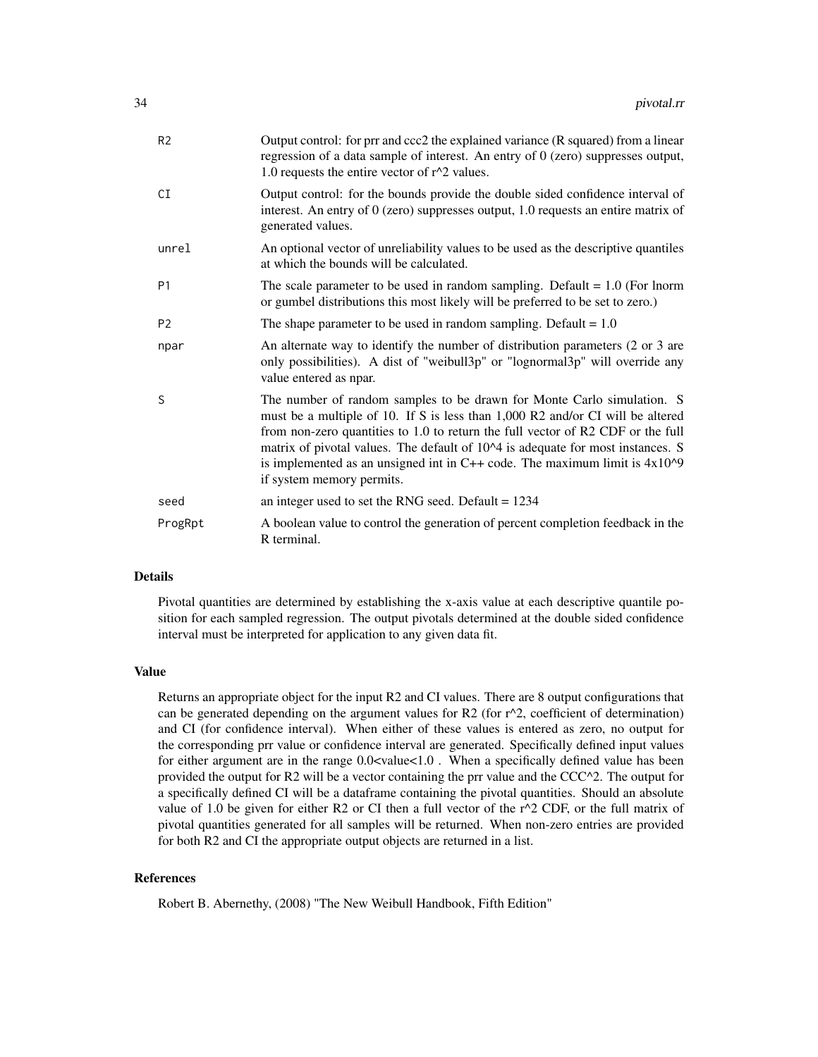| | |
|---|---|
| R2 | Output control: for prr and ccc2 the explained variance (R squared) from a linear regression of a data sample of interest. An entry of 0 (zero) suppresses output, 1.0 requests the entire vector of r^2 values. |
| CI | Output control: for the bounds provide the double sided confidence interval of interest. An entry of 0 (zero) suppresses output, 1.0 requests an entire matrix of generated values. |
| unrel | An optional vector of unreliability values to be used as the descriptive quantiles at which the bounds will be calculated. |
| P1 | The scale parameter to be used in random sampling. Default = 1.0 (For lnorm or gumbel distributions this most likely will be preferred to be set to zero.) |
| P2 | The shape parameter to be used in random sampling. Default = 1.0 |
| npar | An alternate way to identify the number of distribution parameters (2 or 3 are only possibilities). A dist of "weibull3p" or "lognormal3p" will override any value entered as npar. |
| S | The number of random samples to be drawn for Monte Carlo simulation. S must be a multiple of 10. If S is less than 1,000 R2 and/or CI will be altered from non-zero quantities to 1.0 to return the full vector of R2 CDF or the full matrix of pivotal values. The default of 10^4 is adequate for most instances. S is implemented as an unsigned int in C++ code. The maximum limit is 4x10^9 if system memory permits. |
| seed | an integer used to set the RNG seed. Default = 1234 |
| ProgRpt | A boolean value to control the generation of percent completion feedback in the R terminal. |

## Details

Pivotal quantities are determined by establishing the x-axis value at each descriptive quantile position for each sampled regression. The output pivotals determined at the double sided confidence interval must be interpreted for application to any given data fit.

## Value

Returns an appropriate object for the input R2 and CI values. There are 8 output configurations that can be generated depending on the argument values for R2 (for r^2, coefficient of determination) and CI (for confidence interval). When either of these values is entered as zero, no output for the corresponding prr value or confidence interval are generated. Specifically defined input values for either argument are in the range 0.0<value<1.0 . When a specifically defined value has been provided the output for R2 will be a vector containing the prr value and the CCC^2. The output for a specifically defined CI will be a dataframe containing the pivotal quantities. Should an absolute value of 1.0 be given for either R2 or CI then a full vector of the r^2 CDF, or the full matrix of pivotal quantities generated for all samples will be returned. When non-zero entries are provided for both R2 and CI the appropriate output objects are returned in a list.

## References

Robert B. Abernethy, (2008) "The New Weibull Handbook, Fifth Edition"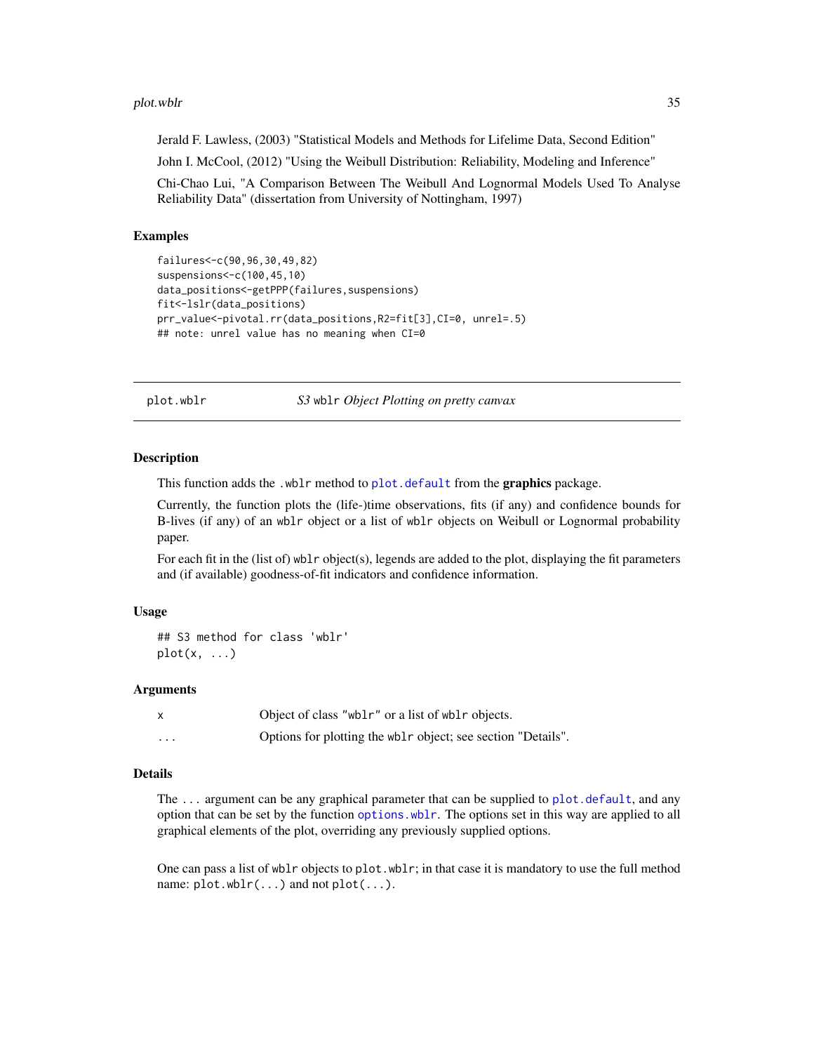Jerald F. Lawless, (2003) "Statistical Models and Methods for Lifelime Data, Second Edition"

John I. McCool, (2012) "Using the Weibull Distribution: Reliability, Modeling and Inference"

Chi-Chao Lui, "A Comparison Between The Weibull And Lognormal Models Used To Analyse Reliability Data" (dissertation from University of Nottingham, 1997)

### Examples

```
failures<-c(90,96,30,49,82)
suspensions<-c(100,45,10)
data_positions<-getPPP(failures,suspensions)
fit<-lslr(data_positions)
prr_value<-pivotal.rr(data_positions,R2=fit[3],CI=0, unrel=.5)
## note: unrel value has no meaning when CI=0
```

---

## plot.wblr — *S3 wblr Object Plotting on pretty canvax*

---

### Description

This function adds the `.wblr` method to `plot.default` from the **graphics** package.

Currently, the function plots the (life-)time observations, fits (if any) and confidence bounds for B-lives (if any) of an `wblr` object or a list of `wblr` objects on Weibull or Lognormal probability paper.

For each fit in the (list of) `wblr` object(s), legends are added to the plot, displaying the fit parameters and (if available) goodness-of-fit indicators and confidence information.

### Usage

```
## S3 method for class 'wblr'
plot(x, ...)
```

### Arguments

| | |
|---|---|
| x | Object of class "wblr" or a list of wblr objects. |
| ... | Options for plotting the wblr object; see section "Details". |

### Details

The `...` argument can be any graphical parameter that can be supplied to `plot.default`, and any option that can be set by the function `options.wblr`. The options set in this way are applied to all graphical elements of the plot, overriding any previously supplied options.

One can pass a list of `wblr` objects to `plot.wblr`; in that case it is mandatory to use the full method name: `plot.wblr(...)` and not `plot(...)`.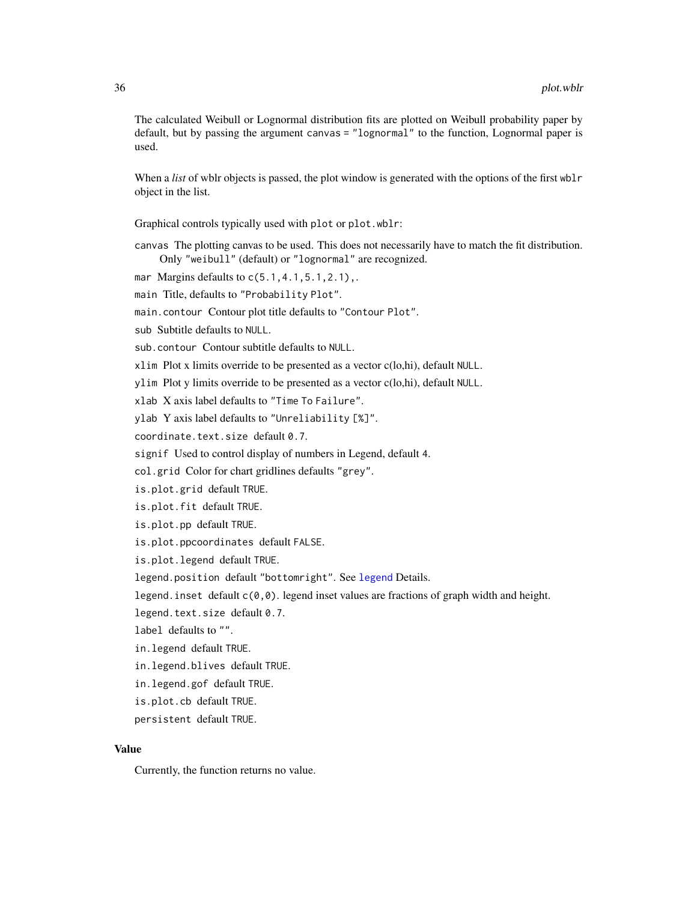The calculated Weibull or Lognormal distribution fits are plotted on Weibull probability paper by default, but by passing the argument `canvas = "lognormal"` to the function, Lognormal paper is used.

When a *list* of wblr objects is passed, the plot window is generated with the options of the first `wblr` object in the list.

Graphical controls typically used with `plot` or `plot.wblr`:

- `canvas` The plotting canvas to be used. This does not necessarily have to match the fit distribution. Only `"weibull"` (default) or `"lognormal"` are recognized.
- `mar` Margins defaults to `c(5.1,4.1,5.1,2.1),`.
- `main` Title, defaults to `"Probability Plot"`.
- `main.contour` Contour plot title defaults to `"Contour Plot"`.
- `sub` Subtitle defaults to `NULL`.
- `sub.contour` Contour subtitle defaults to `NULL`.
- `xlim` Plot x limits override to be presented as a vector c(lo,hi), default `NULL`.
- `ylim` Plot y limits override to be presented as a vector c(lo,hi), default `NULL`.
- `xlab` X axis label defaults to `"Time To Failure"`.
- `ylab` Y axis label defaults to `"Unreliability [%]"`.
- `coordinate.text.size` default `0.7`.
- `signif` Used to control display of numbers in Legend, default `4`.
- `col.grid` Color for chart gridlines defaults `"grey"`.
- `is.plot.grid` default `TRUE`.
- `is.plot.fit` default `TRUE`.
- `is.plot.pp` default `TRUE`.
- `is.plot.ppcoordinates` default `FALSE`.
- `is.plot.legend` default `TRUE`.
- `legend.position` default `"bottomright"`. See legend Details.
- `legend.inset` default `c(0,0)`. legend inset values are fractions of graph width and height.
- `legend.text.size` default `0.7`.
- `label` defaults to `""`.
- `in.legend` default `TRUE`.
- `in.legend.blives` default `TRUE`.
- `in.legend.gof` default `TRUE`.
- `is.plot.cb` default `TRUE`.
- `persistent` default `TRUE`.

## Value

Currently, the function returns no value.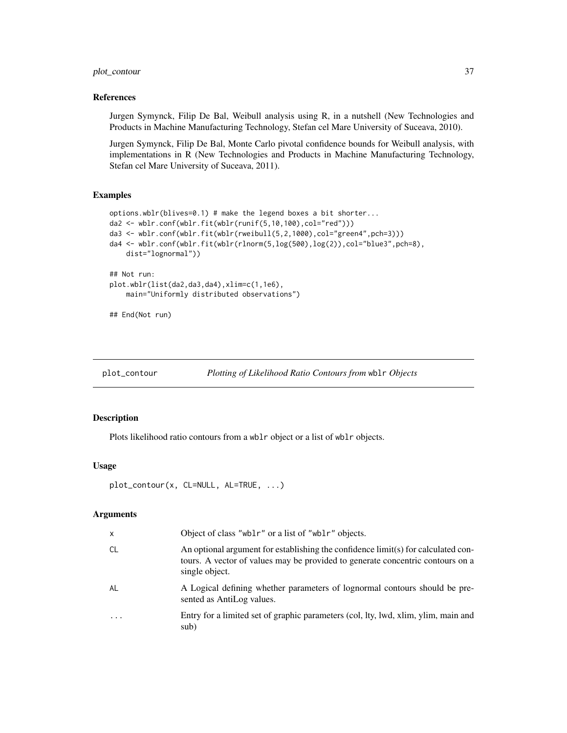### References

Jurgen Symynck, Filip De Bal, Weibull analysis using R, in a nutshell (New Technologies and Products in Machine Manufacturing Technology, Stefan cel Mare University of Suceava, 2010).

Jurgen Symynck, Filip De Bal, Monte Carlo pivotal confidence bounds for Weibull analysis, with implementations in R (New Technologies and Products in Machine Manufacturing Technology, Stefan cel Mare University of Suceava, 2011).

### Examples

```
options.wblr(blives=0.1) # make the legend boxes a bit shorter...
da2 <- wblr.conf(wblr.fit(wblr(runif(5,10,100),col="red")))
da3 <- wblr.conf(wblr.fit(wblr(rweibull(5,2,1000),col="green4",pch=3)))
da4 <- wblr.conf(wblr.fit(wblr(rlnorm(5,log(500),log(2)),col="blue3",pch=8),
    dist="lognormal"))

## Not run:
plot.wblr(list(da2,da3,da4),xlim=c(1,1e6),
    main="Uniformly distributed observations")

## End(Not run)
```

---

## plot_contour — *Plotting of Likelihood Ratio Contours from* `wblr` *Objects*

### Description

Plots likelihood ratio contours from a `wblr` object or a list of `wblr` objects.

### Usage

```
plot_contour(x, CL=NULL, AL=TRUE, ...)
```

### Arguments

| | |
|---|---|
| `x` | Object of class `"wblr"` or a list of `"wblr"` objects. |
| `CL` | An optional argument for establishing the confidence limit(s) for calculated contours. A vector of values may be provided to generate concentric contours on a single object. |
| `AL` | A Logical defining whether parameters of lognormal contours should be presented as AntiLog values. |
| `...` | Entry for a limited set of graphic parameters (col, lty, lwd, xlim, ylim, main and sub) |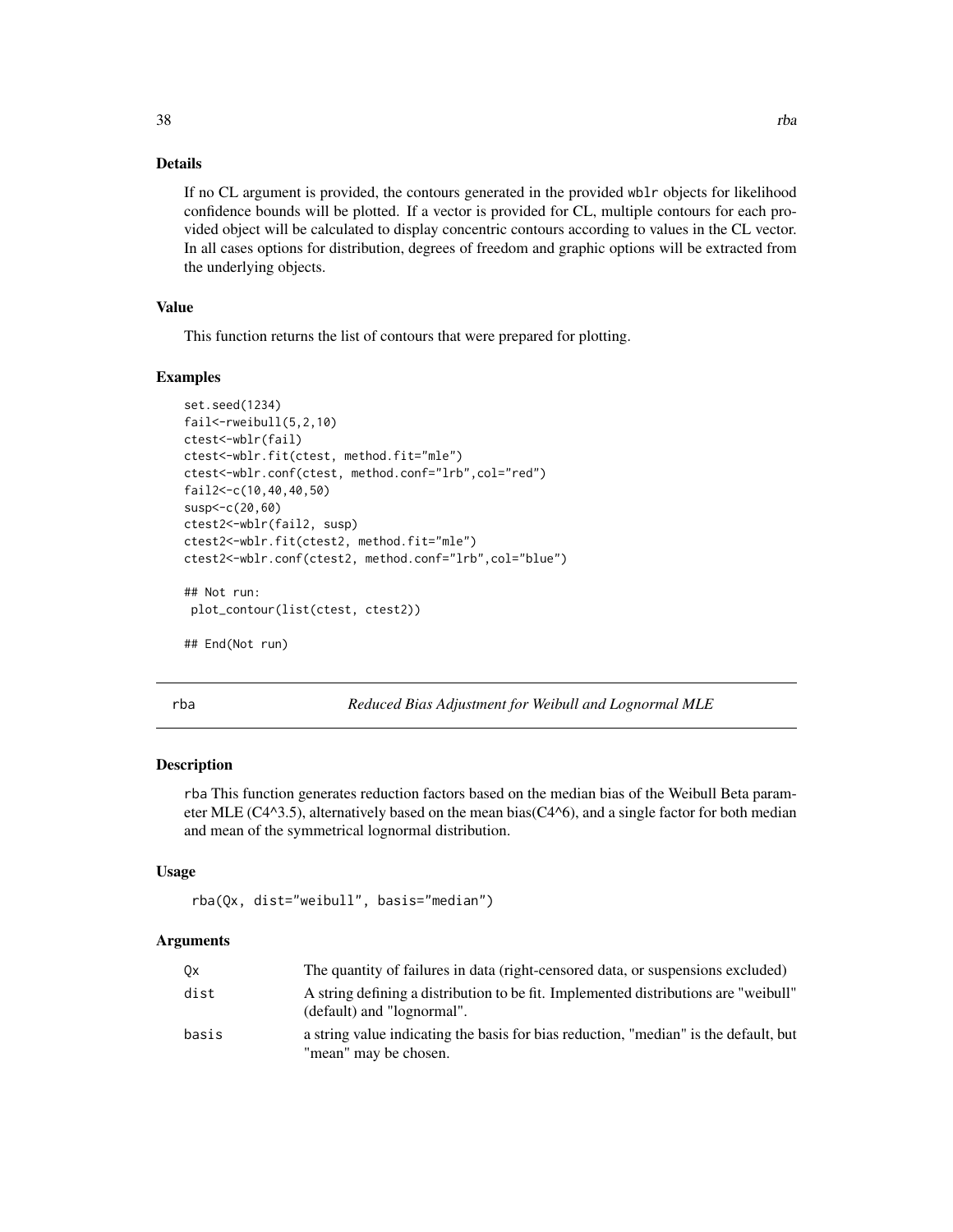## Details

If no CL argument is provided, the contours generated in the provided `wblr` objects for likelihood confidence bounds will be plotted. If a vector is provided for CL, multiple contours for each provided object will be calculated to display concentric contours according to values in the CL vector. In all cases options for distribution, degrees of freedom and graphic options will be extracted from the underlying objects.

## Value

This function returns the list of contours that were prepared for plotting.

## Examples

```
set.seed(1234)
fail<-rweibull(5,2,10)
ctest<-wblr(fail)
ctest<-wblr.fit(ctest, method.fit="mle")
ctest<-wblr.conf(ctest, method.conf="lrb",col="red")
fail2<-c(10,40,40,50)
susp<-c(20,60)
ctest2<-wblr(fail2, susp)
ctest2<-wblr.fit(ctest2, method.fit="mle")
ctest2<-wblr.conf(ctest2, method.conf="lrb",col="blue")

## Not run:
 plot_contour(list(ctest, ctest2))

## End(Not run)
```

---

rba &nbsp;&nbsp;&nbsp;&nbsp; *Reduced Bias Adjustment for Weibull and Lognormal MLE*

---

## Description

`rba` This function generates reduction factors based on the median bias of the Weibull Beta parameter MLE (C4^3.5), alternatively based on the mean bias(C4^6), and a single factor for both median and mean of the symmetrical lognormal distribution.

## Usage

```
rba(Qx, dist="weibull", basis="median")
```

## Arguments

| | |
|---|---|
| `Qx` | The quantity of failures in data (right-censored data, or suspensions excluded) |
| `dist` | A string defining a distribution to be fit. Implemented distributions are "weibull" (default) and "lognormal". |
| `basis` | a string value indicating the basis for bias reduction, "median" is the default, but "mean" may be chosen. |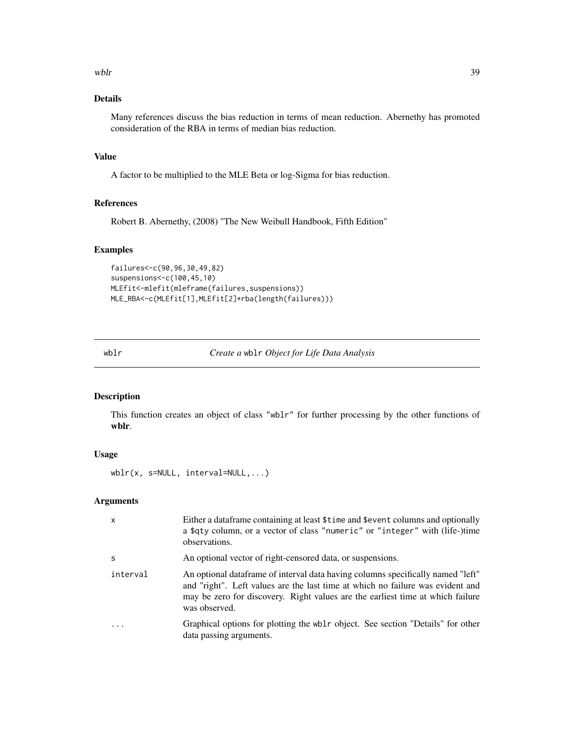### Details

Many references discuss the bias reduction in terms of mean reduction. Abernethy has promoted consideration of the RBA in terms of median bias reduction.

### Value

A factor to be multiplied to the MLE Beta or log-Sigma for bias reduction.

### References

Robert B. Abernethy, (2008) "The New Weibull Handbook, Fifth Edition"

### Examples

```
failures<-c(90,96,30,49,82)
suspensions<-c(100,45,10)
MLEfit<-mlefit(mleframe(failures,suspensions))
MLE_RBA<-c(MLEfit[1],MLEfit[2]*rba(length(failures)))
```

---

## wblr — *Create a* `wblr` *Object for Life Data Analysis*

### Description

This function creates an object of class "wblr" for further processing by the other functions of **wblr**.

### Usage

```
wblr(x, s=NULL, interval=NULL,...)
```

### Arguments

| | |
|---|---|
| x | Either a dataframe containing at least $time and $event columns and optionally a $qty column, or a vector of class "numeric" or "integer" with (life-)time observations. |
| s | An optional vector of right-censored data, or suspensions. |
| interval | An optional dataframe of interval data having columns specifically named "left" and "right". Left values are the last time at which no failure was evident and may be zero for discovery. Right values are the earliest time at which failure was observed. |
| ... | Graphical options for plotting the wblr object. See section "Details" for other data passing arguments. |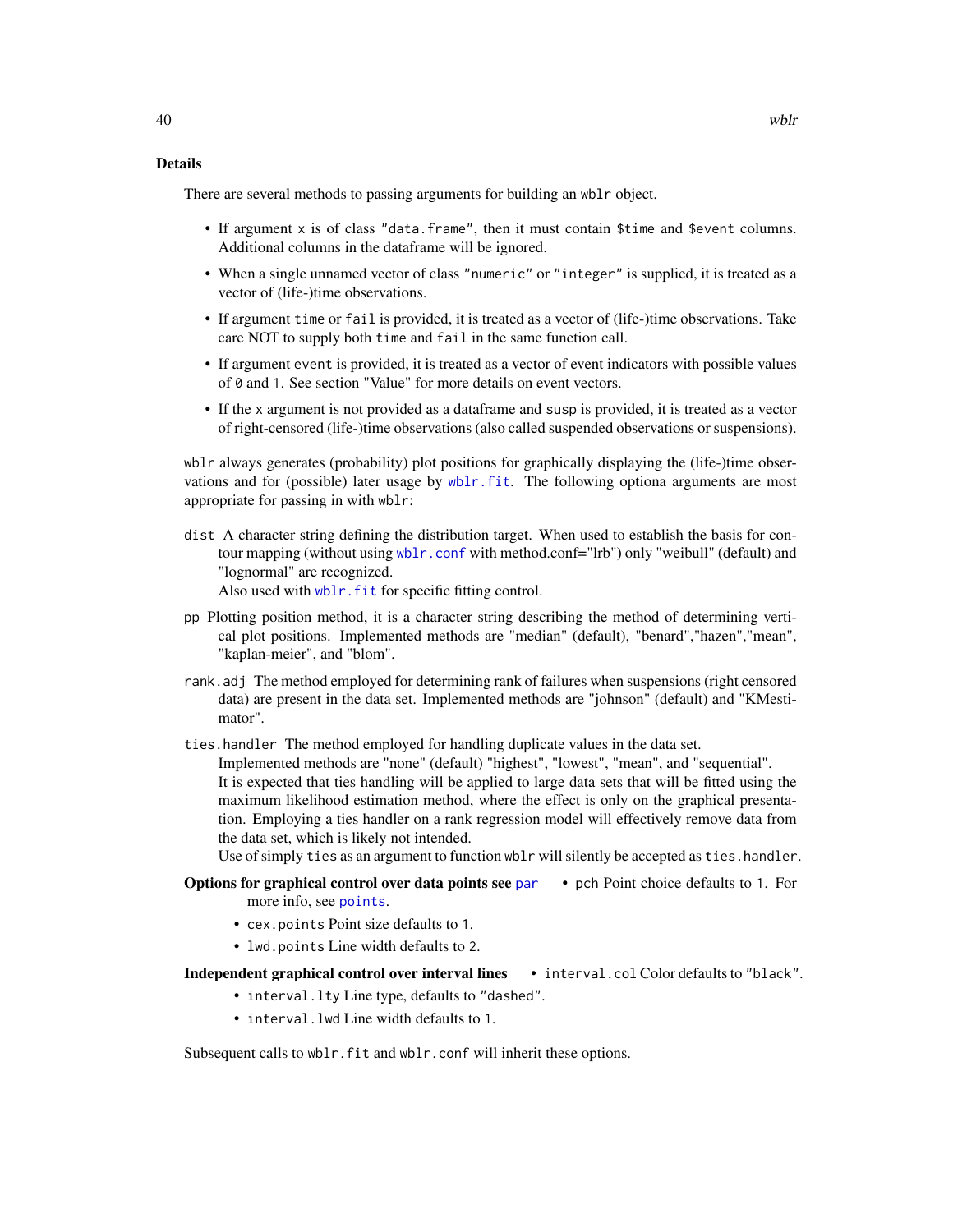### Details

There are several methods to passing arguments for building an `wblr` object.

- If argument `x` is of class `"data.frame"`, then it must contain `$time` and `$event` columns. Additional columns in the dataframe will be ignored.
- When a single unnamed vector of class `"numeric"` or `"integer"` is supplied, it is treated as a vector of (life-)time observations.
- If argument `time` or `fail` is provided, it is treated as a vector of (life-)time observations. Take care NOT to supply both `time` and `fail` in the same function call.
- If argument `event` is provided, it is treated as a vector of event indicators with possible values of `0` and `1`. See section "Value" for more details on event vectors.
- If the `x` argument is not provided as a dataframe and `susp` is provided, it is treated as a vector of right-censored (life-)time observations (also called suspended observations or suspensions).

`wblr` always generates (probability) plot positions for graphically displaying the (life-)time observations and for (possible) later usage by `wblr.fit`. The following optiona arguments are most appropriate for passing in with `wblr`:

`dist` A character string defining the distribution target. When used to establish the basis for contour mapping (without using `wblr.conf` with method.conf="lrb") only "weibull" (default) and "lognormal" are recognized.
Also used with `wblr.fit` for specific fitting control.

`pp` Plotting position method, it is a character string describing the method of determining vertical plot positions. Implemented methods are "median" (default), "benard","hazen","mean", "kaplan-meier", and "blom".

`rank.adj` The method employed for determining rank of failures when suspensions (right censored data) are present in the data set. Implemented methods are "johnson" (default) and "KMestimator".

`ties.handler` The method employed for handling duplicate values in the data set.
Implemented methods are "none" (default) "highest", "lowest", "mean", and "sequential".
It is expected that ties handling will be applied to large data sets that will be fitted using the maximum likelihood estimation method, where the effect is only on the graphical presentation. Employing a ties handler on a rank regression model will effectively remove data from the data set, which is likely not intended.
Use of simply `ties` as an argument to function `wblr` will silently be accepted as `ties.handler`.

**Options for graphical control over data points see `par`**

- `pch` Point choice defaults to `1`. For more info, see `points`.
- `cex.points` Point size defaults to `1`.
- `lwd.points` Line width defaults to `2`.

**Independent graphical control over interval lines**

- `interval.col` Color defaults to `"black"`.
- `interval.lty` Line type, defaults to `"dashed"`.
- `interval.lwd` Line width defaults to `1`.

Subsequent calls to `wblr.fit` and `wblr.conf` will inherit these options.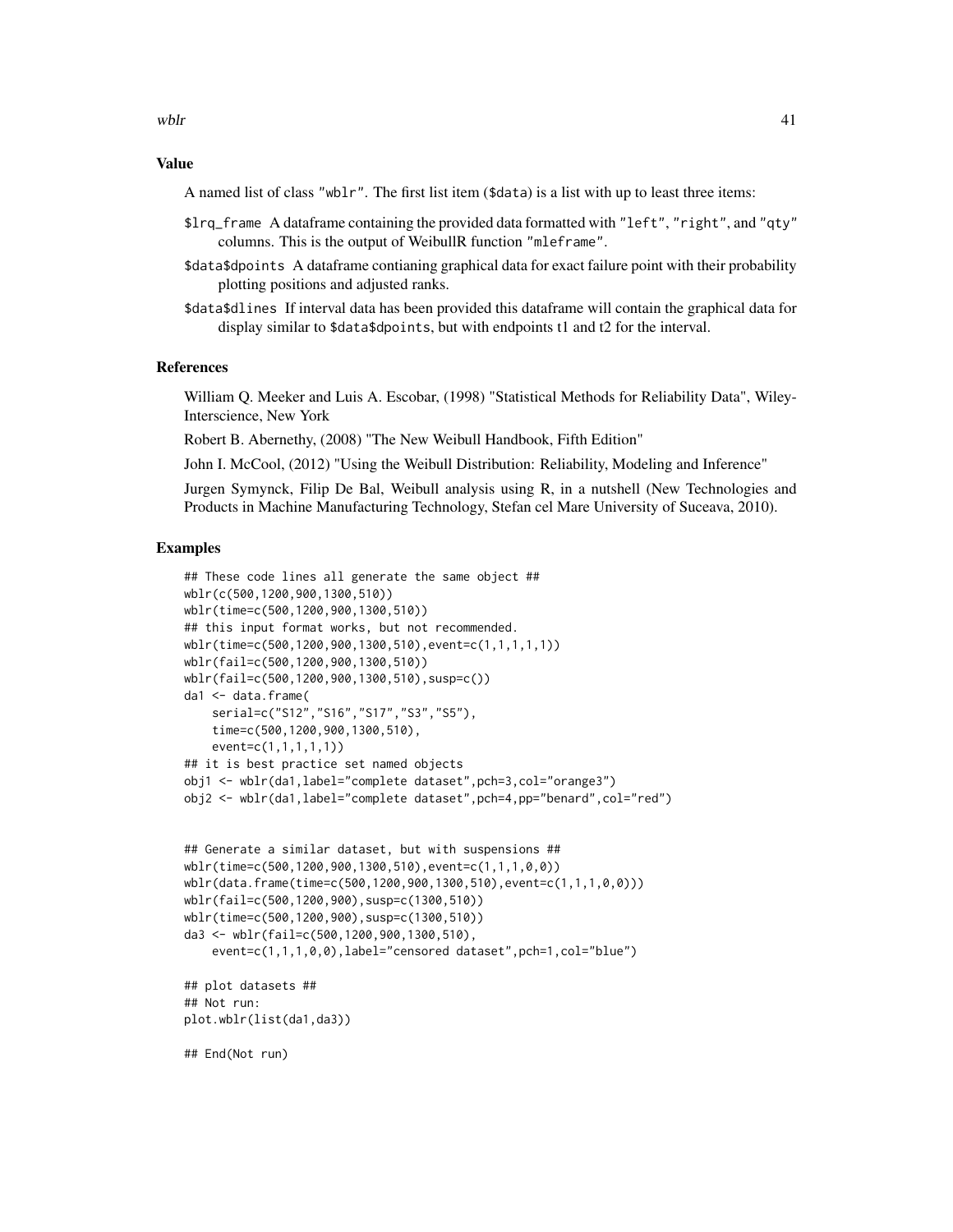### Value

A named list of class "wblr". The first list item ($data) is a list with up to least three items:

$lrq_frame A dataframe containing the provided data formatted with "left", "right", and "qty" columns. This is the output of WeibullR function "mleframe".

$data$dpoints A dataframe contianing graphical data for exact failure point with their probability plotting positions and adjusted ranks.

$data$dlines If interval data has been provided this dataframe will contain the graphical data for display similar to $data$dpoints, but with endpoints t1 and t2 for the interval.

### References

William Q. Meeker and Luis A. Escobar, (1998) "Statistical Methods for Reliability Data", Wiley-Interscience, New York

Robert B. Abernethy, (2008) "The New Weibull Handbook, Fifth Edition"

John I. McCool, (2012) "Using the Weibull Distribution: Reliability, Modeling and Inference"

Jurgen Symynck, Filip De Bal, Weibull analysis using R, in a nutshell (New Technologies and Products in Machine Manufacturing Technology, Stefan cel Mare University of Suceava, 2010).

### Examples

```
## These code lines all generate the same object ##
wblr(c(500,1200,900,1300,510))
wblr(time=c(500,1200,900,1300,510))
## this input format works, but not recommended.
wblr(time=c(500,1200,900,1300,510),event=c(1,1,1,1,1))
wblr(fail=c(500,1200,900,1300,510))
wblr(fail=c(500,1200,900,1300,510),susp=c())
da1 <- data.frame(
    serial=c("S12","S16","S17","S3","S5"),
    time=c(500,1200,900,1300,510),
    event=c(1,1,1,1,1))
## it is best practice set named objects
obj1 <- wblr(da1,label="complete dataset",pch=3,col="orange3")
obj2 <- wblr(da1,label="complete dataset",pch=4,pp="benard",col="red")


## Generate a similar dataset, but with suspensions ##
wblr(time=c(500,1200,900,1300,510),event=c(1,1,1,0,0))
wblr(data.frame(time=c(500,1200,900,1300,510),event=c(1,1,1,0,0)))
wblr(fail=c(500,1200,900),susp=c(1300,510))
wblr(time=c(500,1200,900),susp=c(1300,510))
da3 <- wblr(fail=c(500,1200,900,1300,510),
    event=c(1,1,1,0,0),label="censored dataset",pch=1,col="blue")

## plot datasets ##
## Not run:
plot.wblr(list(da1,da3))

## End(Not run)
```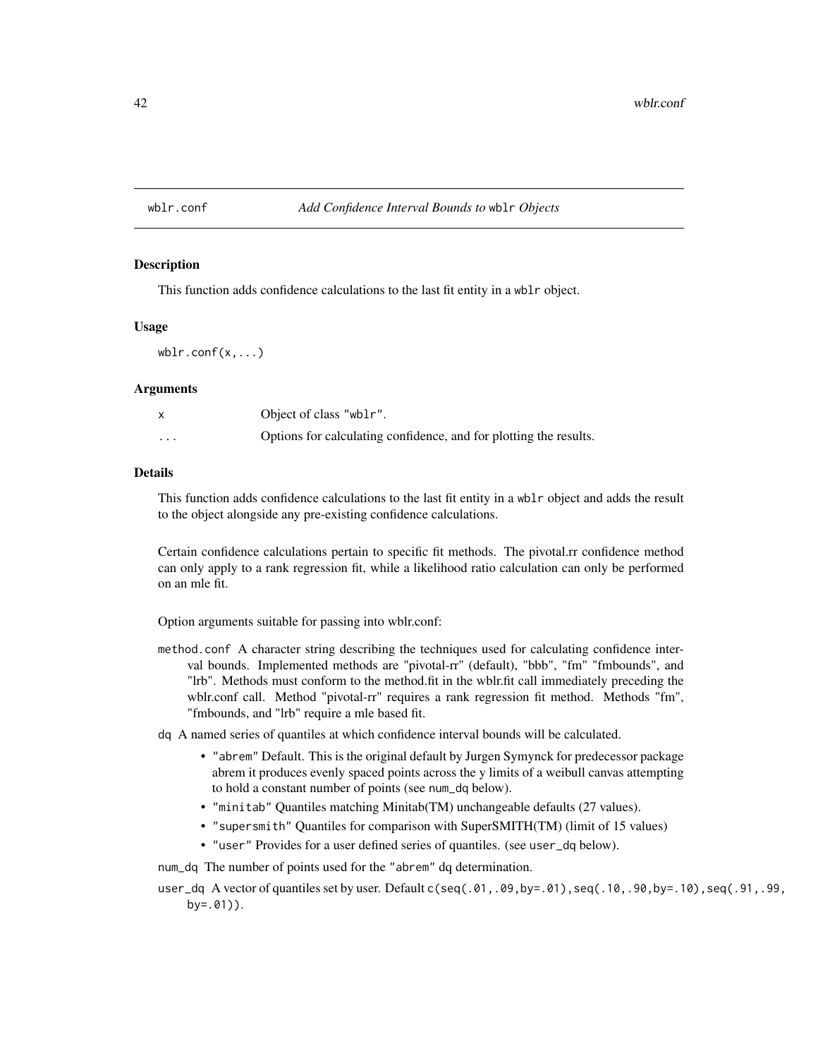wblr.conf *Add Confidence Interval Bounds to* wblr *Objects*

## Description

This function adds confidence calculations to the last fit entity in a wblr object.

## Usage

```
wblr.conf(x,...)
```

## Arguments

| | |
|---|---|
| x | Object of class "wblr". |
| ... | Options for calculating confidence, and for plotting the results. |

## Details

This function adds confidence calculations to the last fit entity in a wblr object and adds the result to the object alongside any pre-existing confidence calculations.

Certain confidence calculations pertain to specific fit methods. The pivotal.rr confidence method can only apply to a rank regression fit, while a likelihood ratio calculation can only be performed on an mle fit.

Option arguments suitable for passing into wblr.conf:

method.conf A character string describing the techniques used for calculating confidence interval bounds. Implemented methods are "pivotal-rr" (default), "bbb", "fm" "fmbounds", and "lrb". Methods must conform to the method.fit in the wblr.fit call immediately preceding the wblr.conf call. Method "pivotal-rr" requires a rank regression fit method. Methods "fm", "fmbounds, and "lrb" require a mle based fit.

dq A named series of quantiles at which confidence interval bounds will be calculated.

- "abrem" Default. This is the original default by Jurgen Symynck for predecessor package abrem it produces evenly spaced points across the y limits of a weibull canvas attempting to hold a constant number of points (see num_dq below).
- "minitab" Quantiles matching Minitab(TM) unchangeable defaults (27 values).
- "supersmith" Quantiles for comparison with SuperSMITH(TM) (limit of 15 values)
- "user" Provides for a user defined series of quantiles. (see user_dq below).

num_dq The number of points used for the "abrem" dq determination.

user_dq A vector of quantiles set by user. Default c(seq(.01,.09,by=.01),seq(.10,.90,by=.10),seq(.91,.99, by=.01)).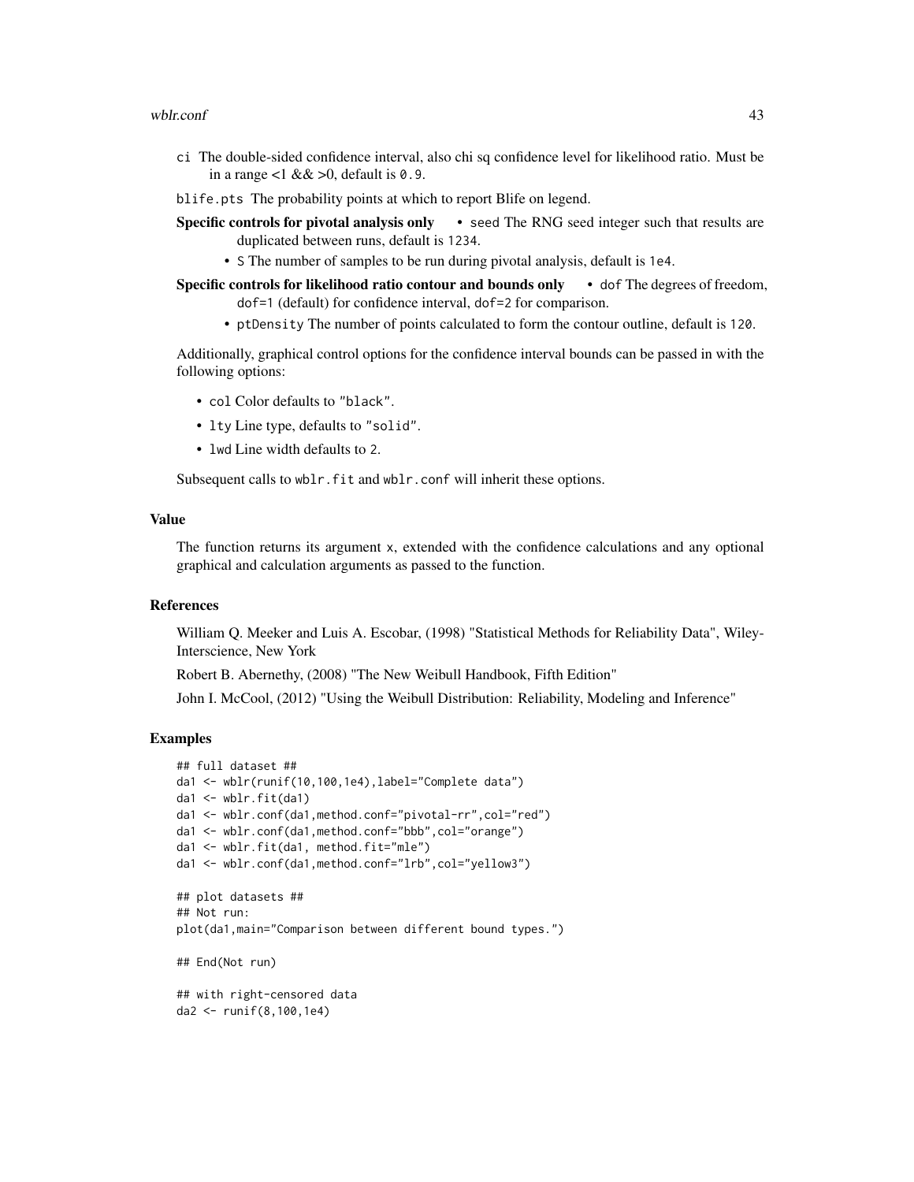ci The double-sided confidence interval, also chi sq confidence level for likelihood ratio. Must be in a range <1 && >0, default is 0.9.

blife.pts The probability points at which to report Blife on legend.

**Specific controls for pivotal analysis only**
- seed The RNG seed integer such that results are duplicated between runs, default is 1234.
- S The number of samples to be run during pivotal analysis, default is 1e4.

**Specific controls for likelihood ratio contour and bounds only**
- dof The degrees of freedom, dof=1 (default) for confidence interval, dof=2 for comparison.
- ptDensity The number of points calculated to form the contour outline, default is 120.

Additionally, graphical control options for the confidence interval bounds can be passed in with the following options:

- col Color defaults to "black".
- lty Line type, defaults to "solid".
- lwd Line width defaults to 2.

Subsequent calls to wblr.fit and wblr.conf will inherit these options.

## Value

The function returns its argument x, extended with the confidence calculations and any optional graphical and calculation arguments as passed to the function.

## References

William Q. Meeker and Luis A. Escobar, (1998) "Statistical Methods for Reliability Data", Wiley-Interscience, New York

Robert B. Abernethy, (2008) "The New Weibull Handbook, Fifth Edition"

John I. McCool, (2012) "Using the Weibull Distribution: Reliability, Modeling and Inference"

## Examples

```
## full dataset ##
da1 <- wblr(runif(10,100,1e4),label="Complete data")
da1 <- wblr.fit(da1)
da1 <- wblr.conf(da1,method.conf="pivotal-rr",col="red")
da1 <- wblr.conf(da1,method.conf="bbb",col="orange")
da1 <- wblr.fit(da1, method.fit="mle")
da1 <- wblr.conf(da1,method.conf="lrb",col="yellow3")

## plot datasets ##
## Not run:
plot(da1,main="Comparison between different bound types.")

## End(Not run)

## with right-censored data
da2 <- runif(8,100,1e4)
```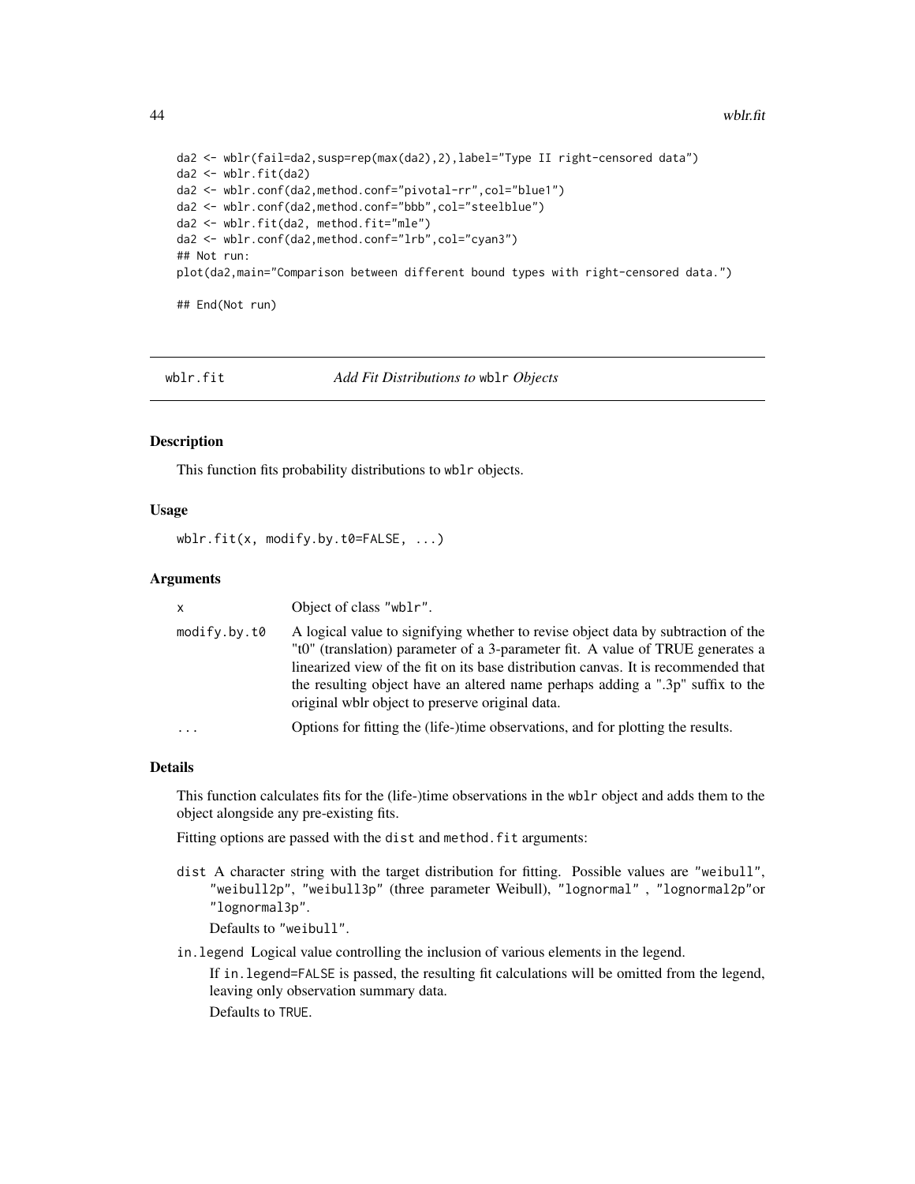```
da2 <- wblr(fail=da2,susp=rep(max(da2),2),label="Type II right-censored data")
da2 <- wblr.fit(da2)
da2 <- wblr.conf(da2,method.conf="pivotal-rr",col="blue1")
da2 <- wblr.conf(da2,method.conf="bbb",col="steelblue")
da2 <- wblr.fit(da2, method.fit="mle")
da2 <- wblr.conf(da2,method.conf="lrb",col="cyan3")
## Not run:
plot(da2,main="Comparison between different bound types with right-censored data.")

## End(Not run)
```

---

wblr.fit    *Add Fit Distributions to* `wblr` *Objects*

---

### Description

This function fits probability distributions to `wblr` objects.

### Usage

```
wblr.fit(x, modify.by.t0=FALSE, ...)
```

### Arguments

| | |
|---|---|
| `x` | Object of class `"wblr"`. |
| `modify.by.t0` | A logical value to signifying whether to revise object data by subtraction of the "t0" (translation) parameter of a 3-parameter fit. A value of TRUE generates a linearized view of the fit on its base distribution canvas. It is recommended that the resulting object have an altered name perhaps adding a ".3p" suffix to the original wblr object to preserve original data. |
| `...` | Options for fitting the (life-)time observations, and for plotting the results. |

### Details

This function calculates fits for the (life-)time observations in the `wblr` object and adds them to the object alongside any pre-existing fits.

Fitting options are passed with the `dist` and `method.fit` arguments:

`dist` A character string with the target distribution for fitting. Possible values are `"weibull"`, `"weibull2p"`, `"weibull3p"` (three parameter Weibull), `"lognormal"` , `"lognormal2p"`or `"lognormal3p"`.

Defaults to `"weibull"`.

`in.legend` Logical value controlling the inclusion of various elements in the legend.

If `in.legend=FALSE` is passed, the resulting fit calculations will be omitted from the legend, leaving only observation summary data.

Defaults to `TRUE`.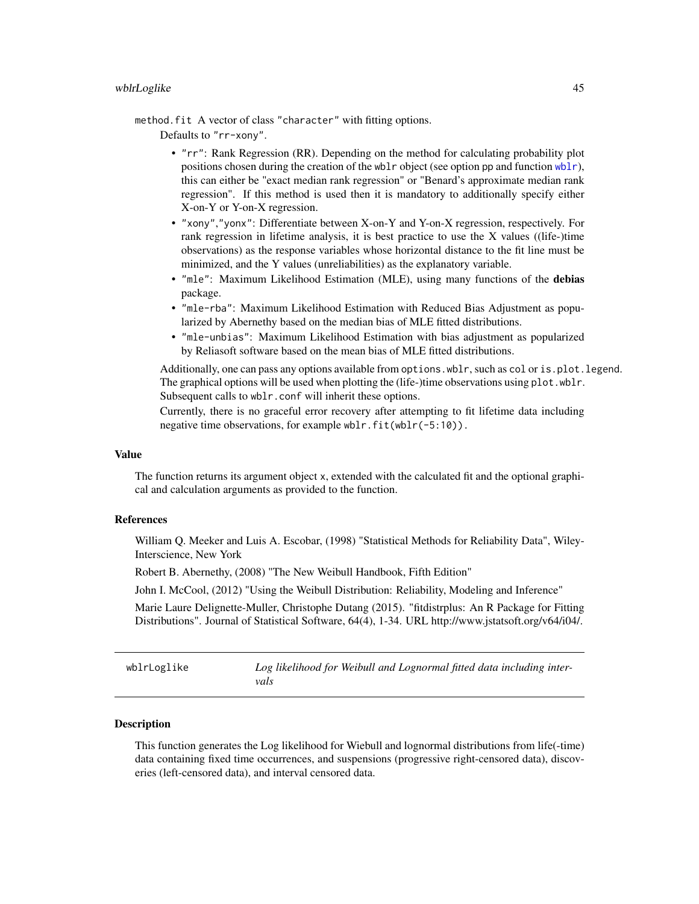method.fit A vector of class "character" with fitting options.

Defaults to "rr-xony".

- "rr": Rank Regression (RR). Depending on the method for calculating probability plot positions chosen during the creation of the wblr object (see option pp and function wblr), this can either be "exact median rank regression" or "Benard's approximate median rank regression". If this method is used then it is mandatory to additionally specify either X-on-Y or Y-on-X regression.
- "xony","yonx": Differentiate between X-on-Y and Y-on-X regression, respectively. For rank regression in lifetime analysis, it is best practice to use the X values ((life-)time observations) as the response variables whose horizontal distance to the fit line must be minimized, and the Y values (unreliabilities) as the explanatory variable.
- "mle": Maximum Likelihood Estimation (MLE), using many functions of the **debias** package.
- "mle-rba": Maximum Likelihood Estimation with Reduced Bias Adjustment as popularized by Abernethy based on the median bias of MLE fitted distributions.
- "mle-unbias": Maximum Likelihood Estimation with bias adjustment as popularized by Reliasoft software based on the mean bias of MLE fitted distributions.

Additionally, one can pass any options available from options.wblr, such as col or is.plot.legend. The graphical options will be used when plotting the (life-)time observations using plot.wblr. Subsequent calls to wblr.conf will inherit these options.

Currently, there is no graceful error recovery after attempting to fit lifetime data including negative time observations, for example wblr.fit(wblr(-5:10)).

### Value

The function returns its argument object x, extended with the calculated fit and the optional graphical and calculation arguments as provided to the function.

### References

William Q. Meeker and Luis A. Escobar, (1998) "Statistical Methods for Reliability Data", Wiley-Interscience, New York

Robert B. Abernethy, (2008) "The New Weibull Handbook, Fifth Edition"

John I. McCool, (2012) "Using the Weibull Distribution: Reliability, Modeling and Inference"

Marie Laure Delignette-Muller, Christophe Dutang (2015). "fitdistrplus: An R Package for Fitting Distributions". Journal of Statistical Software, 64(4), 1-34. URL http://www.jstatsoft.org/v64/i04/.

---

## wblrLoglike — *Log likelihood for Weibull and Lognormal fitted data including intervals*

### Description

This function generates the Log likelihood for Wiebull and lognormal distributions from life(-time) data containing fixed time occurrences, and suspensions (progressive right-censored data), discoveries (left-censored data), and interval censored data.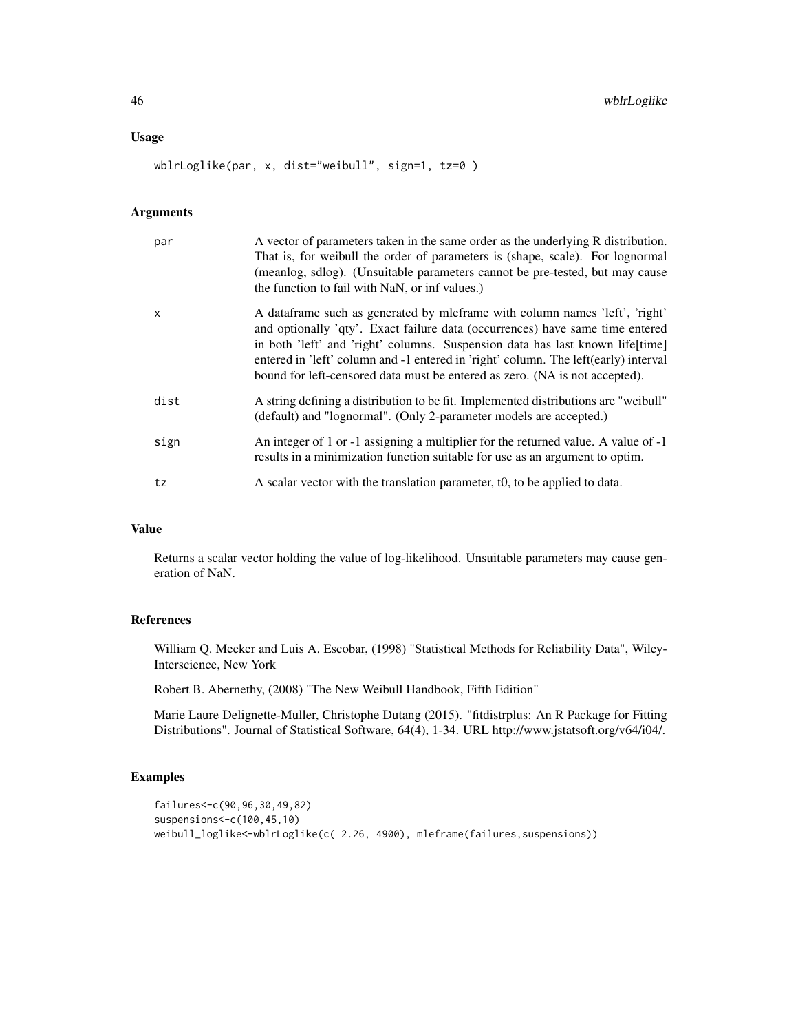## Usage

```
wblrLoglike(par, x, dist="weibull", sign=1, tz=0 )
```

## Arguments

| | |
|---|---|
| par | A vector of parameters taken in the same order as the underlying R distribution. That is, for weibull the order of parameters is (shape, scale). For lognormal (meanlog, sdlog). (Unsuitable parameters cannot be pre-tested, but may cause the function to fail with NaN, or inf values.) |
| x | A dataframe such as generated by mleframe with column names 'left', 'right' and optionally 'qty'. Exact failure data (occurrences) have same time entered in both 'left' and 'right' columns. Suspension data has last known life[time] entered in 'left' column and -1 entered in 'right' column. The left(early) interval bound for left-censored data must be entered as zero. (NA is not accepted). |
| dist | A string defining a distribution to be fit. Implemented distributions are "weibull" (default) and "lognormal". (Only 2-parameter models are accepted.) |
| sign | An integer of 1 or -1 assigning a multiplier for the returned value. A value of -1 results in a minimization function suitable for use as an argument to optim. |
| tz | A scalar vector with the translation parameter, t0, to be applied to data. |

## Value

Returns a scalar vector holding the value of log-likelihood. Unsuitable parameters may cause generation of NaN.

## References

William Q. Meeker and Luis A. Escobar, (1998) "Statistical Methods for Reliability Data", Wiley-Interscience, New York

Robert B. Abernethy, (2008) "The New Weibull Handbook, Fifth Edition"

Marie Laure Delignette-Muller, Christophe Dutang (2015). "fitdistrplus: An R Package for Fitting Distributions". Journal of Statistical Software, 64(4), 1-34. URL http://www.jstatsoft.org/v64/i04/.

## Examples

```
failures<-c(90,96,30,49,82)
suspensions<-c(100,45,10)
weibull_loglike<-wblrLoglike(c( 2.26, 4900), mleframe(failures,suspensions))
```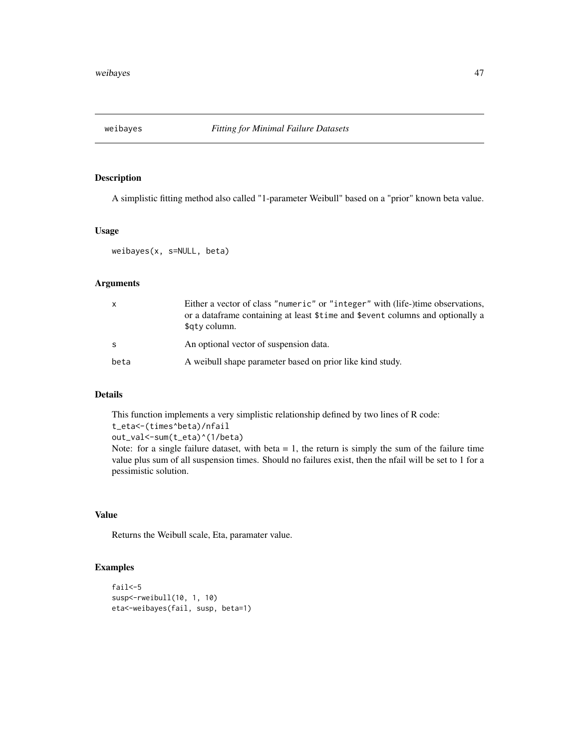# weibayes *Fitting for Minimal Failure Datasets*

## Description

A simplistic fitting method also called "1-parameter Weibull" based on a "prior" known beta value.

## Usage

```
weibayes(x, s=NULL, beta)
```

## Arguments

| | |
|---|---|
| x | Either a vector of class "numeric" or "integer" with (life-)time observations, or a dataframe containing at least $time and $event columns and optionally a $qty column. |
| s | An optional vector of suspension data. |
| beta | A weibull shape parameter based on prior like kind study. |

## Details

This function implements a very simplistic relationship defined by two lines of R code:
`t_eta<-(times^beta)/nfail`
`out_val<-sum(t_eta)^(1/beta)`
Note: for a single failure dataset, with beta = 1, the return is simply the sum of the failure time value plus sum of all suspension times. Should no failures exist, then the nfail will be set to 1 for a pessimistic solution.

## Value

Returns the Weibull scale, Eta, paramater value.

## Examples

```
fail<-5
susp<-rweibull(10, 1, 10)
eta<-weibayes(fail, susp, beta=1)
```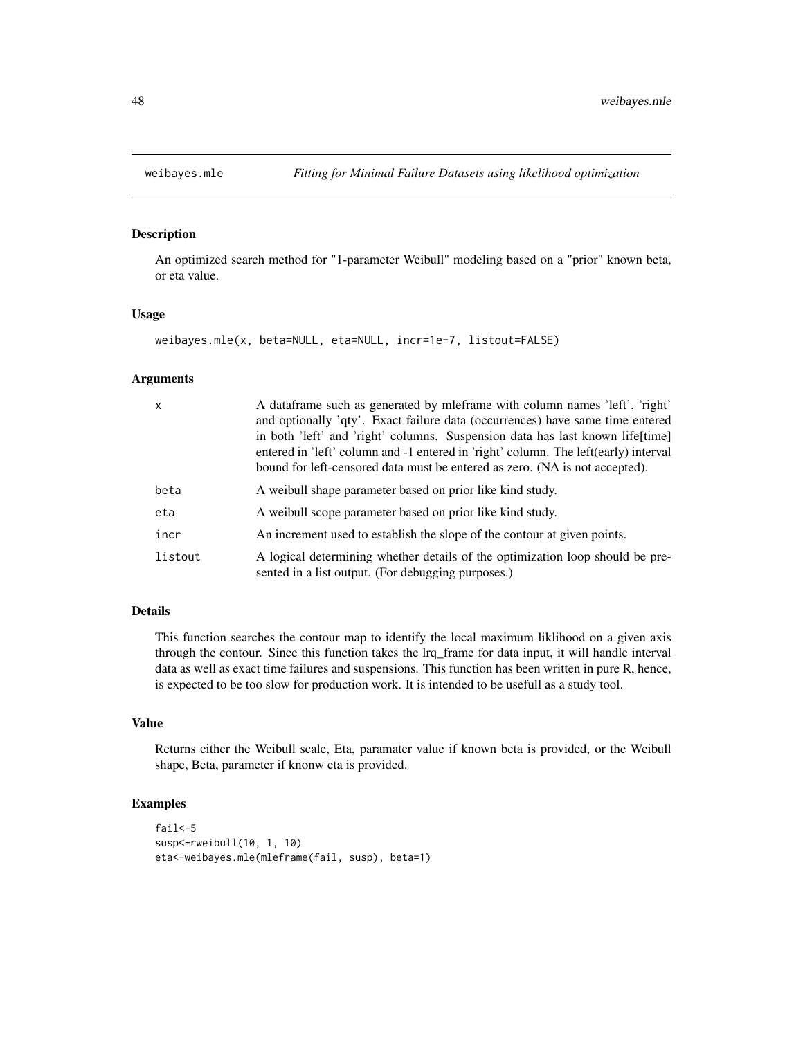weibayes.mle *Fitting for Minimal Failure Datasets using likelihood optimization*

## Description

An optimized search method for "1-parameter Weibull" modeling based on a "prior" known beta, or eta value.

## Usage

```
weibayes.mle(x, beta=NULL, eta=NULL, incr=1e-7, listout=FALSE)
```

## Arguments

| | |
|---|---|
| x | A dataframe such as generated by mleframe with column names 'left', 'right' and optionally 'qty'. Exact failure data (occurrences) have same time entered in both 'left' and 'right' columns. Suspension data has last known life[time] entered in 'left' column and -1 entered in 'right' column. The left(early) interval bound for left-censored data must be entered as zero. (NA is not accepted). |
| beta | A weibull shape parameter based on prior like kind study. |
| eta | A weibull scope parameter based on prior like kind study. |
| incr | An increment used to establish the slope of the contour at given points. |
| listout | A logical determining whether details of the optimization loop should be presented in a list output. (For debugging purposes.) |

## Details

This function searches the contour map to identify the local maximum liklihood on a given axis through the contour. Since this function takes the lrq_frame for data input, it will handle interval data as well as exact time failures and suspensions. This function has been written in pure R, hence, is expected to be too slow for production work. It is intended to be usefull as a study tool.

## Value

Returns either the Weibull scale, Eta, paramater value if known beta is provided, or the Weibull shape, Beta, parameter if knonw eta is provided.

## Examples

```
fail<-5
susp<-rweibull(10, 1, 10)
eta<-weibayes.mle(mleframe(fail, susp), beta=1)
```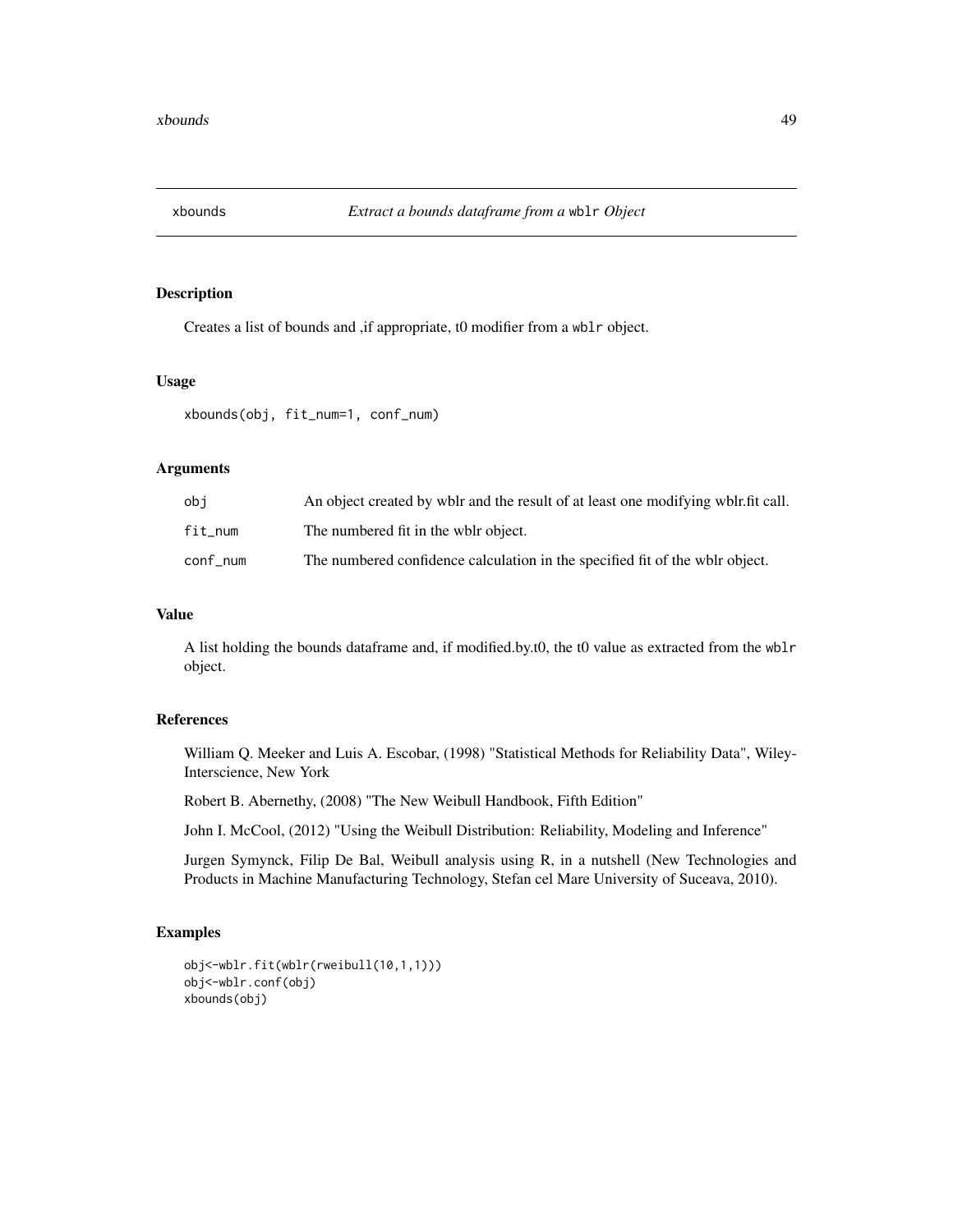# xbounds *Extract a bounds dataframe from a* wblr *Object*

## Description

Creates a list of bounds and ,if appropriate, t0 modifier from a wblr object.

## Usage

```
xbounds(obj, fit_num=1, conf_num)
```

## Arguments

| | |
|---|---|
| obj | An object created by wblr and the result of at least one modifying wblr.fit call. |
| fit_num | The numbered fit in the wblr object. |
| conf_num | The numbered confidence calculation in the specified fit of the wblr object. |

## Value

A list holding the bounds dataframe and, if modified.by.t0, the t0 value as extracted from the wblr object.

## References

William Q. Meeker and Luis A. Escobar, (1998) "Statistical Methods for Reliability Data", Wiley-Interscience, New York

Robert B. Abernethy, (2008) "The New Weibull Handbook, Fifth Edition"

John I. McCool, (2012) "Using the Weibull Distribution: Reliability, Modeling and Inference"

Jurgen Symynck, Filip De Bal, Weibull analysis using R, in a nutshell (New Technologies and Products in Machine Manufacturing Technology, Stefan cel Mare University of Suceava, 2010).

## Examples

```
obj<-wblr.fit(wblr(rweibull(10,1,1)))
obj<-wblr.conf(obj)
xbounds(obj)
```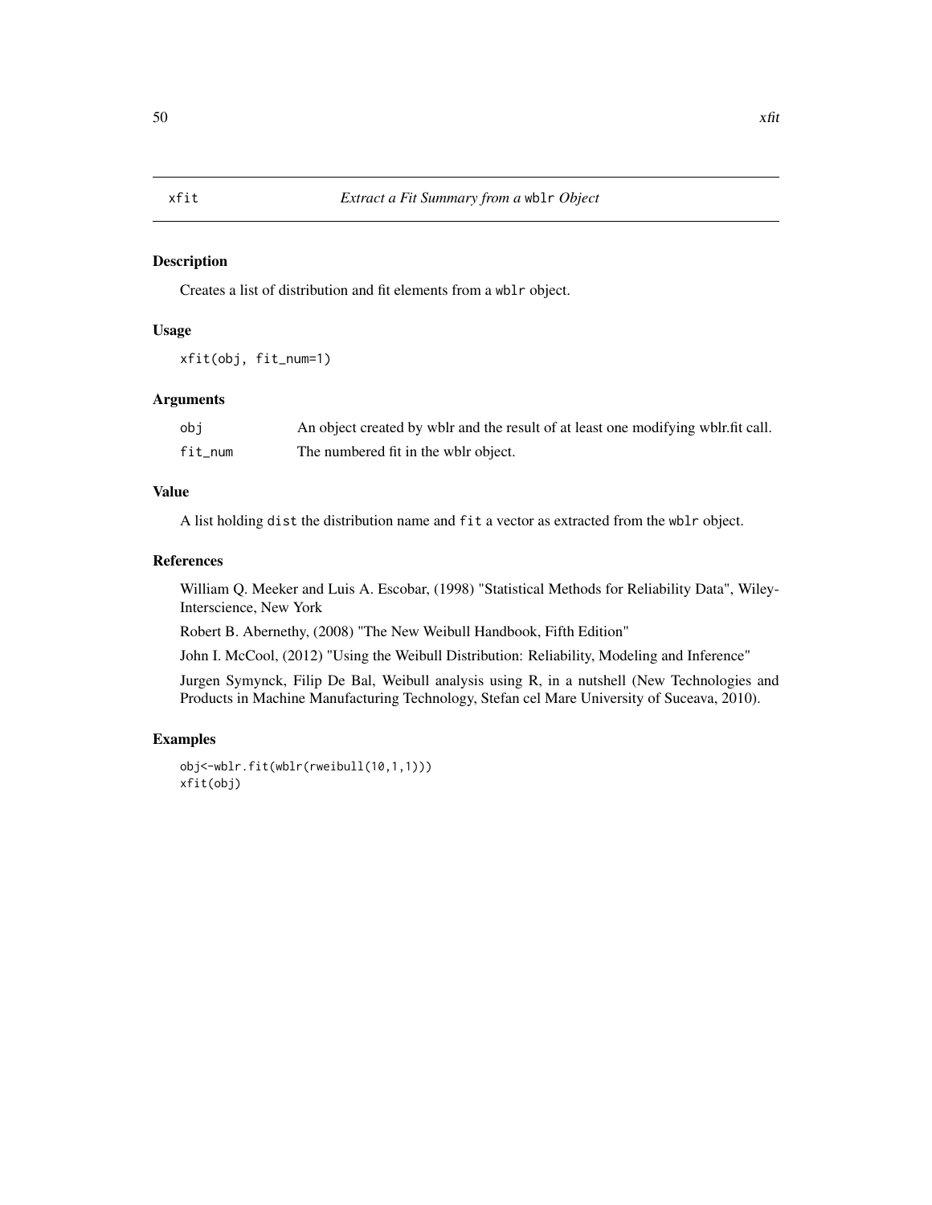# xfit — *Extract a Fit Summary from a* `wblr` *Object*

## Description

Creates a list of distribution and fit elements from a `wblr` object.

## Usage

```
xfit(obj, fit_num=1)
```

## Arguments

| | |
|---|---|
| `obj` | An object created by wblr and the result of at least one modifying wblr.fit call. |
| `fit_num` | The numbered fit in the wblr object. |

## Value

A list holding `dist` the distribution name and `fit` a vector as extracted from the `wblr` object.

## References

William Q. Meeker and Luis A. Escobar, (1998) "Statistical Methods for Reliability Data", Wiley-Interscience, New York

Robert B. Abernethy, (2008) "The New Weibull Handbook, Fifth Edition"

John I. McCool, (2012) "Using the Weibull Distribution: Reliability, Modeling and Inference"

Jurgen Symynck, Filip De Bal, Weibull analysis using R, in a nutshell (New Technologies and Products in Machine Manufacturing Technology, Stefan cel Mare University of Suceava, 2010).

## Examples

```
obj<-wblr.fit(wblr(rweibull(10,1,1)))
xfit(obj)
```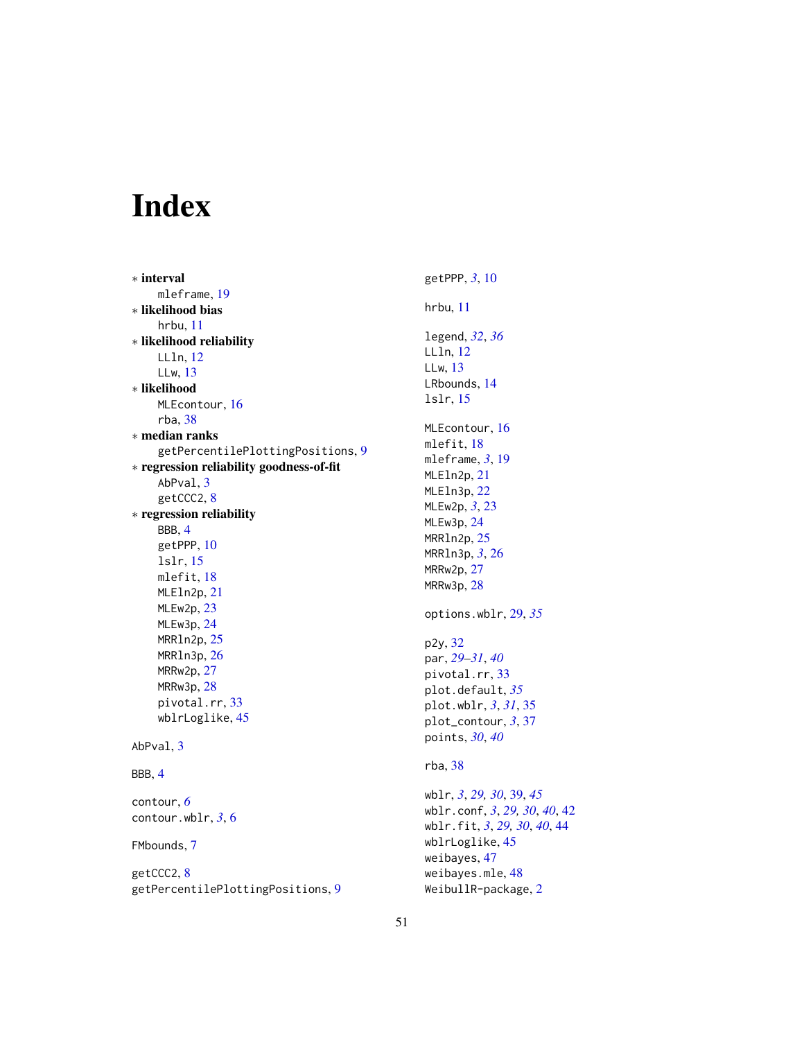# Index

∗ **interval**
  mleframe, 19
∗ **likelihood bias**
  hrbu, 11
∗ **likelihood reliability**
  LLln, 12
  LLw, 13
∗ **likelihood**
  MLEcontour, 16
  rba, 38
∗ **median ranks**
  getPercentilePlottingPositions, 9
∗ **regression reliability goodness-of-fit**
  AbPval, 3
  getCCC2, 8
∗ **regression reliability**
  BBB, 4
  getPPP, 10
  lslr, 15
  mlefit, 18
  MLEln2p, 21
  MLEw2p, 23
  MLEw3p, 24
  MRRln2p, 25
  MRRln3p, 26
  MRRw2p, 27
  MRRw3p, 28
  pivotal.rr, 33
  wblrLoglike, 45

AbPval, 3

BBB, 4

contour, *6*
contour.wblr, *3*, 6

FMbounds, 7

getCCC2, 8
getPercentilePlottingPositions, 9
getPPP, *3*, 10

hrbu, 11

legend, *32*, *36*
LLln, 12
LLw, 13
LRbounds, 14
lslr, 15

MLEcontour, 16
mlefit, 18
mleframe, *3*, 19
MLEln2p, 21
MLEln3p, 22
MLEw2p, *3*, 23
MLEw3p, 24
MRRln2p, 25
MRRln3p, *3*, 26
MRRw2p, 27
MRRw3p, 28

options.wblr, 29, *35*

p2y, 32
par, *29–31*, *40*
pivotal.rr, 33
plot.default, *35*
plot.wblr, *3*, *31*, 35
plot_contour, *3*, 37
points, *30*, *40*

rba, 38

wblr, *3*, *29, 30*, 39, *45*
wblr.conf, *3*, *29, 30*, *40*, 42
wblr.fit, *3*, *29, 30*, *40*, 44
wblrLoglike, 45
weibayes, 47
weibayes.mle, 48
WeibullR-package, 2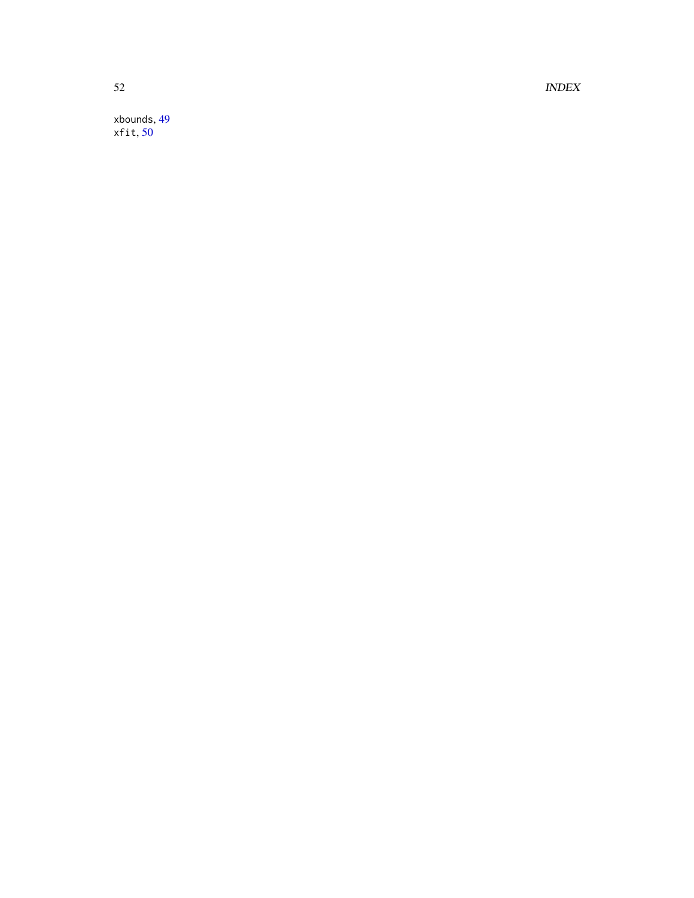xbounds, 49
xfit, 50